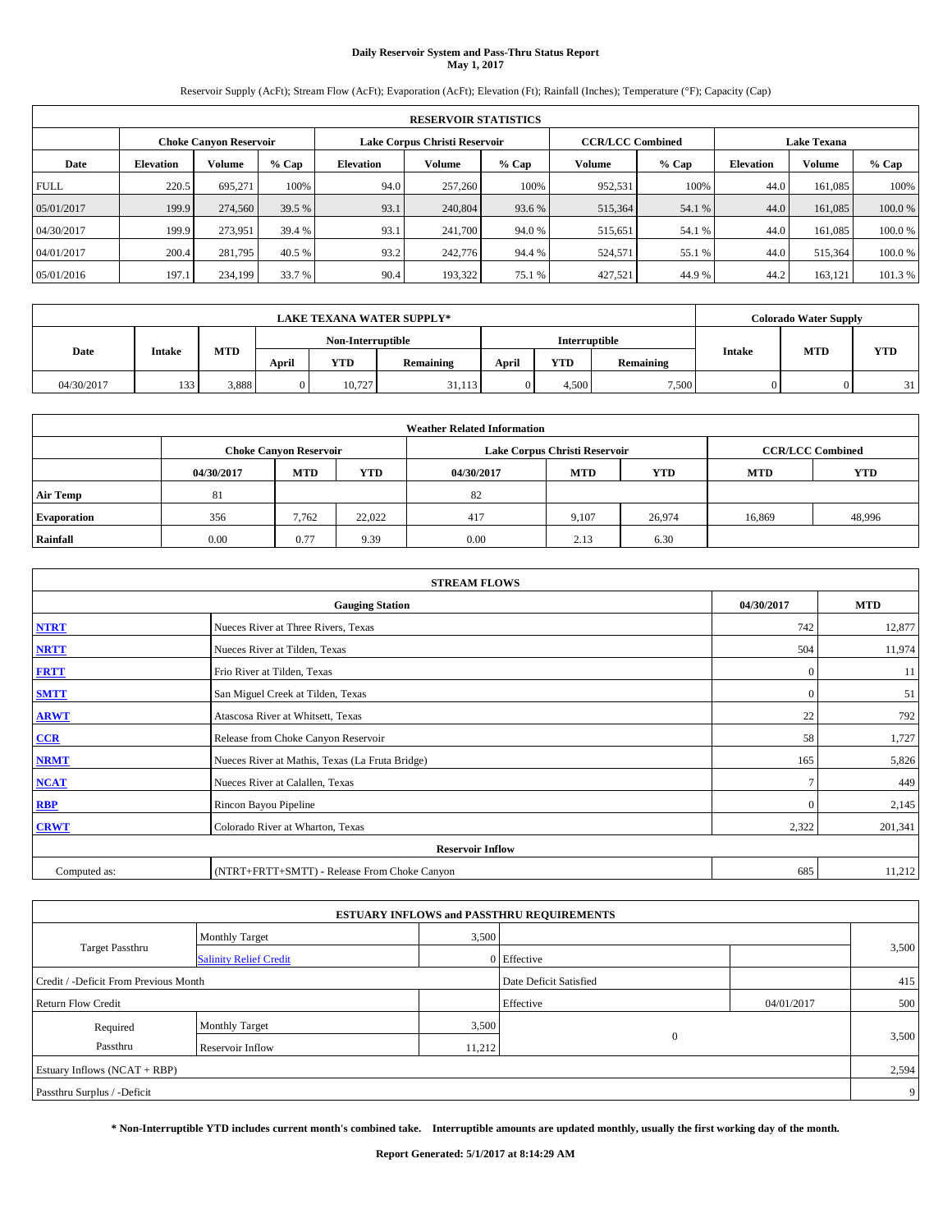# Daily Reservoir System and Pass-Thru Status Report
## May 1, 2017

Reservoir Supply (AcFt); Stream Flow (AcFt); Evaporation (AcFt); Elevation (Ft); Rainfall (Inches); Temperature (°F); Capacity (Cap)

| RESERVOIR STATISTICS | | | | | | | | | | | |
|---|---|---|---|---|---|---|---|---|---|---|---|
| | Choke Canyon Reservoir | | | Lake Corpus Christi Reservoir | | | CCR/LCC Combined | | Lake Texana | | |
| Date | Elevation | Volume | % Cap | Elevation | Volume | % Cap | Volume | % Cap | Elevation | Volume | % Cap |
| FULL | 220.5 | 695,271 | 100% | 94.0 | 257,260 | 100% | 952,531 | 100% | 44.0 | 161,085 | 100% |
| 05/01/2017 | 199.9 | 274,560 | 39.5 % | 93.1 | 240,804 | 93.6 % | 515,364 | 54.1 % | 44.0 | 161,085 | 100.0 % |
| 04/30/2017 | 199.9 | 273,951 | 39.4 % | 93.1 | 241,700 | 94.0 % | 515,651 | 54.1 % | 44.0 | 161,085 | 100.0 % |
| 04/01/2017 | 200.4 | 281,795 | 40.5 % | 93.2 | 242,776 | 94.4 % | 524,571 | 55.1 % | 44.0 | 515,364 | 100.0 % |
| 05/01/2016 | 197.1 | 234,199 | 33.7 % | 90.4 | 193,322 | 75.1 % | 427,521 | 44.9 % | 44.2 | 163,121 | 101.3 % |

| LAKE TEXANA WATER SUPPLY* | | | | | | | | | Colorado Water Supply | | |
|---|---|---|---|---|---|---|---|---|---|---|---|
| Date | Intake | MTD | Non-Interruptible | | | Interruptible | | | Intake | MTD | YTD |
| | | | April | YTD | Remaining | April | YTD | Remaining | | | |
| 04/30/2017 | 133 | 3,888 | 0 | 10,727 | 31,113 | 0 | 4,500 | 7,500 | 0 | 0 | 31 |

| Weather Related Information | | | | | | | | |
|---|---|---|---|---|---|---|---|---|
| | Choke Canyon Reservoir | | | Lake Corpus Christi Reservoir | | | CCR/LCC Combined | |
| | 04/30/2017 | MTD | YTD | 04/30/2017 | MTD | YTD | MTD | YTD |
| Air Temp | 81 | | | 82 | | | | |
| Evaporation | 356 | 7,762 | 22,022 | 417 | 9,107 | 26,974 | 16,869 | 48,996 |
| Rainfall | 0.00 | 0.77 | 9.39 | 0.00 | 2.13 | 6.30 | | |

| STREAM FLOWS | | | |
|---|---|---|---|
| | Gauging Station | 04/30/2017 | MTD |
| NTRT | Nueces River at Three Rivers, Texas | 742 | 12,877 |
| NRTT | Nueces River at Tilden, Texas | 504 | 11,974 |
| FRTT | Frio River at Tilden, Texas | 0 | 11 |
| SMTT | San Miguel Creek at Tilden, Texas | 0 | 51 |
| ARWT | Atascosa River at Whitsett, Texas | 22 | 792 |
| CCR | Release from Choke Canyon Reservoir | 58 | 1,727 |
| NRMT | Nueces River at Mathis, Texas (La Fruta Bridge) | 165 | 5,826 |
| NCAT | Nueces River at Calallen, Texas | 7 | 449 |
| RBP | Rincon Bayou Pipeline | 0 | 2,145 |
| CRWT | Colorado River at Wharton, Texas | 2,322 | 201,341 |
| | Reservoir Inflow | | |
| Computed as: | (NTRT+FRTT+SMTT) - Release From Choke Canyon | 685 | 11,212 |

| ESTUARY INFLOWS and PASSTHRU REQUIREMENTS | | | | | |
|---|---|---|---|---|---|
| Target Passthru | Monthly Target | 3,500 | | | 3,500 |
| | Salinity Relief Credit | 0 | Effective | | |
| Credit / -Deficit From Previous Month | | | Date Deficit Satisfied | | 415 |
| Return Flow Credit | | | Effective | 04/01/2017 | 500 |
| Required Passthru | Monthly Target | 3,500 | 0 | | 3,500 |
| | Reservoir Inflow | 11,212 | | | |
| Estuary Inflows (NCAT + RBP) | | | | | 2,594 |
| Passthru Surplus / -Deficit | | | | | 9 |

**\* Non-Interruptible YTD includes current month's combined take. Interruptible amounts are updated monthly, usually the first working day of the month.**

**Report Generated: 5/1/2017 at 8:14:29 AM**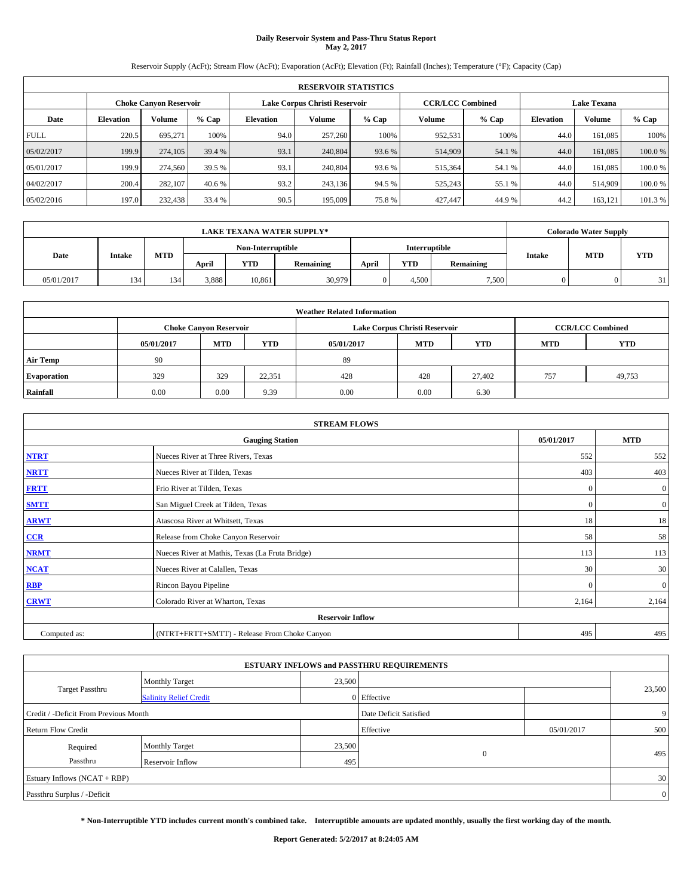# Daily Reservoir System and Pass-Thru Status Report
## May 2, 2017

Reservoir Supply (AcFt); Stream Flow (AcFt); Evaporation (AcFt); Elevation (Ft); Rainfall (Inches); Temperature (°F); Capacity (Cap)

| RESERVOIR STATISTICS | | | | | | | | | | | |
|---|---|---|---|---|---|---|---|---|---|---|---|
| | Choke Canyon Reservoir | | | Lake Corpus Christi Reservoir | | | CCR/LCC Combined | | Lake Texana | | |
| Date | Elevation | Volume | % Cap | Elevation | Volume | % Cap | Volume | % Cap | Elevation | Volume | % Cap |
| FULL | 220.5 | 695,271 | 100% | 94.0 | 257,260 | 100% | 952,531 | 100% | 44.0 | 161,085 | 100% |
| 05/02/2017 | 199.9 | 274,105 | 39.4 % | 93.1 | 240,804 | 93.6 % | 514,909 | 54.1 % | 44.0 | 161,085 | 100.0 % |
| 05/01/2017 | 199.9 | 274,560 | 39.5 % | 93.1 | 240,804 | 93.6 % | 515,364 | 54.1 % | 44.0 | 161,085 | 100.0 % |
| 04/02/2017 | 200.4 | 282,107 | 40.6 % | 93.2 | 243,136 | 94.5 % | 525,243 | 55.1 % | 44.0 | 514,909 | 100.0 % |
| 05/02/2016 | 197.0 | 232,438 | 33.4 % | 90.5 | 195,009 | 75.8 % | 427,447 | 44.9 % | 44.2 | 163,121 | 101.3 % |

| LAKE TEXANA WATER SUPPLY* | | | | | | | | | Colorado Water Supply | | |
|---|---|---|---|---|---|---|---|---|---|---|---|
| Date | Intake | MTD | Non-Interruptible | | | Interruptible | | | Intake | MTD | YTD |
| | | | April | YTD | Remaining | April | YTD | Remaining | | | |
| 05/01/2017 | 134 | 134 | 3,888 | 10,861 | 30,979 | 0 | 4,500 | 7,500 | 0 | 0 | 31 |

| Weather Related Information | | | | | | | | |
|---|---|---|---|---|---|---|---|---|
| | Choke Canyon Reservoir | | | Lake Corpus Christi Reservoir | | | CCR/LCC Combined | |
| | 05/01/2017 | MTD | YTD | 05/01/2017 | MTD | YTD | MTD | YTD |
| Air Temp | 90 | | | 89 | | | | |
| Evaporation | 329 | 329 | 22,351 | 428 | 428 | 27,402 | 757 | 49,753 |
| Rainfall | 0.00 | 0.00 | 9.39 | 0.00 | 0.00 | 6.30 | | |

| STREAM FLOWS | | | |
|---|---|---|---|
| | Gauging Station | 05/01/2017 | MTD |
| NTRT | Nueces River at Three Rivers, Texas | 552 | 552 |
| NRTT | Nueces River at Tilden, Texas | 403 | 403 |
| FRTT | Frio River at Tilden, Texas | 0 | 0 |
| SMTT | San Miguel Creek at Tilden, Texas | 0 | 0 |
| ARWT | Atascosa River at Whitsett, Texas | 18 | 18 |
| CCR | Release from Choke Canyon Reservoir | 58 | 58 |
| NRMT | Nueces River at Mathis, Texas (La Fruta Bridge) | 113 | 113 |
| NCAT | Nueces River at Calallen, Texas | 30 | 30 |
| RBP | Rincon Bayou Pipeline | 0 | 0 |
| CRWT | Colorado River at Wharton, Texas | 2,164 | 2,164 |
| Reservoir Inflow | | | |
| Computed as: | (NTRT+FRTT+SMTT) - Release From Choke Canyon | 495 | 495 |

| ESTUARY INFLOWS and PASSTHRU REQUIREMENTS | | | | | |
|---|---|---|---|---|---|
| Target Passthru | Monthly Target | 23,500 | | | 23,500 |
| | Salinity Relief Credit | 0 | Effective | | |
| Credit / -Deficit From Previous Month | | | Date Deficit Satisfied | | 9 |
| Return Flow Credit | | | Effective | 05/01/2017 | 500 |
| Required Passthru | Monthly Target | 23,500 | 0 | | 495 |
| | Reservoir Inflow | 495 | | | |
| Estuary Inflows (NCAT + RBP) | | | | | 30 |
| Passthru Surplus / -Deficit | | | | | 0 |

**\* Non-Interruptible YTD includes current month's combined take. Interruptible amounts are updated monthly, usually the first working day of the month.**

**Report Generated: 5/2/2017 at 8:24:05 AM**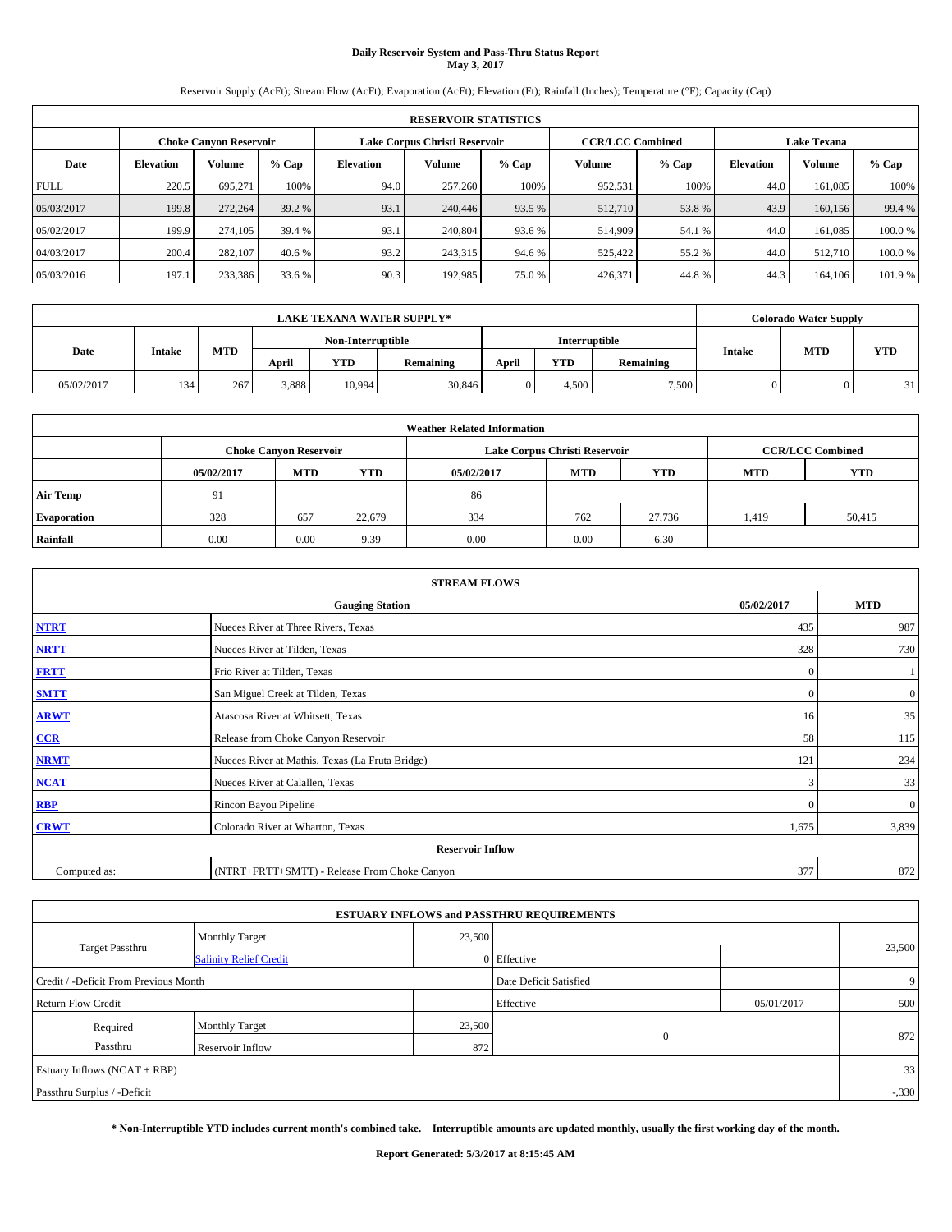# Daily Reservoir System and Pass-Thru Status Report
## May 3, 2017

Reservoir Supply (AcFt); Stream Flow (AcFt); Evaporation (AcFt); Elevation (Ft); Rainfall (Inches); Temperature (°F); Capacity (Cap)

| RESERVOIR STATISTICS | | | | | | | | | | | |
|---|---|---|---|---|---|---|---|---|---|---|---|
| | Choke Canyon Reservoir | | | Lake Corpus Christi Reservoir | | | CCR/LCC Combined | | Lake Texana | | |
| Date | Elevation | Volume | % Cap | Elevation | Volume | % Cap | Volume | % Cap | Elevation | Volume | % Cap |
| FULL | 220.5 | 695,271 | 100% | 94.0 | 257,260 | 100% | 952,531 | 100% | 44.0 | 161,085 | 100% |
| 05/03/2017 | 199.8 | 272,264 | 39.2 % | 93.1 | 240,446 | 93.5 % | 512,710 | 53.8 % | 43.9 | 160,156 | 99.4 % |
| 05/02/2017 | 199.9 | 274,105 | 39.4 % | 93.1 | 240,804 | 93.6 % | 514,909 | 54.1 % | 44.0 | 161,085 | 100.0 % |
| 04/03/2017 | 200.4 | 282,107 | 40.6 % | 93.2 | 243,315 | 94.6 % | 525,422 | 55.2 % | 44.0 | 512,710 | 100.0 % |
| 05/03/2016 | 197.1 | 233,386 | 33.6 % | 90.3 | 192,985 | 75.0 % | 426,371 | 44.8 % | 44.3 | 164,106 | 101.9 % |

| LAKE TEXANA WATER SUPPLY* | | | | | | | | | Colorado Water Supply | | |
|---|---|---|---|---|---|---|---|---|---|---|---|
| Date | Intake | MTD | Non-Interruptible | | | Interruptible | | | Intake | MTD | YTD |
| | | | April | YTD | Remaining | April | YTD | Remaining | | | |
| 05/02/2017 | 134 | 267 | 3,888 | 10,994 | 30,846 | 0 | 4,500 | 7,500 | 0 | 0 | 31 |

| Weather Related Information | | | | | | | | |
|---|---|---|---|---|---|---|---|---|
| | Choke Canyon Reservoir | | | Lake Corpus Christi Reservoir | | | CCR/LCC Combined | |
| | 05/02/2017 | MTD | YTD | 05/02/2017 | MTD | YTD | MTD | YTD |
| Air Temp | 91 | | | 86 | | | | |
| Evaporation | 328 | 657 | 22,679 | 334 | 762 | 27,736 | 1,419 | 50,415 |
| Rainfall | 0.00 | 0.00 | 9.39 | 0.00 | 0.00 | 6.30 | | |

| STREAM FLOWS | | | |
|---|---|---|---|
| | Gauging Station | 05/02/2017 | MTD |
| NTRT | Nueces River at Three Rivers, Texas | 435 | 987 |
| NRTT | Nueces River at Tilden, Texas | 328 | 730 |
| FRTT | Frio River at Tilden, Texas | 0 | 1 |
| SMTT | San Miguel Creek at Tilden, Texas | 0 | 0 |
| ARWT | Atascosa River at Whitsett, Texas | 16 | 35 |
| CCR | Release from Choke Canyon Reservoir | 58 | 115 |
| NRMT | Nueces River at Mathis, Texas (La Fruta Bridge) | 121 | 234 |
| NCAT | Nueces River at Calallen, Texas | 3 | 33 |
| RBP | Rincon Bayou Pipeline | 0 | 0 |
| CRWT | Colorado River at Wharton, Texas | 1,675 | 3,839 |
| Reservoir Inflow | | | |
| Computed as: | (NTRT+FRTT+SMTT) - Release From Choke Canyon | 377 | 872 |

| ESTUARY INFLOWS and PASSTHRU REQUIREMENTS | | | | | |
|---|---|---|---|---|---|
| Target Passthru | Monthly Target | 23,500 | | | 23,500 |
| | Salinity Relief Credit | 0 | Effective | | |
| Credit / -Deficit From Previous Month | | | Date Deficit Satisfied | | 9 |
| Return Flow Credit | | | Effective | 05/01/2017 | 500 |
| Required Passthru | Monthly Target | 23,500 | 0 | | 872 |
| | Reservoir Inflow | 872 | | | |
| Estuary Inflows (NCAT + RBP) | | | | | 33 |
| Passthru Surplus / -Deficit | | | | | -,330 |

**\* Non-Interruptible YTD includes current month's combined take. Interruptible amounts are updated monthly, usually the first working day of the month.**

**Report Generated: 5/3/2017 at 8:15:45 AM**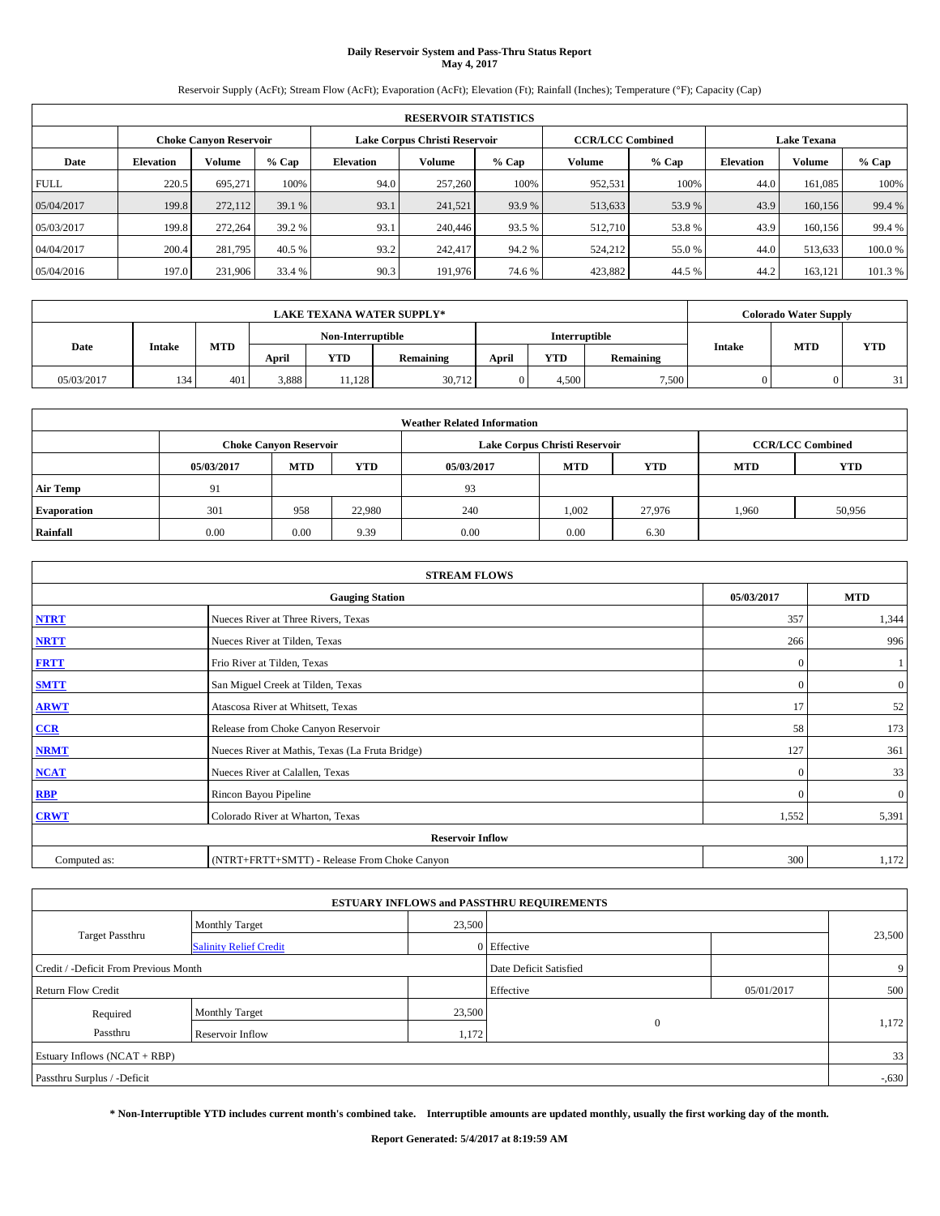# Daily Reservoir System and Pass-Thru Status Report
**May 4, 2017**

Reservoir Supply (AcFt); Stream Flow (AcFt); Evaporation (AcFt); Elevation (Ft); Rainfall (Inches); Temperature (°F); Capacity (Cap)

| RESERVOIR STATISTICS | | | | | | | | | | | |
|---|---|---|---|---|---|---|---|---|---|---|---|
| | Choke Canyon Reservoir | | | Lake Corpus Christi Reservoir | | | CCR/LCC Combined | | Lake Texana | | |
| Date | Elevation | Volume | % Cap | Elevation | Volume | % Cap | Volume | % Cap | Elevation | Volume | % Cap |
| FULL | 220.5 | 695,271 | 100% | 94.0 | 257,260 | 100% | 952,531 | 100% | 44.0 | 161,085 | 100% |
| 05/04/2017 | 199.8 | 272,112 | 39.1 % | 93.1 | 241,521 | 93.9 % | 513,633 | 53.9 % | 43.9 | 160,156 | 99.4 % |
| 05/03/2017 | 199.8 | 272,264 | 39.2 % | 93.1 | 240,446 | 93.5 % | 512,710 | 53.8 % | 43.9 | 160,156 | 99.4 % |
| 04/04/2017 | 200.4 | 281,795 | 40.5 % | 93.2 | 242,417 | 94.2 % | 524,212 | 55.0 % | 44.0 | 513,633 | 100.0 % |
| 05/04/2016 | 197.0 | 231,906 | 33.4 % | 90.3 | 191,976 | 74.6 % | 423,882 | 44.5 % | 44.2 | 163,121 | 101.3 % |

| LAKE TEXANA WATER SUPPLY* | | | | | | | | | Colorado Water Supply | | |
|---|---|---|---|---|---|---|---|---|---|---|---|
| Date | Intake | MTD | Non-Interruptible | | | Interruptible | | | Intake | MTD | YTD |
| | | | April | YTD | Remaining | April | YTD | Remaining | | | |
| 05/03/2017 | 134 | 401 | 3,888 | 11,128 | 30,712 | 0 | 4,500 | 7,500 | 0 | 0 | 31 |

| Weather Related Information | | | | | | | | |
|---|---|---|---|---|---|---|---|---|
| | Choke Canyon Reservoir | | | Lake Corpus Christi Reservoir | | | CCR/LCC Combined | |
| | 05/03/2017 | MTD | YTD | 05/03/2017 | MTD | YTD | MTD | YTD |
| Air Temp | 91 | | | 93 | | | | |
| Evaporation | 301 | 958 | 22,980 | 240 | 1,002 | 27,976 | 1,960 | 50,956 |
| Rainfall | 0.00 | 0.00 | 9.39 | 0.00 | 0.00 | 6.30 | | |

| STREAM FLOWS | | | |
|---|---|---|---|
| Gauging Station | | 05/03/2017 | MTD |
| NTRT | Nueces River at Three Rivers, Texas | 357 | 1,344 |
| NRTT | Nueces River at Tilden, Texas | 266 | 996 |
| FRTT | Frio River at Tilden, Texas | 0 | 1 |
| SMTT | San Miguel Creek at Tilden, Texas | 0 | 0 |
| ARWT | Atascosa River at Whitsett, Texas | 17 | 52 |
| CCR | Release from Choke Canyon Reservoir | 58 | 173 |
| NRMT | Nueces River at Mathis, Texas (La Fruta Bridge) | 127 | 361 |
| NCAT | Nueces River at Calallen, Texas | 0 | 33 |
| RBP | Rincon Bayou Pipeline | 0 | 0 |
| CRWT | Colorado River at Wharton, Texas | 1,552 | 5,391 |
| Reservoir Inflow | | | |
| Computed as: | (NTRT+FRTT+SMTT) - Release From Choke Canyon | 300 | 1,172 |

| ESTUARY INFLOWS and PASSTHRU REQUIREMENTS | | | | | |
|---|---|---|---|---|---|
| Target Passthru | Monthly Target | 23,500 | | | 23,500 |
| | Salinity Relief Credit | 0 | Effective | | |
| Credit / -Deficit From Previous Month | | | Date Deficit Satisfied | | 9 |
| Return Flow Credit | | | Effective | 05/01/2017 | 500 |
| Required Passthru | Monthly Target | 23,500 | 0 | | 1,172 |
| | Reservoir Inflow | 1,172 | | | |
| Estuary Inflows (NCAT + RBP) | | | | | 33 |
| Passthru Surplus / -Deficit | | | | | -,630 |

**\* Non-Interruptible YTD includes current month's combined take. Interruptible amounts are updated monthly, usually the first working day of the month.**

**Report Generated: 5/4/2017 at 8:19:59 AM**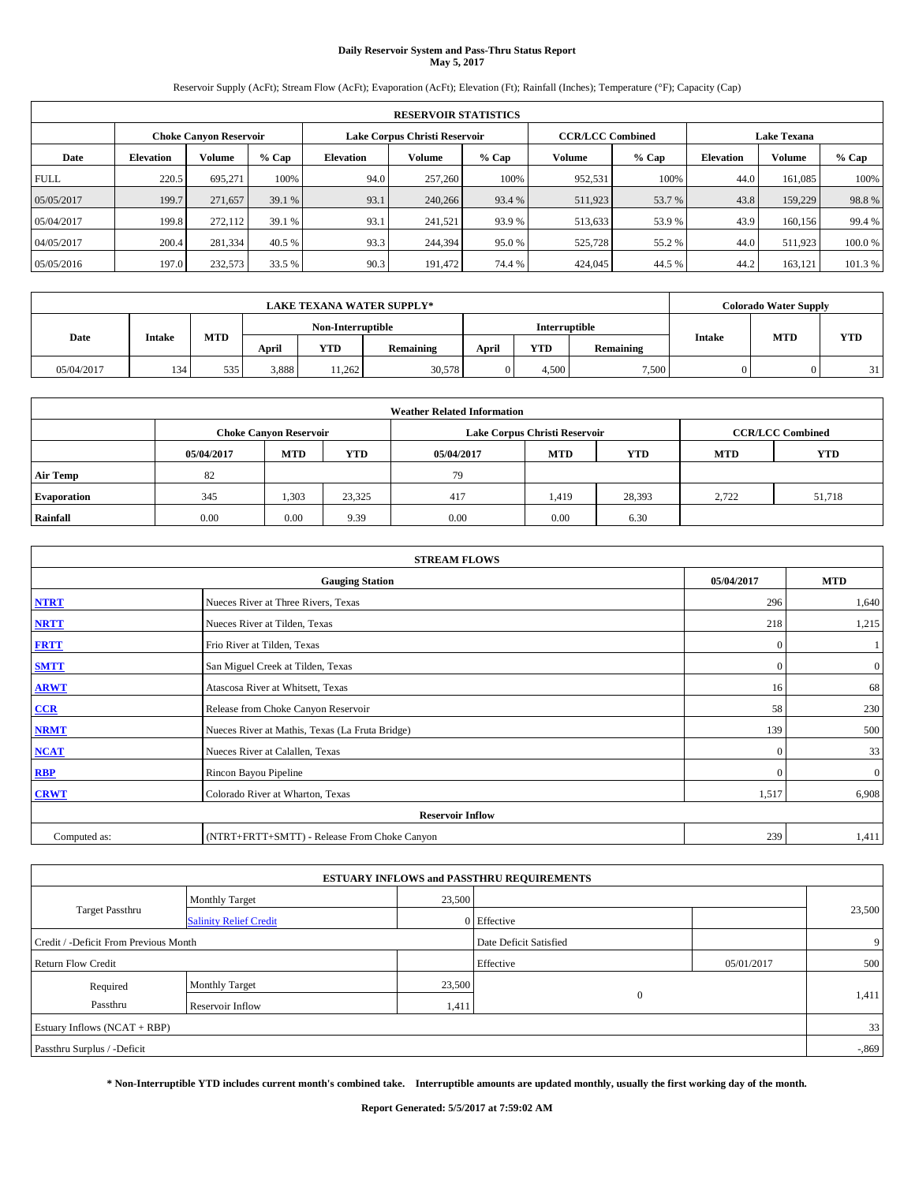# Daily Reservoir System and Pass-Thru Status Report
## May 5, 2017

Reservoir Supply (AcFt); Stream Flow (AcFt); Evaporation (AcFt); Elevation (Ft); Rainfall (Inches); Temperature (°F); Capacity (Cap)

| RESERVOIR STATISTICS | | | | | | | | | | | |
|---|---|---|---|---|---|---|---|---|---|---|---|
| | Choke Canyon Reservoir | | | Lake Corpus Christi Reservoir | | | CCR/LCC Combined | | Lake Texana | | |
| Date | Elevation | Volume | % Cap | Elevation | Volume | % Cap | Volume | % Cap | Elevation | Volume | % Cap |
| FULL | 220.5 | 695,271 | 100% | 94.0 | 257,260 | 100% | 952,531 | 100% | 44.0 | 161,085 | 100% |
| 05/05/2017 | 199.7 | 271,657 | 39.1 % | 93.1 | 240,266 | 93.4 % | 511,923 | 53.7 % | 43.8 | 159,229 | 98.8 % |
| 05/04/2017 | 199.8 | 272,112 | 39.1 % | 93.1 | 241,521 | 93.9 % | 513,633 | 53.9 % | 43.9 | 160,156 | 99.4 % |
| 04/05/2017 | 200.4 | 281,334 | 40.5 % | 93.3 | 244,394 | 95.0 % | 525,728 | 55.2 % | 44.0 | 511,923 | 100.0 % |
| 05/05/2016 | 197.0 | 232,573 | 33.5 % | 90.3 | 191,472 | 74.4 % | 424,045 | 44.5 % | 44.2 | 163,121 | 101.3 % |

| LAKE TEXANA WATER SUPPLY* | | | | | | | | | Colorado Water Supply | | |
|---|---|---|---|---|---|---|---|---|---|---|---|
| Date | Intake | MTD | Non-Interruptible | | | Interruptible | | | Intake | MTD | YTD |
| | | | April | YTD | Remaining | April | YTD | Remaining | | | |
| 05/04/2017 | 134 | 535 | 3,888 | 11,262 | 30,578 | 0 | 4,500 | 7,500 | 0 | 0 | 31 |

| Weather Related Information | | | | | | | | |
|---|---|---|---|---|---|---|---|---|
| | Choke Canyon Reservoir | | | Lake Corpus Christi Reservoir | | | CCR/LCC Combined | |
| | 05/04/2017 | MTD | YTD | 05/04/2017 | MTD | YTD | MTD | YTD |
| Air Temp | 82 | | | 79 | | | | |
| Evaporation | 345 | 1,303 | 23,325 | 417 | 1,419 | 28,393 | 2,722 | 51,718 |
| Rainfall | 0.00 | 0.00 | 9.39 | 0.00 | 0.00 | 6.30 | | |

| STREAM FLOWS | | | |
|---|---|---|---|
| Gauging Station | | 05/04/2017 | MTD |
| NTRT | Nueces River at Three Rivers, Texas | 296 | 1,640 |
| NRTT | Nueces River at Tilden, Texas | 218 | 1,215 |
| FRTT | Frio River at Tilden, Texas | 0 | 1 |
| SMTT | San Miguel Creek at Tilden, Texas | 0 | 0 |
| ARWT | Atascosa River at Whitsett, Texas | 16 | 68 |
| CCR | Release from Choke Canyon Reservoir | 58 | 230 |
| NRMT | Nueces River at Mathis, Texas (La Fruta Bridge) | 139 | 500 |
| NCAT | Nueces River at Calallen, Texas | 0 | 33 |
| RBP | Rincon Bayou Pipeline | 0 | 0 |
| CRWT | Colorado River at Wharton, Texas | 1,517 | 6,908 |
| Reservoir Inflow | | | |
| Computed as: | (NTRT+FRTT+SMTT) - Release From Choke Canyon | 239 | 1,411 |

| ESTUARY INFLOWS and PASSTHRU REQUIREMENTS | | | | | |
|---|---|---|---|---|---|
| Target Passthru | Monthly Target | 23,500 | | | 23,500 |
| | Salinity Relief Credit | 0 | Effective | | |
| Credit / -Deficit From Previous Month | | | Date Deficit Satisfied | | 9 |
| Return Flow Credit | | | Effective | 05/01/2017 | 500 |
| Required Passthru | Monthly Target | 23,500 | 0 | | 1,411 |
| | Reservoir Inflow | 1,411 | | | |
| Estuary Inflows (NCAT + RBP) | | | | | 33 |
| Passthru Surplus / -Deficit | | | | | -,869 |

**\* Non-Interruptible YTD includes current month's combined take. Interruptible amounts are updated monthly, usually the first working day of the month.**

**Report Generated: 5/5/2017 at 7:59:02 AM**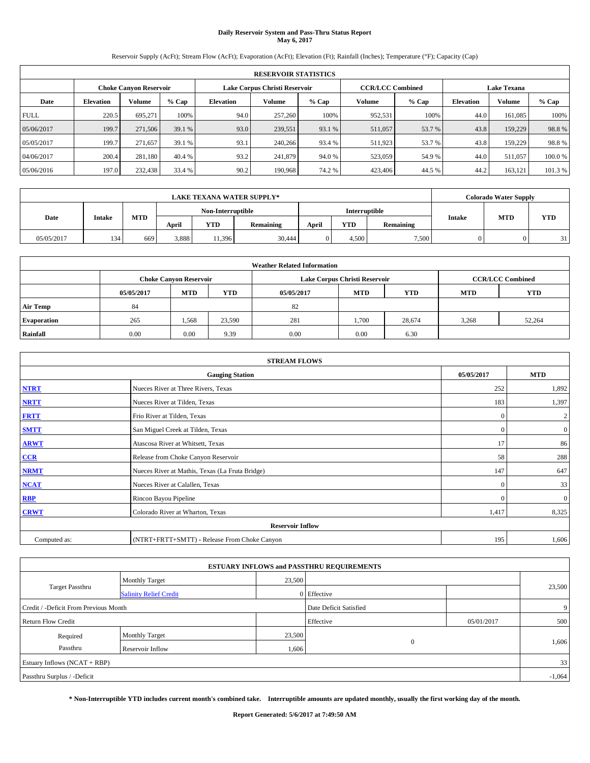# Daily Reservoir System and Pass-Thru Status Report
## May 6, 2017

Reservoir Supply (AcFt); Stream Flow (AcFt); Evaporation (AcFt); Elevation (Ft); Rainfall (Inches); Temperature (°F); Capacity (Cap)

| RESERVOIR STATISTICS | | | | | | | | | | | |
|---|---|---|---|---|---|---|---|---|---|---|---|
| | Choke Canyon Reservoir | | | Lake Corpus Christi Reservoir | | | CCR/LCC Combined | | Lake Texana | | |
| Date | Elevation | Volume | % Cap | Elevation | Volume | % Cap | Volume | % Cap | Elevation | Volume | % Cap |
| FULL | 220.5 | 695,271 | 100% | 94.0 | 257,260 | 100% | 952,531 | 100% | 44.0 | 161,085 | 100% |
| 05/06/2017 | 199.7 | 271,506 | 39.1 % | 93.0 | 239,551 | 93.1 % | 511,057 | 53.7 % | 43.8 | 159,229 | 98.8 % |
| 05/05/2017 | 199.7 | 271,657 | 39.1 % | 93.1 | 240,266 | 93.4 % | 511,923 | 53.7 % | 43.8 | 159,229 | 98.8 % |
| 04/06/2017 | 200.4 | 281,180 | 40.4 % | 93.2 | 241,879 | 94.0 % | 523,059 | 54.9 % | 44.0 | 511,057 | 100.0 % |
| 05/06/2016 | 197.0 | 232,438 | 33.4 % | 90.2 | 190,968 | 74.2 % | 423,406 | 44.5 % | 44.2 | 163,121 | 101.3 % |

| LAKE TEXANA WATER SUPPLY* | | | | | | | | | Colorado Water Supply | | |
|---|---|---|---|---|---|---|---|---|---|---|---|
| Date | Intake | MTD | Non-Interruptible | | | Interruptible | | | Intake | MTD | YTD |
| | | | April | YTD | Remaining | April | YTD | Remaining | | | |
| 05/05/2017 | 134 | 669 | 3,888 | 11,396 | 30,444 | 0 | 4,500 | 7,500 | 0 | 0 | 31 |

| Weather Related Information | | | | | | | | |
|---|---|---|---|---|---|---|---|---|
| | Choke Canyon Reservoir | | | Lake Corpus Christi Reservoir | | | CCR/LCC Combined | |
| | 05/05/2017 | MTD | YTD | 05/05/2017 | MTD | YTD | MTD | YTD |
| Air Temp | 84 | | | 82 | | | | |
| Evaporation | 265 | 1,568 | 23,590 | 281 | 1,700 | 28,674 | 3,268 | 52,264 |
| Rainfall | 0.00 | 0.00 | 9.39 | 0.00 | 0.00 | 6.30 | | |

| STREAM FLOWS | | | |
|---|---|---|---|
| Gauging Station | | 05/05/2017 | MTD |
| NTRT | Nueces River at Three Rivers, Texas | 252 | 1,892 |
| NRTT | Nueces River at Tilden, Texas | 183 | 1,397 |
| FRTT | Frio River at Tilden, Texas | 0 | 2 |
| SMTT | San Miguel Creek at Tilden, Texas | 0 | 0 |
| ARWT | Atascosa River at Whitsett, Texas | 17 | 86 |
| CCR | Release from Choke Canyon Reservoir | 58 | 288 |
| NRMT | Nueces River at Mathis, Texas (La Fruta Bridge) | 147 | 647 |
| NCAT | Nueces River at Calallen, Texas | 0 | 33 |
| RBP | Rincon Bayou Pipeline | 0 | 0 |
| CRWT | Colorado River at Wharton, Texas | 1,417 | 8,325 |
| Reservoir Inflow | | | |
| Computed as: | (NTRT+FRTT+SMTT) - Release From Choke Canyon | 195 | 1,606 |

| ESTUARY INFLOWS and PASSTHRU REQUIREMENTS | | | | | |
|---|---|---|---|---|---|
| Target Passthru | Monthly Target | 23,500 | | | 23,500 |
| | Salinity Relief Credit | 0 | Effective | | |
| Credit / -Deficit From Previous Month | | | Date Deficit Satisfied | | 9 |
| Return Flow Credit | | | Effective | 05/01/2017 | 500 |
| Required Passthru | Monthly Target | 23,500 | 0 | | 1,606 |
| | Reservoir Inflow | 1,606 | | | |
| Estuary Inflows (NCAT + RBP) | | | | | 33 |
| Passthru Surplus / -Deficit | | | | | -1,064 |

**\* Non-Interruptible YTD includes current month's combined take. Interruptible amounts are updated monthly, usually the first working day of the month.**

**Report Generated: 5/6/2017 at 7:49:50 AM**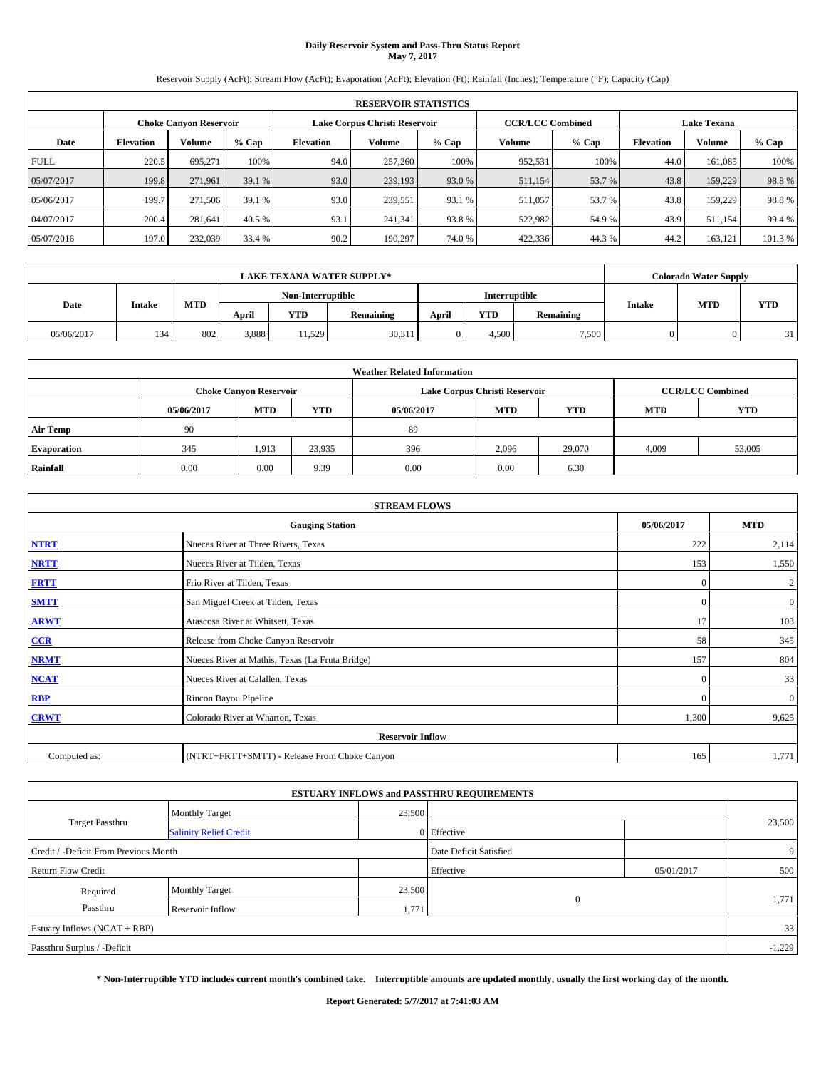# Daily Reservoir System and Pass-Thru Status Report
## May 7, 2017

Reservoir Supply (AcFt); Stream Flow (AcFt); Evaporation (AcFt); Elevation (Ft); Rainfall (Inches); Temperature (°F); Capacity (Cap)

| RESERVOIR STATISTICS | | | | | | | | | | | |
|---|---|---|---|---|---|---|---|---|---|---|---|
| | Choke Canyon Reservoir | | | Lake Corpus Christi Reservoir | | | CCR/LCC Combined | | Lake Texana | | |
| Date | Elevation | Volume | % Cap | Elevation | Volume | % Cap | Volume | % Cap | Elevation | Volume | % Cap |
| FULL | 220.5 | 695,271 | 100% | 94.0 | 257,260 | 100% | 952,531 | 100% | 44.0 | 161,085 | 100% |
| 05/07/2017 | 199.8 | 271,961 | 39.1 % | 93.0 | 239,193 | 93.0 % | 511,154 | 53.7 % | 43.8 | 159,229 | 98.8 % |
| 05/06/2017 | 199.7 | 271,506 | 39.1 % | 93.0 | 239,551 | 93.1 % | 511,057 | 53.7 % | 43.8 | 159,229 | 98.8 % |
| 04/07/2017 | 200.4 | 281,641 | 40.5 % | 93.1 | 241,341 | 93.8 % | 522,982 | 54.9 % | 43.9 | 511,154 | 99.4 % |
| 05/07/2016 | 197.0 | 232,039 | 33.4 % | 90.2 | 190,297 | 74.0 % | 422,336 | 44.3 % | 44.2 | 163,121 | 101.3 % |

| LAKE TEXANA WATER SUPPLY* | | | | | | | | | Colorado Water Supply | | |
|---|---|---|---|---|---|---|---|---|---|---|---|
| Date | Intake | MTD | Non-Interruptible | | | Interruptible | | | Intake | MTD | YTD |
| | | | April | YTD | Remaining | April | YTD | Remaining | | | |
| 05/06/2017 | 134 | 802 | 3,888 | 11,529 | 30,311 | 0 | 4,500 | 7,500 | 0 | 0 | 31 |

| Weather Related Information | | | | | | | | |
|---|---|---|---|---|---|---|---|---|
| | Choke Canyon Reservoir | | | Lake Corpus Christi Reservoir | | | CCR/LCC Combined | |
| | 05/06/2017 | MTD | YTD | 05/06/2017 | MTD | YTD | MTD | YTD |
| Air Temp | 90 | | | 89 | | | | |
| Evaporation | 345 | 1,913 | 23,935 | 396 | 2,096 | 29,070 | 4,009 | 53,005 |
| Rainfall | 0.00 | 0.00 | 9.39 | 0.00 | 0.00 | 6.30 | | |

| STREAM FLOWS | | | |
|---|---|---|---|
| Gauging Station | | 05/06/2017 | MTD |
| NTRT | Nueces River at Three Rivers, Texas | 222 | 2,114 |
| NRTT | Nueces River at Tilden, Texas | 153 | 1,550 |
| FRTT | Frio River at Tilden, Texas | 0 | 2 |
| SMTT | San Miguel Creek at Tilden, Texas | 0 | 0 |
| ARWT | Atascosa River at Whitsett, Texas | 17 | 103 |
| CCR | Release from Choke Canyon Reservoir | 58 | 345 |
| NRMT | Nueces River at Mathis, Texas (La Fruta Bridge) | 157 | 804 |
| NCAT | Nueces River at Calallen, Texas | 0 | 33 |
| RBP | Rincon Bayou Pipeline | 0 | 0 |
| CRWT | Colorado River at Wharton, Texas | 1,300 | 9,625 |
| Reservoir Inflow | | | |
| Computed as: | (NTRT+FRTT+SMTT) - Release From Choke Canyon | 165 | 1,771 |

| ESTUARY INFLOWS and PASSTHRU REQUIREMENTS | | | | | |
|---|---|---|---|---|---|
| Target Passthru | Monthly Target | 23,500 | | | 23,500 |
| | Salinity Relief Credit | 0 | Effective | | |
| Credit / -Deficit From Previous Month | | | Date Deficit Satisfied | | 9 |
| Return Flow Credit | | | Effective | 05/01/2017 | 500 |
| Required Passthru | Monthly Target | 23,500 | 0 | | 1,771 |
| | Reservoir Inflow | 1,771 | | | |
| Estuary Inflows (NCAT + RBP) | | | | | 33 |
| Passthru Surplus / -Deficit | | | | | -1,229 |

**\* Non-Interruptible YTD includes current month's combined take. Interruptible amounts are updated monthly, usually the first working day of the month.**

**Report Generated: 5/7/2017 at 7:41:03 AM**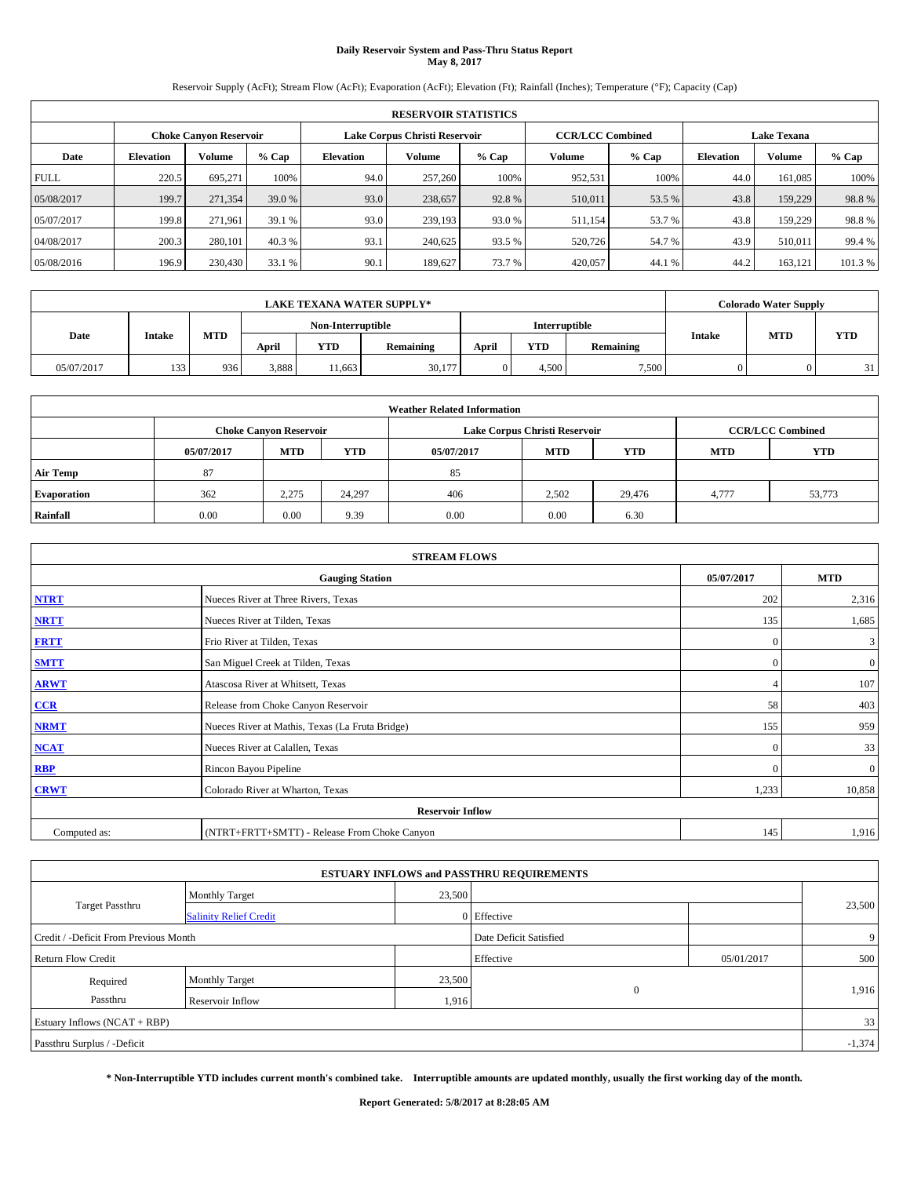# Daily Reservoir System and Pass-Thru Status Report
**May 8, 2017**

Reservoir Supply (AcFt); Stream Flow (AcFt); Evaporation (AcFt); Elevation (Ft); Rainfall (Inches); Temperature (°F); Capacity (Cap)

| RESERVOIR STATISTICS | | | | | | | | | | | |
|---|---|---|---|---|---|---|---|---|---|---|---|
| | Choke Canyon Reservoir | | | Lake Corpus Christi Reservoir | | | CCR/LCC Combined | | Lake Texana | | |
| Date | Elevation | Volume | % Cap | Elevation | Volume | % Cap | Volume | % Cap | Elevation | Volume | % Cap |
| FULL | 220.5 | 695,271 | 100% | 94.0 | 257,260 | 100% | 952,531 | 100% | 44.0 | 161,085 | 100% |
| 05/08/2017 | 199.7 | 271,354 | 39.0 % | 93.0 | 238,657 | 92.8 % | 510,011 | 53.5 % | 43.8 | 159,229 | 98.8 % |
| 05/07/2017 | 199.8 | 271,961 | 39.1 % | 93.0 | 239,193 | 93.0 % | 511,154 | 53.7 % | 43.8 | 159,229 | 98.8 % |
| 04/08/2017 | 200.3 | 280,101 | 40.3 % | 93.1 | 240,625 | 93.5 % | 520,726 | 54.7 % | 43.9 | 510,011 | 99.4 % |
| 05/08/2016 | 196.9 | 230,430 | 33.1 % | 90.1 | 189,627 | 73.7 % | 420,057 | 44.1 % | 44.2 | 163,121 | 101.3 % |

| LAKE TEXANA WATER SUPPLY* | | | | | | | | | Colorado Water Supply | | |
|---|---|---|---|---|---|---|---|---|---|---|---|
| Date | Intake | MTD | Non-Interruptible | | | Interruptible | | | Intake | MTD | YTD |
| | | | April | YTD | Remaining | April | YTD | Remaining | | | |
| 05/07/2017 | 133 | 936 | 3,888 | 11,663 | 30,177 | 0 | 4,500 | 7,500 | 0 | 0 | 31 |

| Weather Related Information | | | | | | | | |
|---|---|---|---|---|---|---|---|---|
| | Choke Canyon Reservoir | | | Lake Corpus Christi Reservoir | | | CCR/LCC Combined | |
| | 05/07/2017 | MTD | YTD | 05/07/2017 | MTD | YTD | MTD | YTD |
| Air Temp | 87 | | | 85 | | | | |
| Evaporation | 362 | 2,275 | 24,297 | 406 | 2,502 | 29,476 | 4,777 | 53,773 |
| Rainfall | 0.00 | 0.00 | 9.39 | 0.00 | 0.00 | 6.30 | | |

| STREAM FLOWS | | | |
|---|---|---|---|
| Gauging Station | | 05/07/2017 | MTD |
| NTRT | Nueces River at Three Rivers, Texas | 202 | 2,316 |
| NRTT | Nueces River at Tilden, Texas | 135 | 1,685 |
| FRTT | Frio River at Tilden, Texas | 0 | 3 |
| SMTT | San Miguel Creek at Tilden, Texas | 0 | 0 |
| ARWT | Atascosa River at Whitsett, Texas | 4 | 107 |
| CCR | Release from Choke Canyon Reservoir | 58 | 403 |
| NRMT | Nueces River at Mathis, Texas (La Fruta Bridge) | 155 | 959 |
| NCAT | Nueces River at Calallen, Texas | 0 | 33 |
| RBP | Rincon Bayou Pipeline | 0 | 0 |
| CRWT | Colorado River at Wharton, Texas | 1,233 | 10,858 |
| Reservoir Inflow | | | |
| Computed as: | (NTRT+FRTT+SMTT) - Release From Choke Canyon | 145 | 1,916 |

| ESTUARY INFLOWS and PASSTHRU REQUIREMENTS | | | | | |
|---|---|---|---|---|---|
| Target Passthru | Monthly Target | 23,500 | | | 23,500 |
| | Salinity Relief Credit | 0 | Effective | | |
| Credit / -Deficit From Previous Month | | | Date Deficit Satisfied | | 9 |
| Return Flow Credit | | | Effective | 05/01/2017 | 500 |
| Required Passthru | Monthly Target | 23,500 | 0 | | 1,916 |
| | Reservoir Inflow | 1,916 | | | |
| Estuary Inflows (NCAT + RBP) | | | | | 33 |
| Passthru Surplus / -Deficit | | | | | -1,374 |

**\* Non-Interruptible YTD includes current month's combined take. Interruptible amounts are updated monthly, usually the first working day of the month.**

**Report Generated: 5/8/2017 at 8:28:05 AM**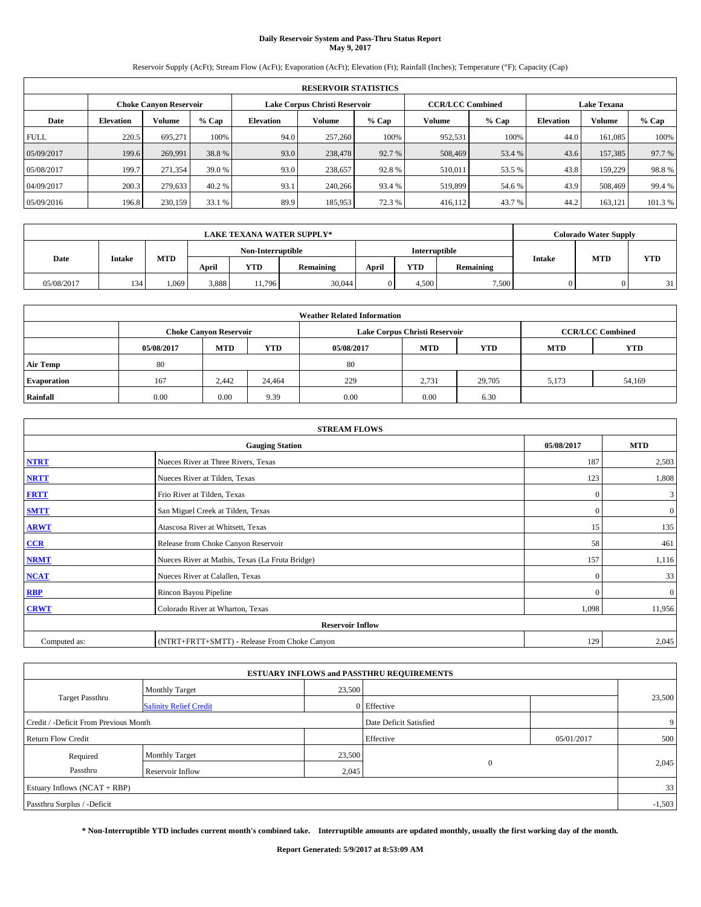# Daily Reservoir System and Pass-Thru Status Report
## May 9, 2017

Reservoir Supply (AcFt); Stream Flow (AcFt); Evaporation (AcFt); Elevation (Ft); Rainfall (Inches); Temperature (°F); Capacity (Cap)

| RESERVOIR STATISTICS | | | | | | | | | | | |
|---|---|---|---|---|---|---|---|---|---|---|---|
| | Choke Canyon Reservoir | | | Lake Corpus Christi Reservoir | | | CCR/LCC Combined | | Lake Texana | | |
| Date | Elevation | Volume | % Cap | Elevation | Volume | % Cap | Volume | % Cap | Elevation | Volume | % Cap |
| FULL | 220.5 | 695,271 | 100% | 94.0 | 257,260 | 100% | 952,531 | 100% | 44.0 | 161,085 | 100% |
| 05/09/2017 | 199.6 | 269,991 | 38.8 % | 93.0 | 238,478 | 92.7 % | 508,469 | 53.4 % | 43.6 | 157,385 | 97.7 % |
| 05/08/2017 | 199.7 | 271,354 | 39.0 % | 93.0 | 238,657 | 92.8 % | 510,011 | 53.5 % | 43.8 | 159,229 | 98.8 % |
| 04/09/2017 | 200.3 | 279,633 | 40.2 % | 93.1 | 240,266 | 93.4 % | 519,899 | 54.6 % | 43.9 | 508,469 | 99.4 % |
| 05/09/2016 | 196.8 | 230,159 | 33.1 % | 89.9 | 185,953 | 72.3 % | 416,112 | 43.7 % | 44.2 | 163,121 | 101.3 % |

| LAKE TEXANA WATER SUPPLY* | | | | | | | | | Colorado Water Supply | | |
|---|---|---|---|---|---|---|---|---|---|---|---|
| Date | Intake | MTD | Non-Interruptible | | | Interruptible | | | Intake | MTD | YTD |
| | | | April | YTD | Remaining | April | YTD | Remaining | | | |
| 05/08/2017 | 134 | 1,069 | 3,888 | 11,796 | 30,044 | 0 | 4,500 | 7,500 | 0 | 0 | 31 |

| Weather Related Information | | | | | | | | |
|---|---|---|---|---|---|---|---|---|
| | Choke Canyon Reservoir | | | Lake Corpus Christi Reservoir | | | CCR/LCC Combined | |
| | 05/08/2017 | MTD | YTD | 05/08/2017 | MTD | YTD | MTD | YTD |
| Air Temp | 80 | | | 80 | | | | |
| Evaporation | 167 | 2,442 | 24,464 | 229 | 2,731 | 29,705 | 5,173 | 54,169 |
| Rainfall | 0.00 | 0.00 | 9.39 | 0.00 | 0.00 | 6.30 | | |

| STREAM FLOWS | | | |
|---|---|---|---|
| Gauging Station | | 05/08/2017 | MTD |
| NTRT | Nueces River at Three Rivers, Texas | 187 | 2,503 |
| NRTT | Nueces River at Tilden, Texas | 123 | 1,808 |
| FRTT | Frio River at Tilden, Texas | 0 | 3 |
| SMTT | San Miguel Creek at Tilden, Texas | 0 | 0 |
| ARWT | Atascosa River at Whitsett, Texas | 15 | 135 |
| CCR | Release from Choke Canyon Reservoir | 58 | 461 |
| NRMT | Nueces River at Mathis, Texas (La Fruta Bridge) | 157 | 1,116 |
| NCAT | Nueces River at Calallen, Texas | 0 | 33 |
| RBP | Rincon Bayou Pipeline | 0 | 0 |
| CRWT | Colorado River at Wharton, Texas | 1,098 | 11,956 |
| Reservoir Inflow | | | |
| Computed as: | (NTRT+FRTT+SMTT) - Release From Choke Canyon | 129 | 2,045 |

| ESTUARY INFLOWS and PASSTHRU REQUIREMENTS | | | | | |
|---|---|---|---|---|---|
| Target Passthru | Monthly Target | 23,500 | | | 23,500 |
| | Salinity Relief Credit | 0 | Effective | | |
| Credit / -Deficit From Previous Month | | | Date Deficit Satisfied | | 9 |
| Return Flow Credit | | | Effective | 05/01/2017 | 500 |
| Required Passthru | Monthly Target | 23,500 | 0 | | 2,045 |
| | Reservoir Inflow | 2,045 | | | |
| Estuary Inflows (NCAT + RBP) | | | | | 33 |
| Passthru Surplus / -Deficit | | | | | -1,503 |

**\* Non-Interruptible YTD includes current month's combined take. Interruptible amounts are updated monthly, usually the first working day of the month.**

**Report Generated: 5/9/2017 at 8:53:09 AM**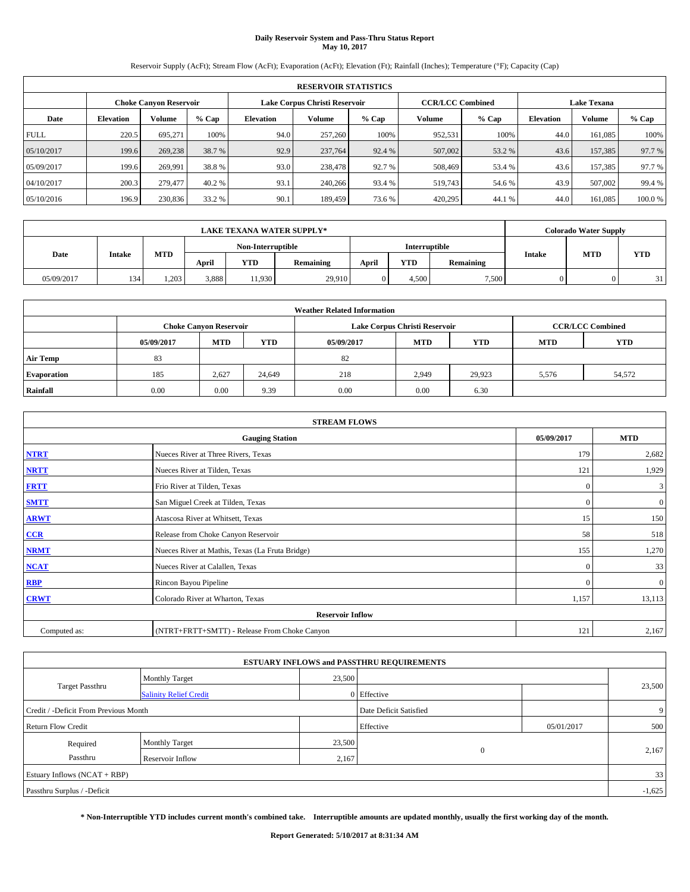# Daily Reservoir System and Pass-Thru Status Report
## May 10, 2017

Reservoir Supply (AcFt); Stream Flow (AcFt); Evaporation (AcFt); Elevation (Ft); Rainfall (Inches); Temperature (°F); Capacity (Cap)

| RESERVOIR STATISTICS | | | | | | | | | | | |
|---|---|---|---|---|---|---|---|---|---|---|---|
| | Choke Canyon Reservoir | | | Lake Corpus Christi Reservoir | | | CCR/LCC Combined | | Lake Texana | | |
| Date | Elevation | Volume | % Cap | Elevation | Volume | % Cap | Volume | % Cap | Elevation | Volume | % Cap |
| FULL | 220.5 | 695,271 | 100% | 94.0 | 257,260 | 100% | 952,531 | 100% | 44.0 | 161,085 | 100% |
| 05/10/2017 | 199.6 | 269,238 | 38.7 % | 92.9 | 237,764 | 92.4 % | 507,002 | 53.2 % | 43.6 | 157,385 | 97.7 % |
| 05/09/2017 | 199.6 | 269,991 | 38.8 % | 93.0 | 238,478 | 92.7 % | 508,469 | 53.4 % | 43.6 | 157,385 | 97.7 % |
| 04/10/2017 | 200.3 | 279,477 | 40.2 % | 93.1 | 240,266 | 93.4 % | 519,743 | 54.6 % | 43.9 | 507,002 | 99.4 % |
| 05/10/2016 | 196.9 | 230,836 | 33.2 % | 90.1 | 189,459 | 73.6 % | 420,295 | 44.1 % | 44.0 | 161,085 | 100.0 % |

| LAKE TEXANA WATER SUPPLY* | | | | | | | | | Colorado Water Supply | | |
|---|---|---|---|---|---|---|---|---|---|---|---|
| | | | Non-Interruptible | | | Interruptible | | | | | |
| Date | Intake | MTD | April | YTD | Remaining | April | YTD | Remaining | Intake | MTD | YTD |
| 05/09/2017 | 134 | 1,203 | 3,888 | 11,930 | 29,910 | 0 | 4,500 | 7,500 | 0 | 0 | 31 |

| Weather Related Information | | | | | | | | |
|---|---|---|---|---|---|---|---|---|
| | Choke Canyon Reservoir | | | Lake Corpus Christi Reservoir | | | CCR/LCC Combined | |
| | 05/09/2017 | MTD | YTD | 05/09/2017 | MTD | YTD | MTD | YTD |
| Air Temp | 83 | | | 82 | | | | |
| Evaporation | 185 | 2,627 | 24,649 | 218 | 2,949 | 29,923 | 5,576 | 54,572 |
| Rainfall | 0.00 | 0.00 | 9.39 | 0.00 | 0.00 | 6.30 | | |

| STREAM FLOWS | | | |
|---|---|---|---|
| Gauging Station | | 05/09/2017 | MTD |
| NTRT | Nueces River at Three Rivers, Texas | 179 | 2,682 |
| NRTT | Nueces River at Tilden, Texas | 121 | 1,929 |
| FRTT | Frio River at Tilden, Texas | 0 | 3 |
| SMTT | San Miguel Creek at Tilden, Texas | 0 | 0 |
| ARWT | Atascosa River at Whitsett, Texas | 15 | 150 |
| CCR | Release from Choke Canyon Reservoir | 58 | 518 |
| NRMT | Nueces River at Mathis, Texas (La Fruta Bridge) | 155 | 1,270 |
| NCAT | Nueces River at Calallen, Texas | 0 | 33 |
| RBP | Rincon Bayou Pipeline | 0 | 0 |
| CRWT | Colorado River at Wharton, Texas | 1,157 | 13,113 |
| Reservoir Inflow | | | |
| Computed as: | (NTRT+FRTT+SMTT) - Release From Choke Canyon | 121 | 2,167 |

| ESTUARY INFLOWS and PASSTHRU REQUIREMENTS | | | | | |
|---|---|---|---|---|---|
| Target Passthru | Monthly Target | 23,500 | | | 23,500 |
| | Salinity Relief Credit | 0 | Effective | | |
| Credit / -Deficit From Previous Month | | | Date Deficit Satisfied | | 9 |
| Return Flow Credit | | | Effective | 05/01/2017 | 500 |
| Required Passthru | Monthly Target | 23,500 | 0 | | 2,167 |
| | Reservoir Inflow | 2,167 | | | |
| Estuary Inflows (NCAT + RBP) | | | | | 33 |
| Passthru Surplus / -Deficit | | | | | -1,625 |

**\* Non-Interruptible YTD includes current month's combined take. Interruptible amounts are updated monthly, usually the first working day of the month.**

**Report Generated: 5/10/2017 at 8:31:34 AM**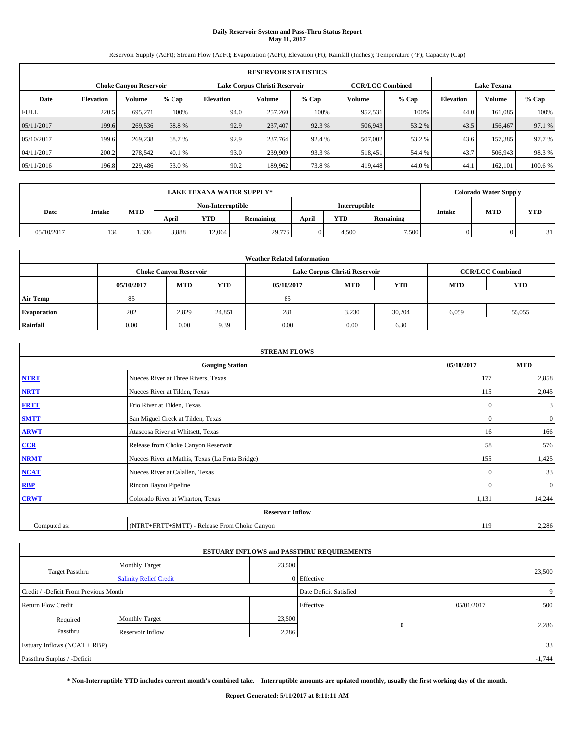# Daily Reservoir System and Pass-Thru Status Report
## May 11, 2017

Reservoir Supply (AcFt); Stream Flow (AcFt); Evaporation (AcFt); Elevation (Ft); Rainfall (Inches); Temperature (°F); Capacity (Cap)

| RESERVOIR STATISTICS | | | | | | | | | | | |
|---|---|---|---|---|---|---|---|---|---|---|---|
| | Choke Canyon Reservoir | | | Lake Corpus Christi Reservoir | | | CCR/LCC Combined | | Lake Texana | | |
| Date | Elevation | Volume | % Cap | Elevation | Volume | % Cap | Volume | % Cap | Elevation | Volume | % Cap |
| FULL | 220.5 | 695,271 | 100% | 94.0 | 257,260 | 100% | 952,531 | 100% | 44.0 | 161,085 | 100% |
| 05/11/2017 | 199.6 | 269,536 | 38.8 % | 92.9 | 237,407 | 92.3 % | 506,943 | 53.2 % | 43.5 | 156,467 | 97.1 % |
| 05/10/2017 | 199.6 | 269,238 | 38.7 % | 92.9 | 237,764 | 92.4 % | 507,002 | 53.2 % | 43.6 | 157,385 | 97.7 % |
| 04/11/2017 | 200.2 | 278,542 | 40.1 % | 93.0 | 239,909 | 93.3 % | 518,451 | 54.4 % | 43.7 | 506,943 | 98.3 % |
| 05/11/2016 | 196.8 | 229,486 | 33.0 % | 90.2 | 189,962 | 73.8 % | 419,448 | 44.0 % | 44.1 | 162,101 | 100.6 % |

| LAKE TEXANA WATER SUPPLY* | | | | | | | | | Colorado Water Supply | | |
|---|---|---|---|---|---|---|---|---|---|---|---|
| | | | Non-Interruptible | | | Interruptible | | | | | |
| Date | Intake | MTD | April | YTD | Remaining | April | YTD | Remaining | Intake | MTD | YTD |
| 05/10/2017 | 134 | 1,336 | 3,888 | 12,064 | 29,776 | 0 | 4,500 | 7,500 | 0 | 0 | 31 |

| Weather Related Information | | | | | | | | |
|---|---|---|---|---|---|---|---|---|
| | Choke Canyon Reservoir | | | Lake Corpus Christi Reservoir | | | CCR/LCC Combined | |
| | 05/10/2017 | MTD | YTD | 05/10/2017 | MTD | YTD | MTD | YTD |
| Air Temp | 85 | | | 85 | | | | |
| Evaporation | 202 | 2,829 | 24,851 | 281 | 3,230 | 30,204 | 6,059 | 55,055 |
| Rainfall | 0.00 | 0.00 | 9.39 | 0.00 | 0.00 | 6.30 | | |

| STREAM FLOWS | | | |
|---|---|---|---|
| | Gauging Station | 05/10/2017 | MTD |
| NTRT | Nueces River at Three Rivers, Texas | 177 | 2,858 |
| NRTT | Nueces River at Tilden, Texas | 115 | 2,045 |
| FRTT | Frio River at Tilden, Texas | 0 | 3 |
| SMTT | San Miguel Creek at Tilden, Texas | 0 | 0 |
| ARWT | Atascosa River at Whitsett, Texas | 16 | 166 |
| CCR | Release from Choke Canyon Reservoir | 58 | 576 |
| NRMT | Nueces River at Mathis, Texas (La Fruta Bridge) | 155 | 1,425 |
| NCAT | Nueces River at Calallen, Texas | 0 | 33 |
| RBP | Rincon Bayou Pipeline | 0 | 0 |
| CRWT | Colorado River at Wharton, Texas | 1,131 | 14,244 |
| | Reservoir Inflow | | |
| Computed as: | (NTRT+FRTT+SMTT) - Release From Choke Canyon | 119 | 2,286 |

| ESTUARY INFLOWS and PASSTHRU REQUIREMENTS | | | | | |
|---|---|---|---|---|---|
| Target Passthru | Monthly Target | 23,500 | | | 23,500 |
| | Salinity Relief Credit | 0 | Effective | | |
| Credit / -Deficit From Previous Month | | | Date Deficit Satisfied | | 9 |
| Return Flow Credit | | | Effective | 05/01/2017 | 500 |
| Required Passthru | Monthly Target | 23,500 | 0 | | 2,286 |
| | Reservoir Inflow | 2,286 | | | |
| Estuary Inflows (NCAT + RBP) | | | | | 33 |
| Passthru Surplus / -Deficit | | | | | -1,744 |

**\* Non-Interruptible YTD includes current month's combined take. Interruptible amounts are updated monthly, usually the first working day of the month.**

**Report Generated: 5/11/2017 at 8:11:11 AM**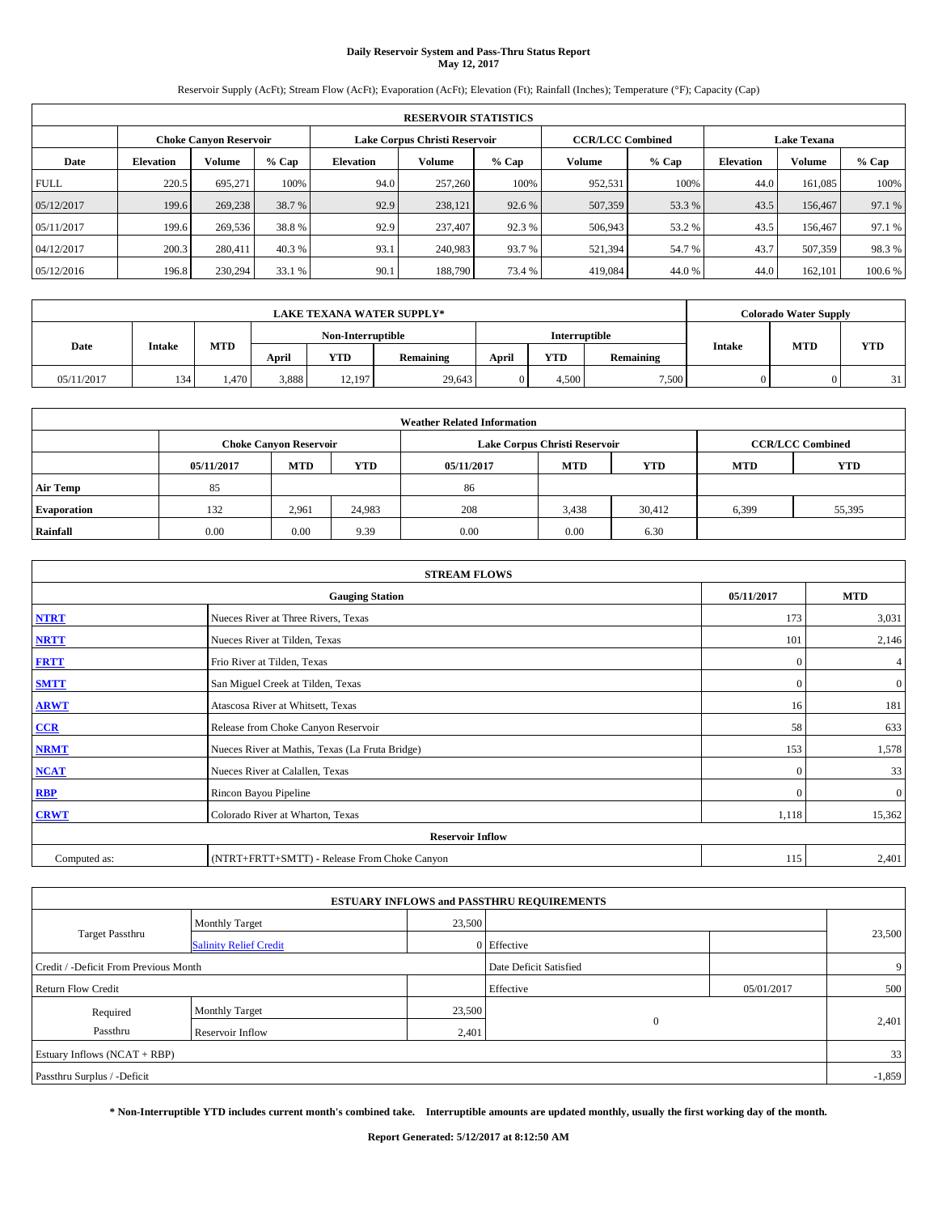# Daily Reservoir System and Pass-Thru Status Report
## May 12, 2017

Reservoir Supply (AcFt); Stream Flow (AcFt); Evaporation (AcFt); Elevation (Ft); Rainfall (Inches); Temperature (°F); Capacity (Cap)

| RESERVOIR STATISTICS | | | | | | | | | | | |
|---|---|---|---|---|---|---|---|---|---|---|---|
| | Choke Canyon Reservoir | | | Lake Corpus Christi Reservoir | | | CCR/LCC Combined | | Lake Texana | | |
| Date | Elevation | Volume | % Cap | Elevation | Volume | % Cap | Volume | % Cap | Elevation | Volume | % Cap |
| FULL | 220.5 | 695,271 | 100% | 94.0 | 257,260 | 100% | 952,531 | 100% | 44.0 | 161,085 | 100% |
| 05/12/2017 | 199.6 | 269,238 | 38.7 % | 92.9 | 238,121 | 92.6 % | 507,359 | 53.3 % | 43.5 | 156,467 | 97.1 % |
| 05/11/2017 | 199.6 | 269,536 | 38.8 % | 92.9 | 237,407 | 92.3 % | 506,943 | 53.2 % | 43.5 | 156,467 | 97.1 % |
| 04/12/2017 | 200.3 | 280,411 | 40.3 % | 93.1 | 240,983 | 93.7 % | 521,394 | 54.7 % | 43.7 | 507,359 | 98.3 % |
| 05/12/2016 | 196.8 | 230,294 | 33.1 % | 90.1 | 188,790 | 73.4 % | 419,084 | 44.0 % | 44.0 | 162,101 | 100.6 % |

| LAKE TEXANA WATER SUPPLY* | | | | | | | | | Colorado Water Supply | | |
|---|---|---|---|---|---|---|---|---|---|---|---|
| Date | Intake | MTD | Non-Interruptible | | | Interruptible | | | Intake | MTD | YTD |
| | | | April | YTD | Remaining | April | YTD | Remaining | | | |
| 05/11/2017 | 134 | 1,470 | 3,888 | 12,197 | 29,643 | 0 | 4,500 | 7,500 | 0 | 0 | 31 |

| Weather Related Information | | | | | | | | |
|---|---|---|---|---|---|---|---|---|
| | Choke Canyon Reservoir | | | Lake Corpus Christi Reservoir | | | CCR/LCC Combined | |
| | 05/11/2017 | MTD | YTD | 05/11/2017 | MTD | YTD | MTD | YTD |
| Air Temp | 85 | | | 86 | | | | |
| Evaporation | 132 | 2,961 | 24,983 | 208 | 3,438 | 30,412 | 6,399 | 55,395 |
| Rainfall | 0.00 | 0.00 | 9.39 | 0.00 | 0.00 | 6.30 | | |

| STREAM FLOWS | | | |
|---|---|---|---|
| | Gauging Station | 05/11/2017 | MTD |
| NTRT | Nueces River at Three Rivers, Texas | 173 | 3,031 |
| NRTT | Nueces River at Tilden, Texas | 101 | 2,146 |
| FRTT | Frio River at Tilden, Texas | 0 | 4 |
| SMTT | San Miguel Creek at Tilden, Texas | 0 | 0 |
| ARWT | Atascosa River at Whitsett, Texas | 16 | 181 |
| CCR | Release from Choke Canyon Reservoir | 58 | 633 |
| NRMT | Nueces River at Mathis, Texas (La Fruta Bridge) | 153 | 1,578 |
| NCAT | Nueces River at Calallen, Texas | 0 | 33 |
| RBP | Rincon Bayou Pipeline | 0 | 0 |
| CRWT | Colorado River at Wharton, Texas | 1,118 | 15,362 |
| Reservoir Inflow | | | |
| Computed as: | (NTRT+FRTT+SMTT) - Release From Choke Canyon | 115 | 2,401 |

| ESTUARY INFLOWS and PASSTHRU REQUIREMENTS | | | | | |
|---|---|---|---|---|---|
| Target Passthru | Monthly Target | 23,500 | | | 23,500 |
| | Salinity Relief Credit | 0 | Effective | | |
| Credit / -Deficit From Previous Month | | | Date Deficit Satisfied | | 9 |
| Return Flow Credit | | | Effective | 05/01/2017 | 500 |
| Required Passthru | Monthly Target | 23,500 | 0 | | 2,401 |
| | Reservoir Inflow | 2,401 | | | |
| Estuary Inflows (NCAT + RBP) | | | | | 33 |
| Passthru Surplus / -Deficit | | | | | -1,859 |

**\* Non-Interruptible YTD includes current month's combined take. Interruptible amounts are updated monthly, usually the first working day of the month.**

**Report Generated: 5/12/2017 at 8:12:50 AM**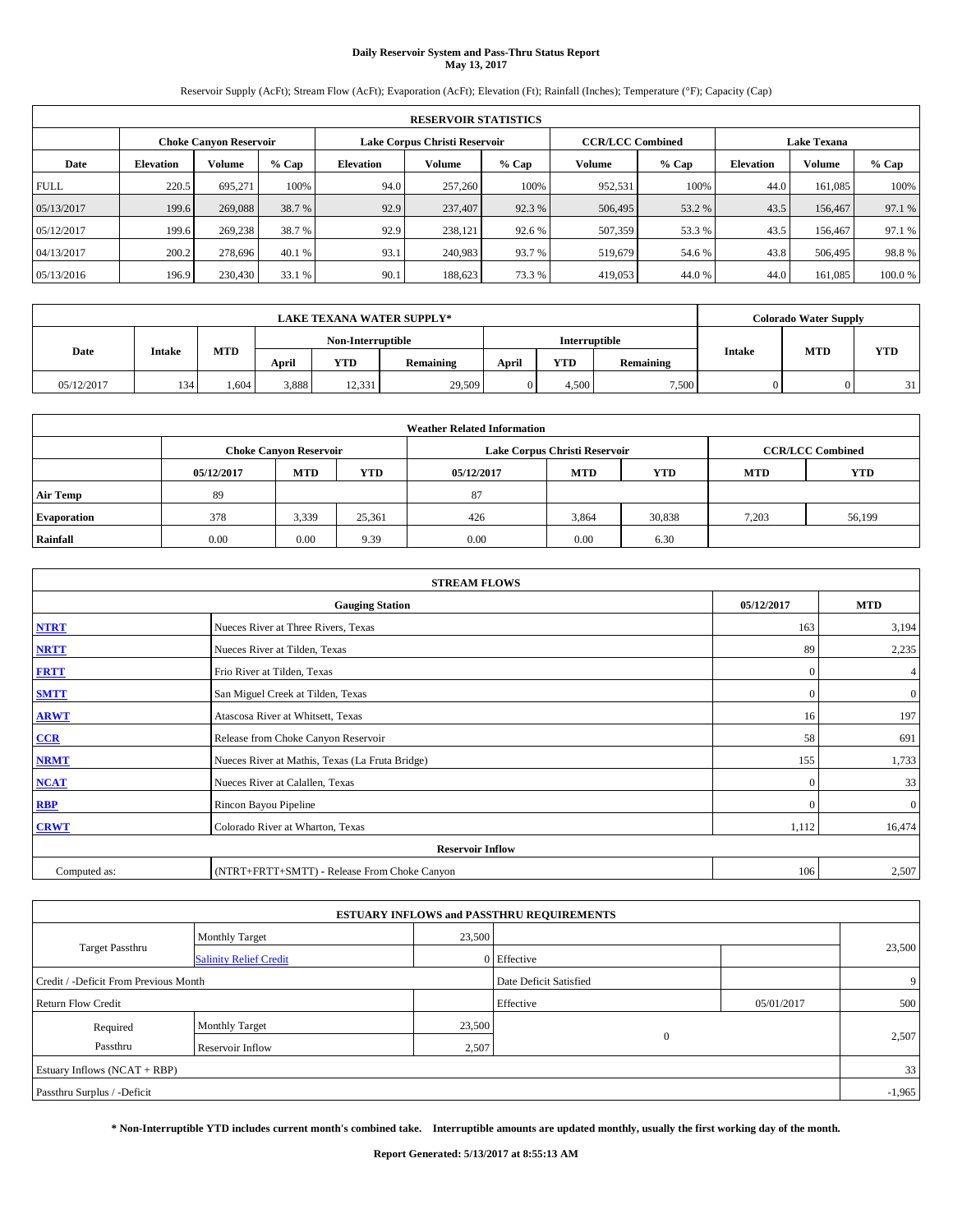# Daily Reservoir System and Pass-Thru Status Report
## May 13, 2017

Reservoir Supply (AcFt); Stream Flow (AcFt); Evaporation (AcFt); Elevation (Ft); Rainfall (Inches); Temperature (°F); Capacity (Cap)

| RESERVOIR STATISTICS | | | | | | | | | | | |
|---|---|---|---|---|---|---|---|---|---|---|---|
| | Choke Canyon Reservoir | | | Lake Corpus Christi Reservoir | | | CCR/LCC Combined | | Lake Texana | | |
| Date | Elevation | Volume | % Cap | Elevation | Volume | % Cap | Volume | % Cap | Elevation | Volume | % Cap |
| FULL | 220.5 | 695,271 | 100% | 94.0 | 257,260 | 100% | 952,531 | 100% | 44.0 | 161,085 | 100% |
| 05/13/2017 | 199.6 | 269,088 | 38.7 % | 92.9 | 237,407 | 92.3 % | 506,495 | 53.2 % | 43.5 | 156,467 | 97.1 % |
| 05/12/2017 | 199.6 | 269,238 | 38.7 % | 92.9 | 238,121 | 92.6 % | 507,359 | 53.3 % | 43.5 | 156,467 | 97.1 % |
| 04/13/2017 | 200.2 | 278,696 | 40.1 % | 93.1 | 240,983 | 93.7 % | 519,679 | 54.6 % | 43.8 | 506,495 | 98.8 % |
| 05/13/2016 | 196.9 | 230,430 | 33.1 % | 90.1 | 188,623 | 73.3 % | 419,053 | 44.0 % | 44.0 | 161,085 | 100.0 % |

| LAKE TEXANA WATER SUPPLY* | | | | | | | | | Colorado Water Supply | | |
|---|---|---|---|---|---|---|---|---|---|---|---|
| Date | Intake | MTD | Non-Interruptible | | | Interruptible | | | Intake | MTD | YTD |
| | | | April | YTD | Remaining | April | YTD | Remaining | | | |
| 05/12/2017 | 134 | 1,604 | 3,888 | 12,331 | 29,509 | 0 | 4,500 | 7,500 | 0 | 0 | 31 |

| Weather Related Information | | | | | | | | |
|---|---|---|---|---|---|---|---|---|
| | Choke Canyon Reservoir | | | Lake Corpus Christi Reservoir | | | CCR/LCC Combined | |
| | 05/12/2017 | MTD | YTD | 05/12/2017 | MTD | YTD | MTD | YTD |
| Air Temp | 89 | | | 87 | | | | |
| Evaporation | 378 | 3,339 | 25,361 | 426 | 3,864 | 30,838 | 7,203 | 56,199 |
| Rainfall | 0.00 | 0.00 | 9.39 | 0.00 | 0.00 | 6.30 | | |

| STREAM FLOWS | | | |
|---|---|---|---|
| Gauging Station | | 05/12/2017 | MTD |
| NTRT | Nueces River at Three Rivers, Texas | 163 | 3,194 |
| NRTT | Nueces River at Tilden, Texas | 89 | 2,235 |
| FRTT | Frio River at Tilden, Texas | 0 | 4 |
| SMTT | San Miguel Creek at Tilden, Texas | 0 | 0 |
| ARWT | Atascosa River at Whitsett, Texas | 16 | 197 |
| CCR | Release from Choke Canyon Reservoir | 58 | 691 |
| NRMT | Nueces River at Mathis, Texas (La Fruta Bridge) | 155 | 1,733 |
| NCAT | Nueces River at Calallen, Texas | 0 | 33 |
| RBP | Rincon Bayou Pipeline | 0 | 0 |
| CRWT | Colorado River at Wharton, Texas | 1,112 | 16,474 |
| Reservoir Inflow | | | |
| Computed as: | (NTRT+FRTT+SMTT) - Release From Choke Canyon | 106 | 2,507 |

| ESTUARY INFLOWS and PASSTHRU REQUIREMENTS | | | | | |
|---|---|---|---|---|---|
| Target Passthru | Monthly Target | 23,500 | | | 23,500 |
| | Salinity Relief Credit | 0 | Effective | | |
| Credit / -Deficit From Previous Month | | | Date Deficit Satisfied | | 9 |
| Return Flow Credit | | | Effective | 05/01/2017 | 500 |
| Required Passthru | Monthly Target | 23,500 | 0 | | 2,507 |
| | Reservoir Inflow | 2,507 | | | |
| Estuary Inflows (NCAT + RBP) | | | | | 33 |
| Passthru Surplus / -Deficit | | | | | -1,965 |

**\* Non-Interruptible YTD includes current month's combined take. Interruptible amounts are updated monthly, usually the first working day of the month.**

**Report Generated: 5/13/2017 at 8:55:13 AM**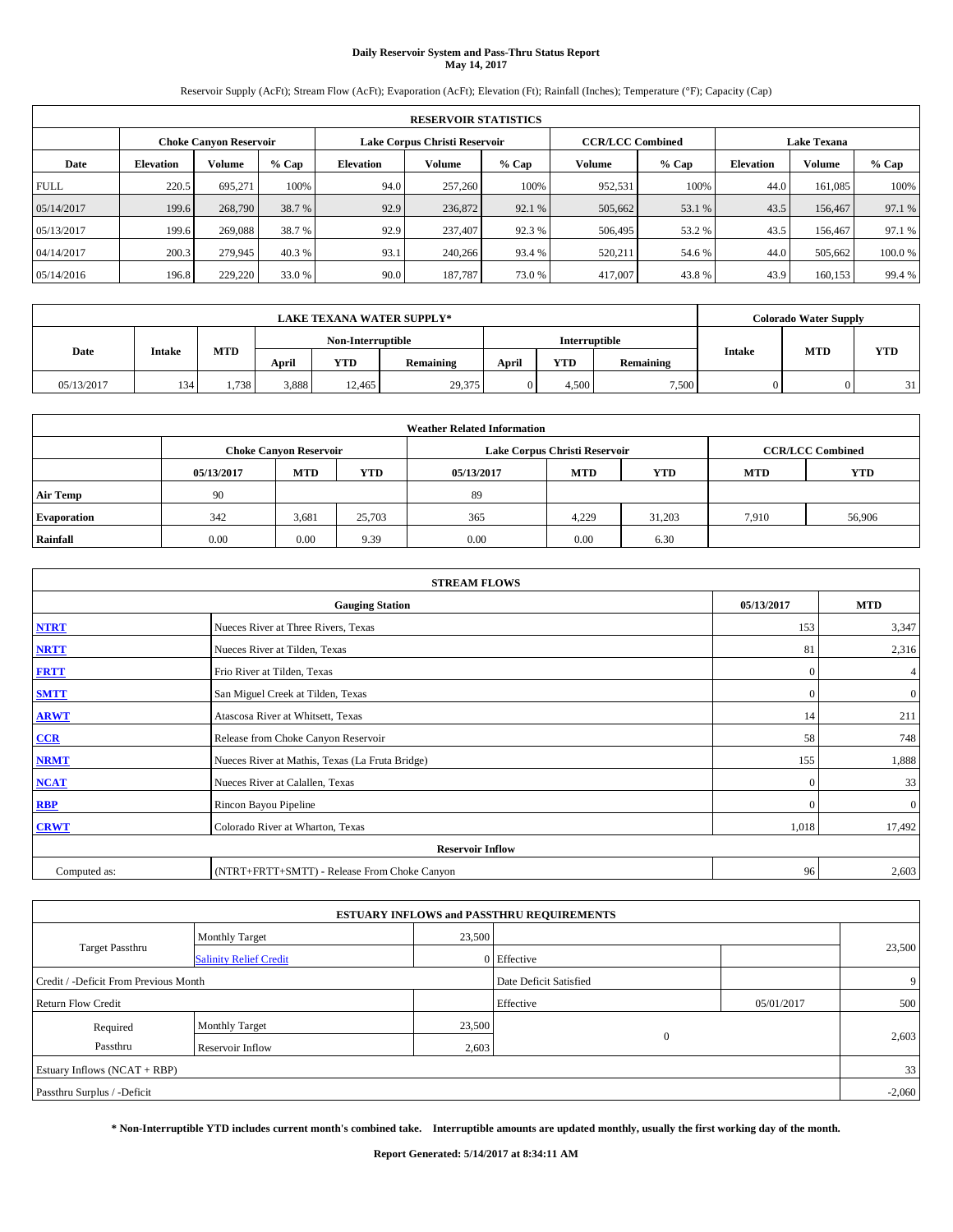# Daily Reservoir System and Pass-Thru Status Report
## May 14, 2017

Reservoir Supply (AcFt); Stream Flow (AcFt); Evaporation (AcFt); Elevation (Ft); Rainfall (Inches); Temperature (°F); Capacity (Cap)

| RESERVOIR STATISTICS | | | | | | | | | | | |
|---|---|---|---|---|---|---|---|---|---|---|---|
| | Choke Canyon Reservoir | | | Lake Corpus Christi Reservoir | | | CCR/LCC Combined | | Lake Texana | | |
| Date | Elevation | Volume | % Cap | Elevation | Volume | % Cap | Volume | % Cap | Elevation | Volume | % Cap |
| FULL | 220.5 | 695,271 | 100% | 94.0 | 257,260 | 100% | 952,531 | 100% | 44.0 | 161,085 | 100% |
| 05/14/2017 | 199.6 | 268,790 | 38.7 % | 92.9 | 236,872 | 92.1 % | 505,662 | 53.1 % | 43.5 | 156,467 | 97.1 % |
| 05/13/2017 | 199.6 | 269,088 | 38.7 % | 92.9 | 237,407 | 92.3 % | 506,495 | 53.2 % | 43.5 | 156,467 | 97.1 % |
| 04/14/2017 | 200.3 | 279,945 | 40.3 % | 93.1 | 240,266 | 93.4 % | 520,211 | 54.6 % | 44.0 | 505,662 | 100.0 % |
| 05/14/2016 | 196.8 | 229,220 | 33.0 % | 90.0 | 187,787 | 73.0 % | 417,007 | 43.8 % | 43.9 | 160,153 | 99.4 % |

| LAKE TEXANA WATER SUPPLY* | | | | | | | | | Colorado Water Supply | | |
|---|---|---|---|---|---|---|---|---|---|---|---|
| | | | Non-Interruptible | | | Interruptible | | | | | |
| Date | Intake | MTD | April | YTD | Remaining | April | YTD | Remaining | Intake | MTD | YTD |
| 05/13/2017 | 134 | 1,738 | 3,888 | 12,465 | 29,375 | 0 | 4,500 | 7,500 | 0 | 0 | 31 |

| Weather Related Information | | | | | | | | |
|---|---|---|---|---|---|---|---|---|
| | Choke Canyon Reservoir | | | Lake Corpus Christi Reservoir | | | CCR/LCC Combined | |
| | 05/13/2017 | MTD | YTD | 05/13/2017 | MTD | YTD | MTD | YTD |
| Air Temp | 90 | | | 89 | | | | |
| Evaporation | 342 | 3,681 | 25,703 | 365 | 4,229 | 31,203 | 7,910 | 56,906 |
| Rainfall | 0.00 | 0.00 | 9.39 | 0.00 | 0.00 | 6.30 | | |

| STREAM FLOWS | | | |
|---|---|---|---|
| | Gauging Station | 05/13/2017 | MTD |
| NTRT | Nueces River at Three Rivers, Texas | 153 | 3,347 |
| NRTT | Nueces River at Tilden, Texas | 81 | 2,316 |
| FRTT | Frio River at Tilden, Texas | 0 | 4 |
| SMTT | San Miguel Creek at Tilden, Texas | 0 | 0 |
| ARWT | Atascosa River at Whitsett, Texas | 14 | 211 |
| CCR | Release from Choke Canyon Reservoir | 58 | 748 |
| NRMT | Nueces River at Mathis, Texas (La Fruta Bridge) | 155 | 1,888 |
| NCAT | Nueces River at Calallen, Texas | 0 | 33 |
| RBP | Rincon Bayou Pipeline | 0 | 0 |
| CRWT | Colorado River at Wharton, Texas | 1,018 | 17,492 |
| Reservoir Inflow | | | |
| Computed as: | (NTRT+FRTT+SMTT) - Release From Choke Canyon | 96 | 2,603 |

| ESTUARY INFLOWS and PASSTHRU REQUIREMENTS | | | | | |
|---|---|---|---|---|---|
| Target Passthru | Monthly Target | 23,500 | | | 23,500 |
| | Salinity Relief Credit | 0 | Effective | | |
| Credit / -Deficit From Previous Month | | | Date Deficit Satisfied | | 9 |
| Return Flow Credit | | | Effective | 05/01/2017 | 500 |
| Required Passthru | Monthly Target | 23,500 | 0 | | 2,603 |
| | Reservoir Inflow | 2,603 | | | |
| Estuary Inflows (NCAT + RBP) | | | | | 33 |
| Passthru Surplus / -Deficit | | | | | -2,060 |

**\* Non-Interruptible YTD includes current month's combined take. Interruptible amounts are updated monthly, usually the first working day of the month.**

**Report Generated: 5/14/2017 at 8:34:11 AM**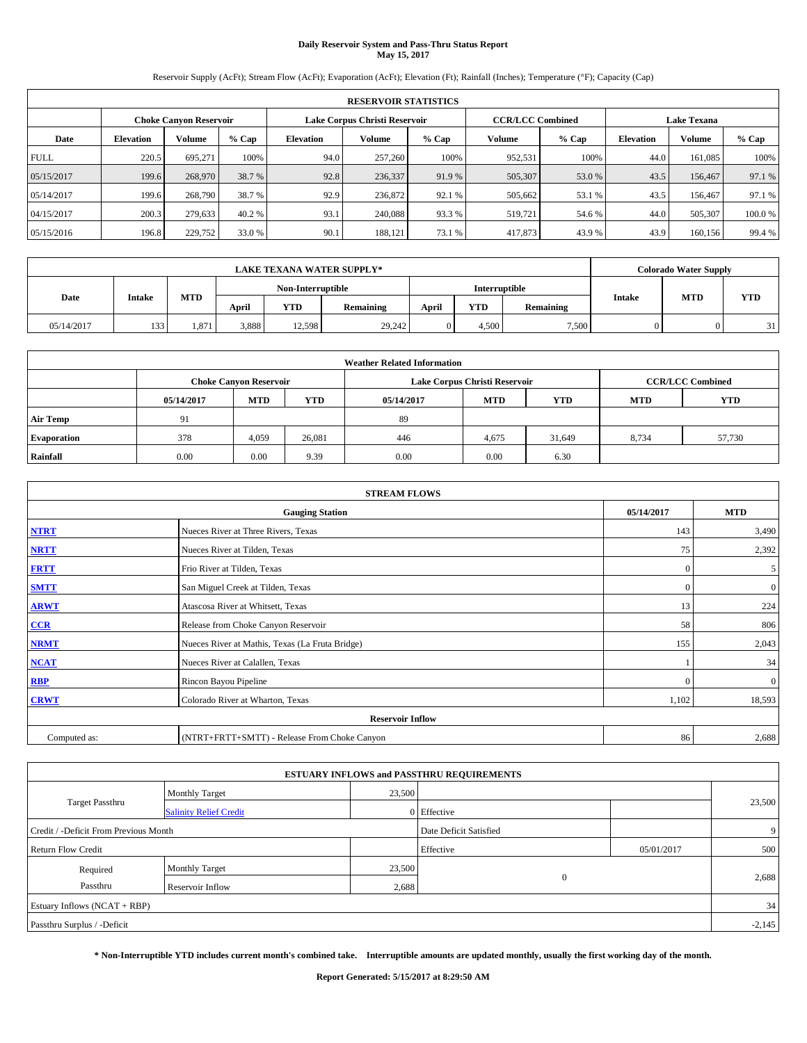# Daily Reservoir System and Pass-Thru Status Report
## May 15, 2017

Reservoir Supply (AcFt); Stream Flow (AcFt); Evaporation (AcFt); Elevation (Ft); Rainfall (Inches); Temperature (°F); Capacity (Cap)

| RESERVOIR STATISTICS | | | | | | | | | | | |
|---|---|---|---|---|---|---|---|---|---|---|---|
| | Choke Canyon Reservoir | | | Lake Corpus Christi Reservoir | | | CCR/LCC Combined | | Lake Texana | | |
| Date | Elevation | Volume | % Cap | Elevation | Volume | % Cap | Volume | % Cap | Elevation | Volume | % Cap |
| FULL | 220.5 | 695,271 | 100% | 94.0 | 257,260 | 100% | 952,531 | 100% | 44.0 | 161,085 | 100% |
| 05/15/2017 | 199.6 | 268,970 | 38.7 % | 92.8 | 236,337 | 91.9 % | 505,307 | 53.0 % | 43.5 | 156,467 | 97.1 % |
| 05/14/2017 | 199.6 | 268,790 | 38.7 % | 92.9 | 236,872 | 92.1 % | 505,662 | 53.1 % | 43.5 | 156,467 | 97.1 % |
| 04/15/2017 | 200.3 | 279,633 | 40.2 % | 93.1 | 240,088 | 93.3 % | 519,721 | 54.6 % | 44.0 | 505,307 | 100.0 % |
| 05/15/2016 | 196.8 | 229,752 | 33.0 % | 90.1 | 188,121 | 73.1 % | 417,873 | 43.9 % | 43.9 | 160,156 | 99.4 % |

| LAKE TEXANA WATER SUPPLY* | | | | | | | | | Colorado Water Supply | | |
|---|---|---|---|---|---|---|---|---|---|---|---|
| | | | Non-Interruptible | | | Interruptible | | | | | |
| Date | Intake | MTD | April | YTD | Remaining | April | YTD | Remaining | Intake | MTD | YTD |
| 05/14/2017 | 133 | 1,871 | 3,888 | 12,598 | 29,242 | 0 | 4,500 | 7,500 | 0 | 0 | 31 |

| Weather Related Information | | | | | | | | |
|---|---|---|---|---|---|---|---|---|
| | Choke Canyon Reservoir | | | Lake Corpus Christi Reservoir | | | CCR/LCC Combined | |
| | 05/14/2017 | MTD | YTD | 05/14/2017 | MTD | YTD | MTD | YTD |
| Air Temp | 91 | | | 89 | | | | |
| Evaporation | 378 | 4,059 | 26,081 | 446 | 4,675 | 31,649 | 8,734 | 57,730 |
| Rainfall | 0.00 | 0.00 | 9.39 | 0.00 | 0.00 | 6.30 | | |

| STREAM FLOWS | | | |
|---|---|---|---|
| | Gauging Station | 05/14/2017 | MTD |
| NTRT | Nueces River at Three Rivers, Texas | 143 | 3,490 |
| NRTT | Nueces River at Tilden, Texas | 75 | 2,392 |
| FRTT | Frio River at Tilden, Texas | 0 | 5 |
| SMTT | San Miguel Creek at Tilden, Texas | 0 | 0 |
| ARWT | Atascosa River at Whitsett, Texas | 13 | 224 |
| CCR | Release from Choke Canyon Reservoir | 58 | 806 |
| NRMT | Nueces River at Mathis, Texas (La Fruta Bridge) | 155 | 2,043 |
| NCAT | Nueces River at Calallen, Texas | 1 | 34 |
| RBP | Rincon Bayou Pipeline | 0 | 0 |
| CRWT | Colorado River at Wharton, Texas | 1,102 | 18,593 |
| | Reservoir Inflow | | |
| Computed as: | (NTRT+FRTT+SMTT) - Release From Choke Canyon | 86 | 2,688 |

| ESTUARY INFLOWS and PASSTHRU REQUIREMENTS | | | | | |
|---|---|---|---|---|---|
| Target Passthru | Monthly Target | 23,500 | | | 23,500 |
| | Salinity Relief Credit | 0 | Effective | | |
| Credit / -Deficit From Previous Month | | | Date Deficit Satisfied | | 9 |
| Return Flow Credit | | | Effective | 05/01/2017 | 500 |
| Required Passthru | Monthly Target | 23,500 | 0 | | 2,688 |
| | Reservoir Inflow | 2,688 | | | |
| Estuary Inflows (NCAT + RBP) | | | | | 34 |
| Passthru Surplus / -Deficit | | | | | -2,145 |

**\* Non-Interruptible YTD includes current month's combined take. Interruptible amounts are updated monthly, usually the first working day of the month.**

**Report Generated: 5/15/2017 at 8:29:50 AM**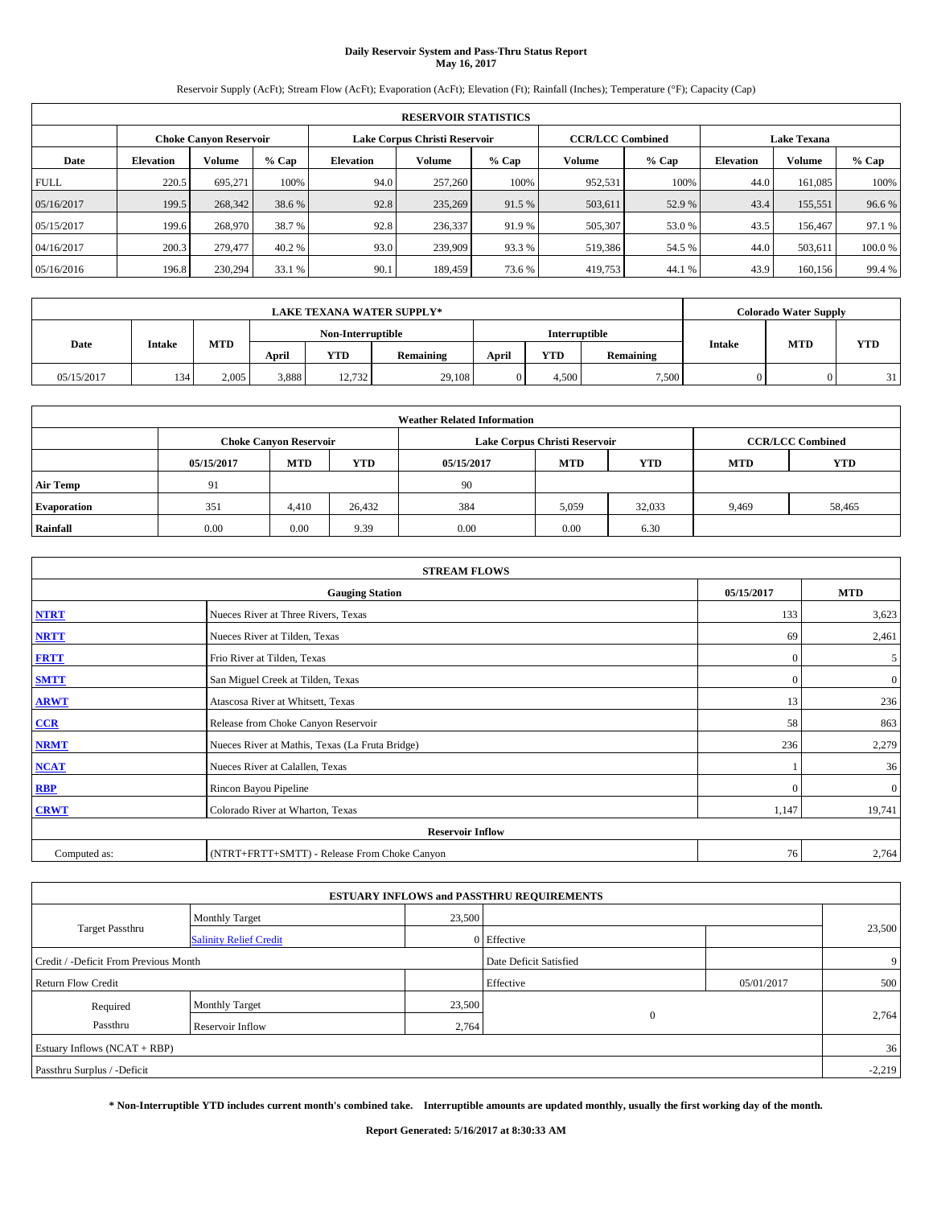# Daily Reservoir System and Pass-Thru Status Report
## May 16, 2017

Reservoir Supply (AcFt); Stream Flow (AcFt); Evaporation (AcFt); Elevation (Ft); Rainfall (Inches); Temperature (°F); Capacity (Cap)

| RESERVOIR STATISTICS | | | | | | | | | | | |
|---|---|---|---|---|---|---|---|---|---|---|---|
| | Choke Canyon Reservoir | | | Lake Corpus Christi Reservoir | | | CCR/LCC Combined | | Lake Texana | | |
| Date | Elevation | Volume | % Cap | Elevation | Volume | % Cap | Volume | % Cap | Elevation | Volume | % Cap |
| FULL | 220.5 | 695,271 | 100% | 94.0 | 257,260 | 100% | 952,531 | 100% | 44.0 | 161,085 | 100% |
| 05/16/2017 | 199.5 | 268,342 | 38.6 % | 92.8 | 235,269 | 91.5 % | 503,611 | 52.9 % | 43.4 | 155,551 | 96.6 % |
| 05/15/2017 | 199.6 | 268,970 | 38.7 % | 92.8 | 236,337 | 91.9 % | 505,307 | 53.0 % | 43.5 | 156,467 | 97.1 % |
| 04/16/2017 | 200.3 | 279,477 | 40.2 % | 93.0 | 239,909 | 93.3 % | 519,386 | 54.5 % | 44.0 | 503,611 | 100.0 % |
| 05/16/2016 | 196.8 | 230,294 | 33.1 % | 90.1 | 189,459 | 73.6 % | 419,753 | 44.1 % | 43.9 | 160,156 | 99.4 % |

| LAKE TEXANA WATER SUPPLY* | | | | | | | | | Colorado Water Supply | | |
|---|---|---|---|---|---|---|---|---|---|---|---|
| Date | Intake | MTD | Non-Interruptible | | | Interruptible | | | Intake | MTD | YTD |
| | | | April | YTD | Remaining | April | YTD | Remaining | | | |
| 05/15/2017 | 134 | 2,005 | 3,888 | 12,732 | 29,108 | 0 | 4,500 | 7,500 | 0 | 0 | 31 |

| Weather Related Information | | | | | | | | |
|---|---|---|---|---|---|---|---|---|
| | Choke Canyon Reservoir | | | Lake Corpus Christi Reservoir | | | CCR/LCC Combined | |
| | 05/15/2017 | MTD | YTD | 05/15/2017 | MTD | YTD | MTD | YTD |
| Air Temp | 91 | | | 90 | | | | |
| Evaporation | 351 | 4,410 | 26,432 | 384 | 5,059 | 32,033 | 9,469 | 58,465 |
| Rainfall | 0.00 | 0.00 | 9.39 | 0.00 | 0.00 | 6.30 | | |

| STREAM FLOWS | | | |
|---|---|---|---|
| | Gauging Station | 05/15/2017 | MTD |
| NTRT | Nueces River at Three Rivers, Texas | 133 | 3,623 |
| NRTT | Nueces River at Tilden, Texas | 69 | 2,461 |
| FRTT | Frio River at Tilden, Texas | 0 | 5 |
| SMTT | San Miguel Creek at Tilden, Texas | 0 | 0 |
| ARWT | Atascosa River at Whitsett, Texas | 13 | 236 |
| CCR | Release from Choke Canyon Reservoir | 58 | 863 |
| NRMT | Nueces River at Mathis, Texas (La Fruta Bridge) | 236 | 2,279 |
| NCAT | Nueces River at Calallen, Texas | 1 | 36 |
| RBP | Rincon Bayou Pipeline | 0 | 0 |
| CRWT | Colorado River at Wharton, Texas | 1,147 | 19,741 |
| Reservoir Inflow | | | |
| Computed as: | (NTRT+FRTT+SMTT) - Release From Choke Canyon | 76 | 2,764 |

| ESTUARY INFLOWS and PASSTHRU REQUIREMENTS | | | | | |
|---|---|---|---|---|---|
| Target Passthru | Monthly Target | 23,500 | | | 23,500 |
| | Salinity Relief Credit | 0 | Effective | | |
| Credit / -Deficit From Previous Month | | | Date Deficit Satisfied | | 9 |
| Return Flow Credit | | | Effective | 05/01/2017 | 500 |
| Required Passthru | Monthly Target | 23,500 | 0 | | 2,764 |
| | Reservoir Inflow | 2,764 | | | |
| Estuary Inflows (NCAT + RBP) | | | | | 36 |
| Passthru Surplus / -Deficit | | | | | -2,219 |

**\* Non-Interruptible YTD includes current month's combined take. Interruptible amounts are updated monthly, usually the first working day of the month.**

**Report Generated: 5/16/2017 at 8:30:33 AM**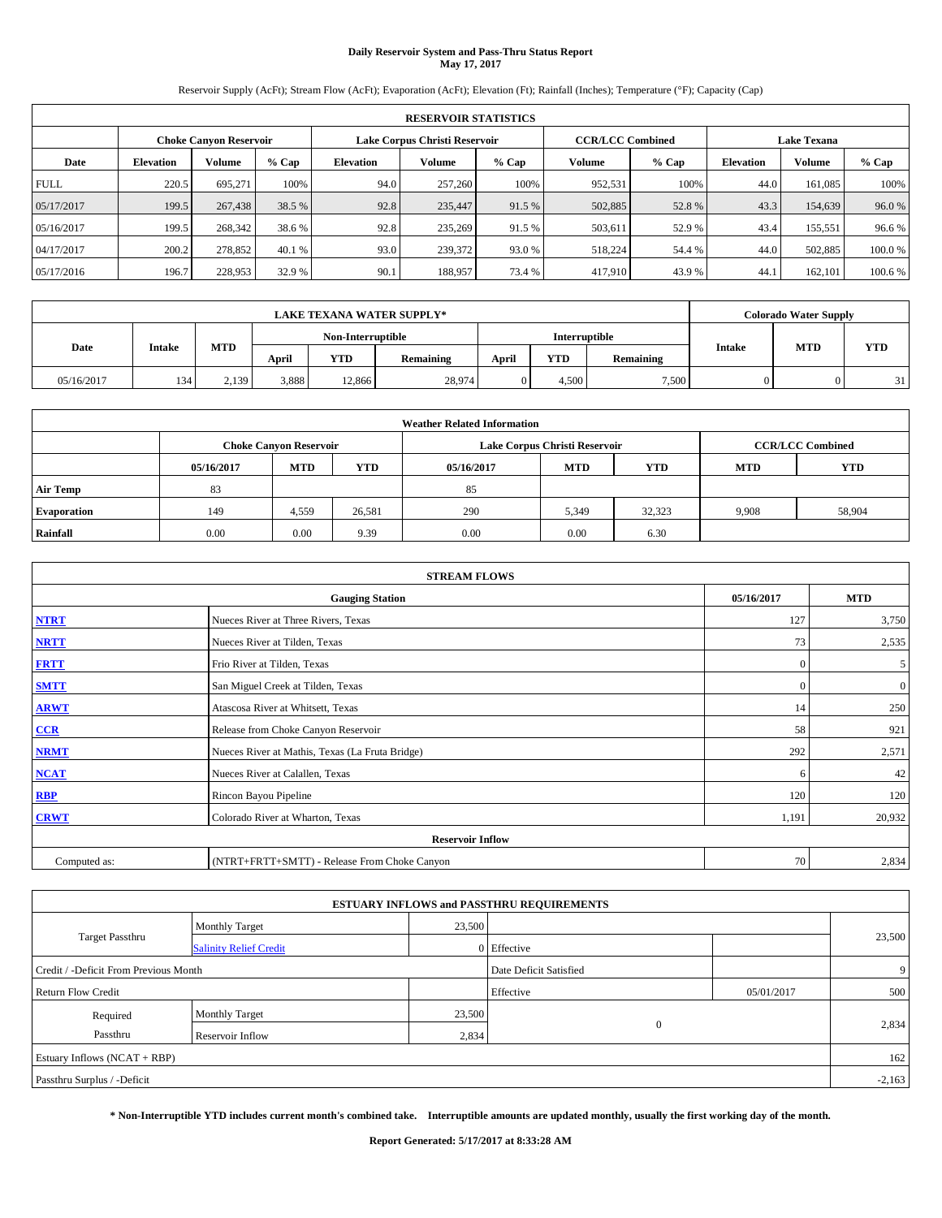# Daily Reservoir System and Pass-Thru Status Report
## May 17, 2017

Reservoir Supply (AcFt); Stream Flow (AcFt); Evaporation (AcFt); Elevation (Ft); Rainfall (Inches); Temperature (°F); Capacity (Cap)

| RESERVOIR STATISTICS | | | | | | | | | | | |
|---|---|---|---|---|---|---|---|---|---|---|---|
| | Choke Canyon Reservoir | | | Lake Corpus Christi Reservoir | | | CCR/LCC Combined | | Lake Texana | | |
| Date | Elevation | Volume | % Cap | Elevation | Volume | % Cap | Volume | % Cap | Elevation | Volume | % Cap |
| FULL | 220.5 | 695,271 | 100% | 94.0 | 257,260 | 100% | 952,531 | 100% | 44.0 | 161,085 | 100% |
| 05/17/2017 | 199.5 | 267,438 | 38.5 % | 92.8 | 235,447 | 91.5 % | 502,885 | 52.8 % | 43.3 | 154,639 | 96.0 % |
| 05/16/2017 | 199.5 | 268,342 | 38.6 % | 92.8 | 235,269 | 91.5 % | 503,611 | 52.9 % | 43.4 | 155,551 | 96.6 % |
| 04/17/2017 | 200.2 | 278,852 | 40.1 % | 93.0 | 239,372 | 93.0 % | 518,224 | 54.4 % | 44.0 | 502,885 | 100.0 % |
| 05/17/2016 | 196.7 | 228,953 | 32.9 % | 90.1 | 188,957 | 73.4 % | 417,910 | 43.9 % | 44.1 | 162,101 | 100.6 % |

| LAKE TEXANA WATER SUPPLY* | | | | | | | | | Colorado Water Supply | | |
|---|---|---|---|---|---|---|---|---|---|---|---|
| Date | Intake | MTD | Non-Interruptible | | | Interruptible | | | Intake | MTD | YTD |
| | | | April | YTD | Remaining | April | YTD | Remaining | | | |
| 05/16/2017 | 134 | 2,139 | 3,888 | 12,866 | 28,974 | 0 | 4,500 | 7,500 | 0 | 0 | 31 |

| Weather Related Information | | | | | | | | |
|---|---|---|---|---|---|---|---|---|
| | Choke Canyon Reservoir | | | Lake Corpus Christi Reservoir | | | CCR/LCC Combined | |
| | 05/16/2017 | MTD | YTD | 05/16/2017 | MTD | YTD | MTD | YTD |
| Air Temp | 83 | | | 85 | | | | |
| Evaporation | 149 | 4,559 | 26,581 | 290 | 5,349 | 32,323 | 9,908 | 58,904 |
| Rainfall | 0.00 | 0.00 | 9.39 | 0.00 | 0.00 | 6.30 | | |

| STREAM FLOWS | | | |
|---|---|---|---|
| | Gauging Station | 05/16/2017 | MTD |
| NTRT | Nueces River at Three Rivers, Texas | 127 | 3,750 |
| NRTT | Nueces River at Tilden, Texas | 73 | 2,535 |
| FRTT | Frio River at Tilden, Texas | 0 | 5 |
| SMTT | San Miguel Creek at Tilden, Texas | 0 | 0 |
| ARWT | Atascosa River at Whitsett, Texas | 14 | 250 |
| CCR | Release from Choke Canyon Reservoir | 58 | 921 |
| NRMT | Nueces River at Mathis, Texas (La Fruta Bridge) | 292 | 2,571 |
| NCAT | Nueces River at Calallen, Texas | 6 | 42 |
| RBP | Rincon Bayou Pipeline | 120 | 120 |
| CRWT | Colorado River at Wharton, Texas | 1,191 | 20,932 |
| Reservoir Inflow | | | |
| Computed as: | (NTRT+FRTT+SMTT) - Release From Choke Canyon | 70 | 2,834 |

| ESTUARY INFLOWS and PASSTHRU REQUIREMENTS | | | | | |
|---|---|---|---|---|---|
| Target Passthru | Monthly Target | 23,500 | | | 23,500 |
| | Salinity Relief Credit | 0 | Effective | | |
| Credit / -Deficit From Previous Month | | | Date Deficit Satisfied | | 9 |
| Return Flow Credit | | | Effective | 05/01/2017 | 500 |
| Required Passthru | Monthly Target | 23,500 | 0 | | 2,834 |
| | Reservoir Inflow | 2,834 | | | |
| Estuary Inflows (NCAT + RBP) | | | | | 162 |
| Passthru Surplus / -Deficit | | | | | -2,163 |

**\* Non-Interruptible YTD includes current month's combined take. Interruptible amounts are updated monthly, usually the first working day of the month.**

**Report Generated: 5/17/2017 at 8:33:28 AM**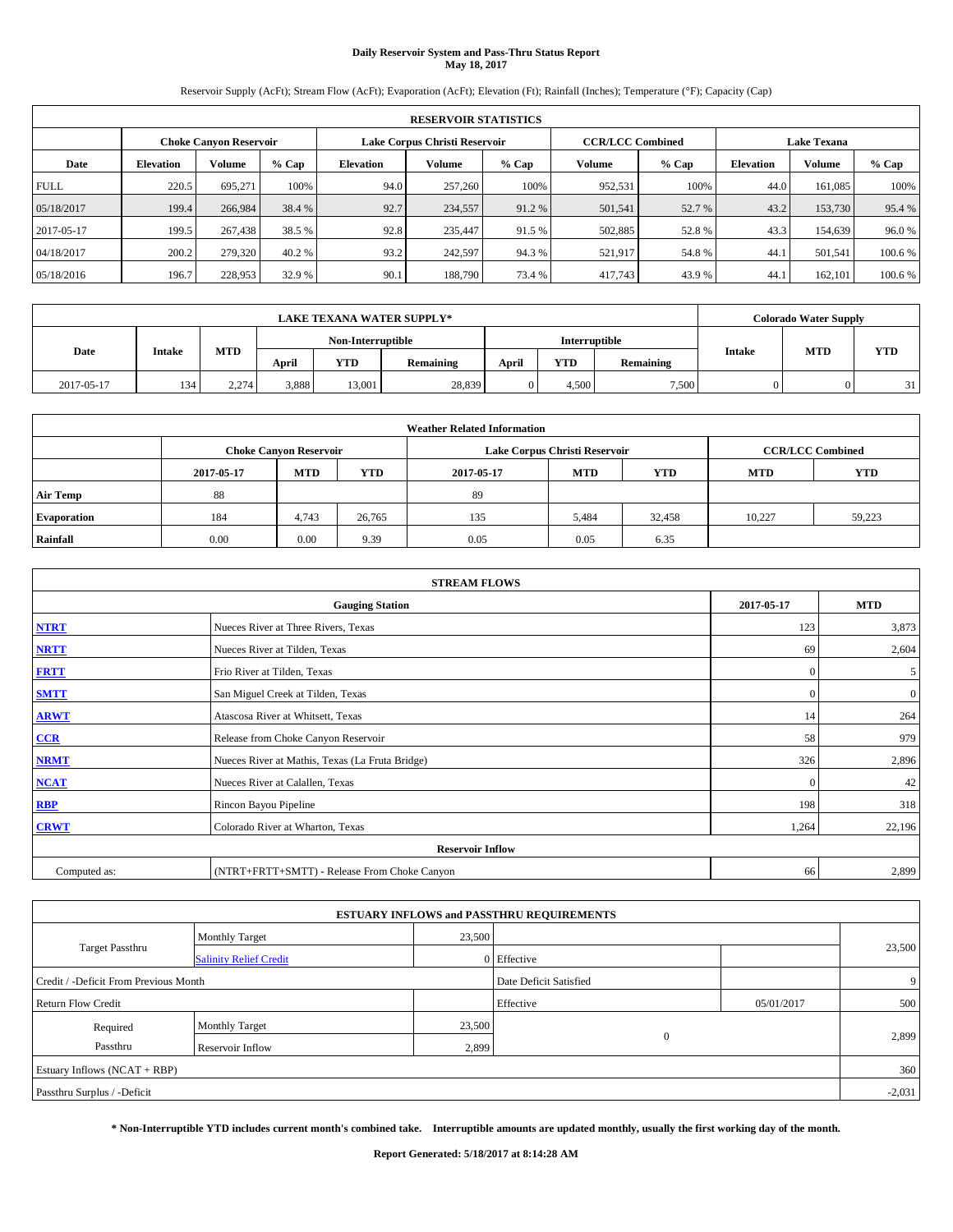# Daily Reservoir System and Pass-Thru Status Report
## May 18, 2017

Reservoir Supply (AcFt); Stream Flow (AcFt); Evaporation (AcFt); Elevation (Ft); Rainfall (Inches); Temperature (°F); Capacity (Cap)

| RESERVOIR STATISTICS | | | | | | | | | | | |
|---|---|---|---|---|---|---|---|---|---|---|---|
| | Choke Canyon Reservoir | | | Lake Corpus Christi Reservoir | | | CCR/LCC Combined | | Lake Texana | | |
| Date | Elevation | Volume | % Cap | Elevation | Volume | % Cap | Volume | % Cap | Elevation | Volume | % Cap |
| FULL | 220.5 | 695,271 | 100% | 94.0 | 257,260 | 100% | 952,531 | 100% | 44.0 | 161,085 | 100% |
| 05/18/2017 | 199.4 | 266,984 | 38.4 % | 92.7 | 234,557 | 91.2 % | 501,541 | 52.7 % | 43.2 | 153,730 | 95.4 % |
| 2017-05-17 | 199.5 | 267,438 | 38.5 % | 92.8 | 235,447 | 91.5 % | 502,885 | 52.8 % | 43.3 | 154,639 | 96.0 % |
| 04/18/2017 | 200.2 | 279,320 | 40.2 % | 93.2 | 242,597 | 94.3 % | 521,917 | 54.8 % | 44.1 | 501,541 | 100.6 % |
| 05/18/2016 | 196.7 | 228,953 | 32.9 % | 90.1 | 188,790 | 73.4 % | 417,743 | 43.9 % | 44.1 | 162,101 | 100.6 % |

| LAKE TEXANA WATER SUPPLY* | | | | | | | | | Colorado Water Supply | | |
|---|---|---|---|---|---|---|---|---|---|---|---|
| Date | Intake | MTD | Non-Interruptible | | | Interruptible | | | Intake | MTD | YTD |
| | | | April | YTD | Remaining | April | YTD | Remaining | | | |
| 2017-05-17 | 134 | 2,274 | 3,888 | 13,001 | 28,839 | 0 | 4,500 | 7,500 | 0 | 0 | 31 |

| Weather Related Information | | | | | | | | |
|---|---|---|---|---|---|---|---|---|
| | Choke Canyon Reservoir | | | Lake Corpus Christi Reservoir | | | CCR/LCC Combined | |
| | 2017-05-17 | MTD | YTD | 2017-05-17 | MTD | YTD | MTD | YTD |
| Air Temp | 88 | | | 89 | | | | |
| Evaporation | 184 | 4,743 | 26,765 | 135 | 5,484 | 32,458 | 10,227 | 59,223 |
| Rainfall | 0.00 | 0.00 | 9.39 | 0.05 | 0.05 | 6.35 | | |

| STREAM FLOWS | | | |
|---|---|---|---|
| | Gauging Station | 2017-05-17 | MTD |
| NTRT | Nueces River at Three Rivers, Texas | 123 | 3,873 |
| NRTT | Nueces River at Tilden, Texas | 69 | 2,604 |
| FRTT | Frio River at Tilden, Texas | 0 | 5 |
| SMTT | San Miguel Creek at Tilden, Texas | 0 | 0 |
| ARWT | Atascosa River at Whitsett, Texas | 14 | 264 |
| CCR | Release from Choke Canyon Reservoir | 58 | 979 |
| NRMT | Nueces River at Mathis, Texas (La Fruta Bridge) | 326 | 2,896 |
| NCAT | Nueces River at Calallen, Texas | 0 | 42 |
| RBP | Rincon Bayou Pipeline | 198 | 318 |
| CRWT | Colorado River at Wharton, Texas | 1,264 | 22,196 |
| Reservoir Inflow | | | |
| Computed as: | (NTRT+FRTT+SMTT) - Release From Choke Canyon | 66 | 2,899 |

| ESTUARY INFLOWS and PASSTHRU REQUIREMENTS | | | | | |
|---|---|---|---|---|---|
| Target Passthru | Monthly Target | 23,500 | | | 23,500 |
| | Salinity Relief Credit | 0 | Effective | | |
| Credit / -Deficit From Previous Month | | | Date Deficit Satisfied | | 9 |
| Return Flow Credit | | | Effective | 05/01/2017 | 500 |
| Required Passthru | Monthly Target | 23,500 | 0 | | 2,899 |
| | Reservoir Inflow | 2,899 | | | |
| Estuary Inflows (NCAT + RBP) | | | | | 360 |
| Passthru Surplus / -Deficit | | | | | -2,031 |

**\* Non-Interruptible YTD includes current month's combined take. Interruptible amounts are updated monthly, usually the first working day of the month.**

**Report Generated: 5/18/2017 at 8:14:28 AM**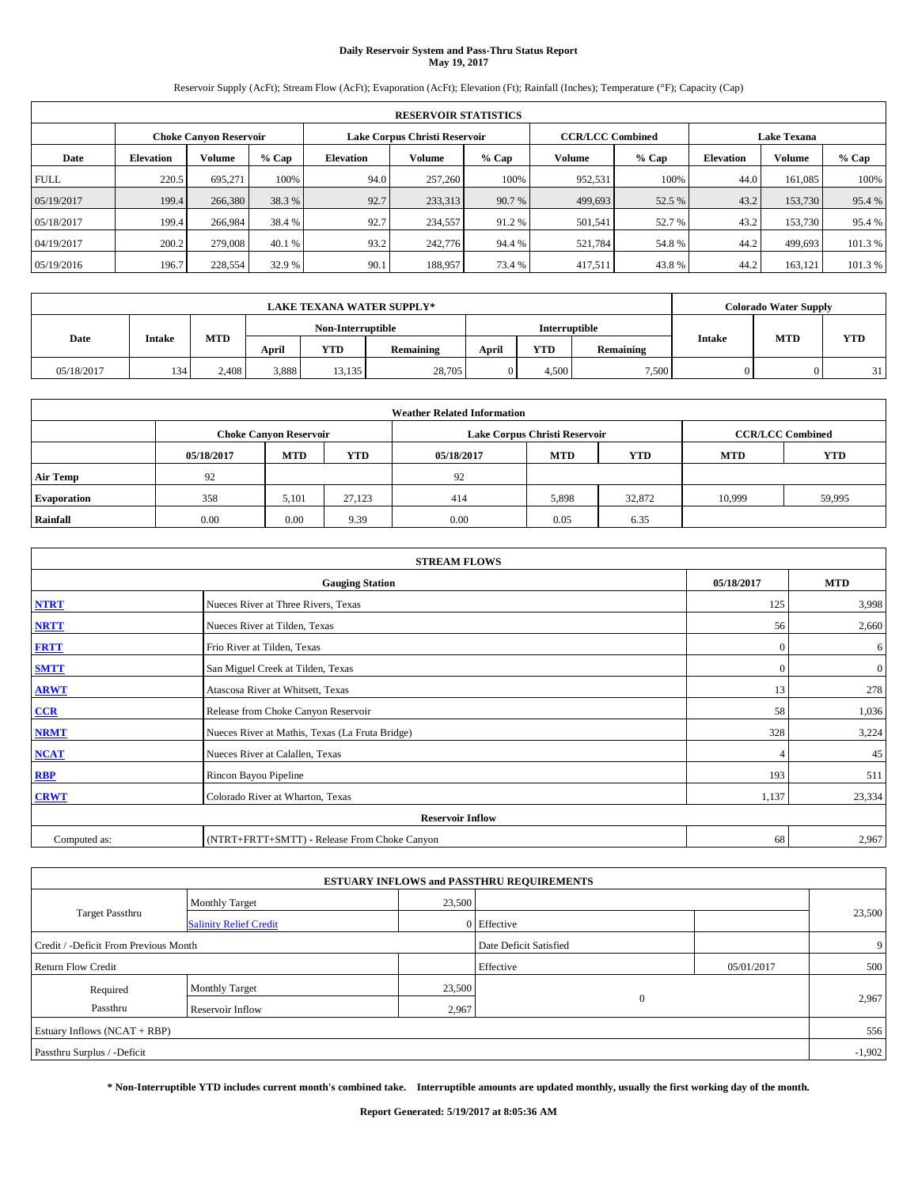# Daily Reservoir System and Pass-Thru Status Report
## May 19, 2017

Reservoir Supply (AcFt); Stream Flow (AcFt); Evaporation (AcFt); Elevation (Ft); Rainfall (Inches); Temperature (°F); Capacity (Cap)

| RESERVOIR STATISTICS | | | | | | | | | | | |
|---|---|---|---|---|---|---|---|---|---|---|---|
| | Choke Canyon Reservoir | | | Lake Corpus Christi Reservoir | | | CCR/LCC Combined | | Lake Texana | | |
| Date | Elevation | Volume | % Cap | Elevation | Volume | % Cap | Volume | % Cap | Elevation | Volume | % Cap |
| FULL | 220.5 | 695,271 | 100% | 94.0 | 257,260 | 100% | 952,531 | 100% | 44.0 | 161,085 | 100% |
| 05/19/2017 | 199.4 | 266,380 | 38.3 % | 92.7 | 233,313 | 90.7 % | 499,693 | 52.5 % | 43.2 | 153,730 | 95.4 % |
| 05/18/2017 | 199.4 | 266,984 | 38.4 % | 92.7 | 234,557 | 91.2 % | 501,541 | 52.7 % | 43.2 | 153,730 | 95.4 % |
| 04/19/2017 | 200.2 | 279,008 | 40.1 % | 93.2 | 242,776 | 94.4 % | 521,784 | 54.8 % | 44.2 | 499,693 | 101.3 % |
| 05/19/2016 | 196.7 | 228,554 | 32.9 % | 90.1 | 188,957 | 73.4 % | 417,511 | 43.8 % | 44.2 | 163,121 | 101.3 % |

| LAKE TEXANA WATER SUPPLY* | | | | | | | | | Colorado Water Supply | | |
|---|---|---|---|---|---|---|---|---|---|---|---|
| Date | Intake | MTD | Non-Interruptible | | | Interruptible | | | Intake | MTD | YTD |
| | | | April | YTD | Remaining | April | YTD | Remaining | | | |
| 05/18/2017 | 134 | 2,408 | 3,888 | 13,135 | 28,705 | 0 | 4,500 | 7,500 | 0 | 0 | 31 |

| Weather Related Information | | | | | | | | |
|---|---|---|---|---|---|---|---|---|
| | Choke Canyon Reservoir | | | Lake Corpus Christi Reservoir | | | CCR/LCC Combined | |
| | 05/18/2017 | MTD | YTD | 05/18/2017 | MTD | YTD | MTD | YTD |
| Air Temp | 92 | | | 92 | | | | |
| Evaporation | 358 | 5,101 | 27,123 | 414 | 5,898 | 32,872 | 10,999 | 59,995 |
| Rainfall | 0.00 | 0.00 | 9.39 | 0.00 | 0.05 | 6.35 | | |

| STREAM FLOWS | | | |
|---|---|---|---|
| Gauging Station | | 05/18/2017 | MTD |
| NTRT | Nueces River at Three Rivers, Texas | 125 | 3,998 |
| NRTT | Nueces River at Tilden, Texas | 56 | 2,660 |
| FRTT | Frio River at Tilden, Texas | 0 | 6 |
| SMTT | San Miguel Creek at Tilden, Texas | 0 | 0 |
| ARWT | Atascosa River at Whitsett, Texas | 13 | 278 |
| CCR | Release from Choke Canyon Reservoir | 58 | 1,036 |
| NRMT | Nueces River at Mathis, Texas (La Fruta Bridge) | 328 | 3,224 |
| NCAT | Nueces River at Calallen, Texas | 4 | 45 |
| RBP | Rincon Bayou Pipeline | 193 | 511 |
| CRWT | Colorado River at Wharton, Texas | 1,137 | 23,334 |
| Reservoir Inflow | | | |
| Computed as: | (NTRT+FRTT+SMTT) - Release From Choke Canyon | 68 | 2,967 |

| ESTUARY INFLOWS and PASSTHRU REQUIREMENTS | | | | | |
|---|---|---|---|---|---|
| Target Passthru | Monthly Target | 23,500 | | | 23,500 |
| | Salinity Relief Credit | 0 | Effective | | |
| Credit / -Deficit From Previous Month | | | Date Deficit Satisfied | | 9 |
| Return Flow Credit | | | Effective | 05/01/2017 | 500 |
| Required Passthru | Monthly Target | 23,500 | 0 | | 2,967 |
| | Reservoir Inflow | 2,967 | | | |
| Estuary Inflows (NCAT + RBP) | | | | | 556 |
| Passthru Surplus / -Deficit | | | | | -1,902 |

**\* Non-Interruptible YTD includes current month's combined take. Interruptible amounts are updated monthly, usually the first working day of the month.**

**Report Generated: 5/19/2017 at 8:05:36 AM**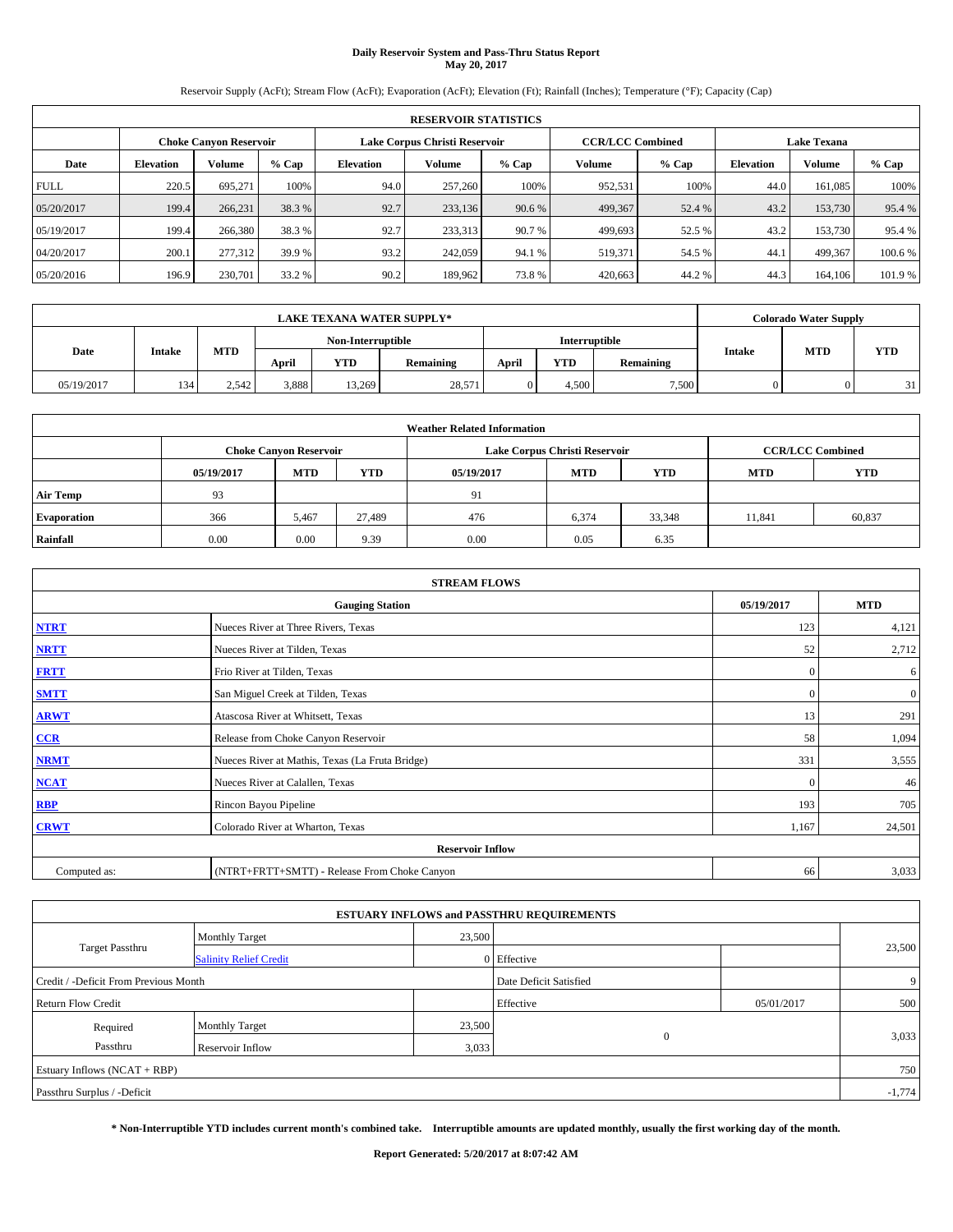**Daily Reservoir System and Pass-Thru Status Report**
**May 20, 2017**

Reservoir Supply (AcFt); Stream Flow (AcFt); Evaporation (AcFt); Elevation (Ft); Rainfall (Inches); Temperature (°F); Capacity (Cap)

| RESERVOIR STATISTICS | | | | | | | | | | | |
|---|---|---|---|---|---|---|---|---|---|---|---|
| | Choke Canyon Reservoir | | | Lake Corpus Christi Reservoir | | | CCR/LCC Combined | | Lake Texana | | |
| Date | Elevation | Volume | % Cap | Elevation | Volume | % Cap | Volume | % Cap | Elevation | Volume | % Cap |
| FULL | 220.5 | 695,271 | 100% | 94.0 | 257,260 | 100% | 952,531 | 100% | 44.0 | 161,085 | 100% |
| 05/20/2017 | 199.4 | 266,231 | 38.3 % | 92.7 | 233,136 | 90.6 % | 499,367 | 52.4 % | 43.2 | 153,730 | 95.4 % |
| 05/19/2017 | 199.4 | 266,380 | 38.3 % | 92.7 | 233,313 | 90.7 % | 499,693 | 52.5 % | 43.2 | 153,730 | 95.4 % |
| 04/20/2017 | 200.1 | 277,312 | 39.9 % | 93.2 | 242,059 | 94.1 % | 519,371 | 54.5 % | 44.1 | 499,367 | 100.6 % |
| 05/20/2016 | 196.9 | 230,701 | 33.2 % | 90.2 | 189,962 | 73.8 % | 420,663 | 44.2 % | 44.3 | 164,106 | 101.9 % |

| LAKE TEXANA WATER SUPPLY* | | | | | | | | | Colorado Water Supply | | |
|---|---|---|---|---|---|---|---|---|---|---|---|
| Date | Intake | MTD | Non-Interruptible | | | Interruptible | | | Intake | MTD | YTD |
| | | | April | YTD | Remaining | April | YTD | Remaining | | | |
| 05/19/2017 | 134 | 2,542 | 3,888 | 13,269 | 28,571 | 0 | 4,500 | 7,500 | 0 | 0 | 31 |

| Weather Related Information | | | | | | | | |
|---|---|---|---|---|---|---|---|---|
| | Choke Canyon Reservoir | | | Lake Corpus Christi Reservoir | | | CCR/LCC Combined | |
| | 05/19/2017 | MTD | YTD | 05/19/2017 | MTD | YTD | MTD | YTD |
| Air Temp | 93 | | | 91 | | | | |
| Evaporation | 366 | 5,467 | 27,489 | 476 | 6,374 | 33,348 | 11,841 | 60,837 |
| Rainfall | 0.00 | 0.00 | 9.39 | 0.00 | 0.05 | 6.35 | | |

| STREAM FLOWS | | | |
|---|---|---|---|
| Gauging Station | | 05/19/2017 | MTD |
| NTRT | Nueces River at Three Rivers, Texas | 123 | 4,121 |
| NRTT | Nueces River at Tilden, Texas | 52 | 2,712 |
| FRTT | Frio River at Tilden, Texas | 0 | 6 |
| SMTT | San Miguel Creek at Tilden, Texas | 0 | 0 |
| ARWT | Atascosa River at Whitsett, Texas | 13 | 291 |
| CCR | Release from Choke Canyon Reservoir | 58 | 1,094 |
| NRMT | Nueces River at Mathis, Texas (La Fruta Bridge) | 331 | 3,555 |
| NCAT | Nueces River at Calallen, Texas | 0 | 46 |
| RBP | Rincon Bayou Pipeline | 193 | 705 |
| CRWT | Colorado River at Wharton, Texas | 1,167 | 24,501 |
| Reservoir Inflow | | | |
| Computed as: | (NTRT+FRTT+SMTT) - Release From Choke Canyon | 66 | 3,033 |

| ESTUARY INFLOWS and PASSTHRU REQUIREMENTS | | | | | |
|---|---|---|---|---|---|
| Target Passthru | Monthly Target | 23,500 | | | 23,500 |
| | Salinity Relief Credit | 0 | Effective | | |
| Credit / -Deficit From Previous Month | | | Date Deficit Satisfied | | 9 |
| Return Flow Credit | | | Effective | 05/01/2017 | 500 |
| Required Passthru | Monthly Target | 23,500 | 0 | | 3,033 |
| | Reservoir Inflow | 3,033 | | | |
| Estuary Inflows (NCAT + RBP) | | | | | 750 |
| Passthru Surplus / -Deficit | | | | | -1,774 |

**\* Non-Interruptible YTD includes current month's combined take. Interruptible amounts are updated monthly, usually the first working day of the month.**

**Report Generated: 5/20/2017 at 8:07:42 AM**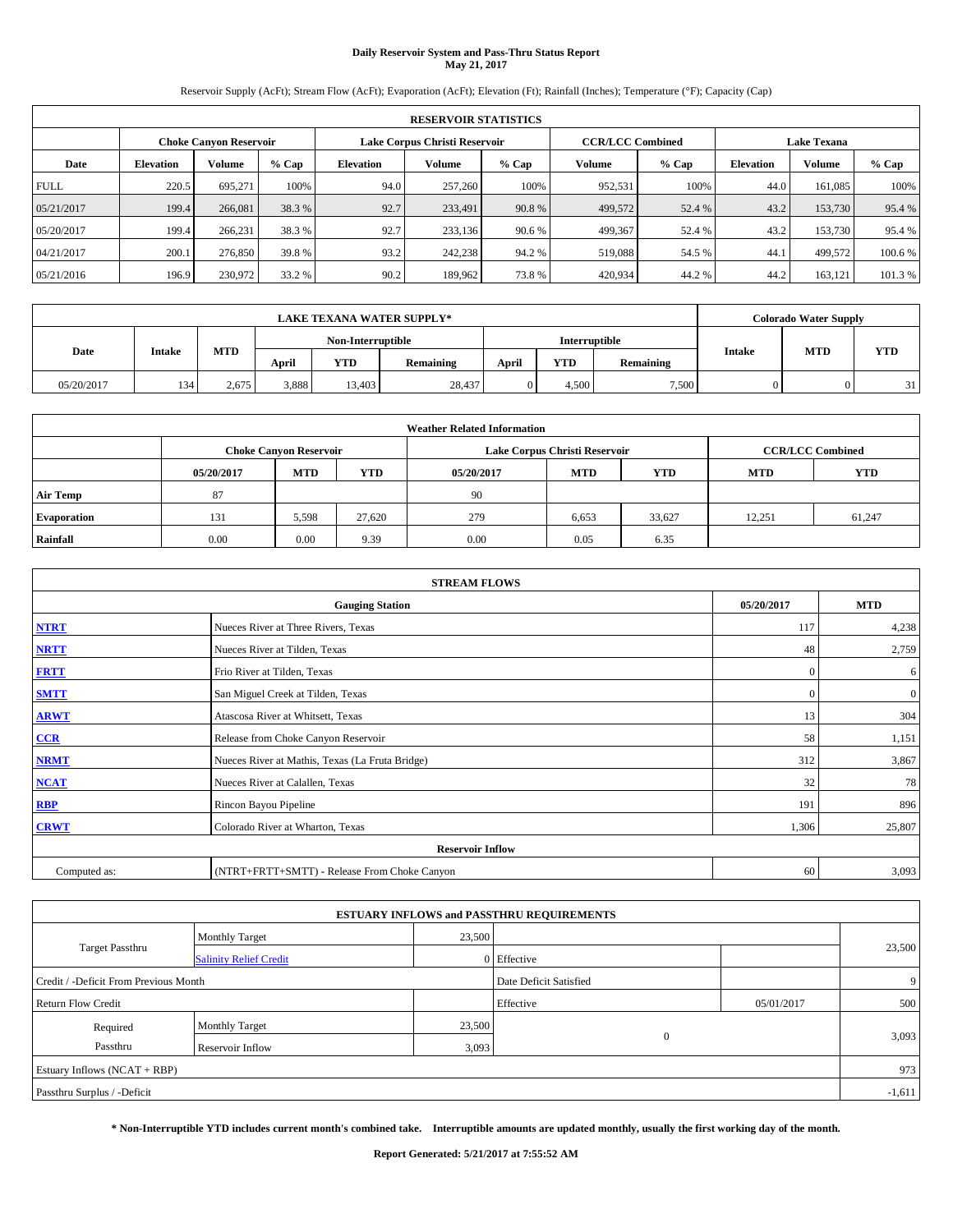# Daily Reservoir System and Pass-Thru Status Report
## May 21, 2017

Reservoir Supply (AcFt); Stream Flow (AcFt); Evaporation (AcFt); Elevation (Ft); Rainfall (Inches); Temperature (°F); Capacity (Cap)

| RESERVOIR STATISTICS | | | | | | | | | | | |
|---|---|---|---|---|---|---|---|---|---|---|---|
| | Choke Canyon Reservoir | | | Lake Corpus Christi Reservoir | | | CCR/LCC Combined | | Lake Texana | | |
| Date | Elevation | Volume | % Cap | Elevation | Volume | % Cap | Volume | % Cap | Elevation | Volume | % Cap |
| FULL | 220.5 | 695,271 | 100% | 94.0 | 257,260 | 100% | 952,531 | 100% | 44.0 | 161,085 | 100% |
| 05/21/2017 | 199.4 | 266,081 | 38.3 % | 92.7 | 233,491 | 90.8 % | 499,572 | 52.4 % | 43.2 | 153,730 | 95.4 % |
| 05/20/2017 | 199.4 | 266,231 | 38.3 % | 92.7 | 233,136 | 90.6 % | 499,367 | 52.4 % | 43.2 | 153,730 | 95.4 % |
| 04/21/2017 | 200.1 | 276,850 | 39.8 % | 93.2 | 242,238 | 94.2 % | 519,088 | 54.5 % | 44.1 | 499,572 | 100.6 % |
| 05/21/2016 | 196.9 | 230,972 | 33.2 % | 90.2 | 189,962 | 73.8 % | 420,934 | 44.2 % | 44.2 | 163,121 | 101.3 % |

| LAKE TEXANA WATER SUPPLY* | | | | | | | | | Colorado Water Supply | | |
|---|---|---|---|---|---|---|---|---|---|---|---|
| Date | Intake | MTD | Non-Interruptible | | | Interruptible | | | Intake | MTD | YTD |
| | | | April | YTD | Remaining | April | YTD | Remaining | | | |
| 05/20/2017 | 134 | 2,675 | 3,888 | 13,403 | 28,437 | 0 | 4,500 | 7,500 | 0 | 0 | 31 |

| Weather Related Information | | | | | | | | |
|---|---|---|---|---|---|---|---|---|
| | Choke Canyon Reservoir | | | Lake Corpus Christi Reservoir | | | CCR/LCC Combined | |
| | 05/20/2017 | MTD | YTD | 05/20/2017 | MTD | YTD | MTD | YTD |
| Air Temp | 87 | | | 90 | | | | |
| Evaporation | 131 | 5,598 | 27,620 | 279 | 6,653 | 33,627 | 12,251 | 61,247 |
| Rainfall | 0.00 | 0.00 | 9.39 | 0.00 | 0.05 | 6.35 | | |

| STREAM FLOWS | | | |
|---|---|---|---|
| Gauging Station | | 05/20/2017 | MTD |
| NTRT | Nueces River at Three Rivers, Texas | 117 | 4,238 |
| NRTT | Nueces River at Tilden, Texas | 48 | 2,759 |
| FRTT | Frio River at Tilden, Texas | 0 | 6 |
| SMTT | San Miguel Creek at Tilden, Texas | 0 | 0 |
| ARWT | Atascosa River at Whitsett, Texas | 13 | 304 |
| CCR | Release from Choke Canyon Reservoir | 58 | 1,151 |
| NRMT | Nueces River at Mathis, Texas (La Fruta Bridge) | 312 | 3,867 |
| NCAT | Nueces River at Calallen, Texas | 32 | 78 |
| RBP | Rincon Bayou Pipeline | 191 | 896 |
| CRWT | Colorado River at Wharton, Texas | 1,306 | 25,807 |
| Reservoir Inflow | | | |
| Computed as: | (NTRT+FRTT+SMTT) - Release From Choke Canyon | 60 | 3,093 |

| ESTUARY INFLOWS and PASSTHRU REQUIREMENTS | | | | | |
|---|---|---|---|---|---|
| Target Passthru | Monthly Target | 23,500 | | | 23,500 |
| | Salinity Relief Credit | 0 | Effective | | |
| Credit / -Deficit From Previous Month | | | Date Deficit Satisfied | | 9 |
| Return Flow Credit | | | Effective | 05/01/2017 | 500 |
| Required Passthru | Monthly Target | 23,500 | 0 | | 3,093 |
| | Reservoir Inflow | 3,093 | | | |
| Estuary Inflows (NCAT + RBP) | | | | | 973 |
| Passthru Surplus / -Deficit | | | | | -1,611 |

**\* Non-Interruptible YTD includes current month's combined take. Interruptible amounts are updated monthly, usually the first working day of the month.**

**Report Generated: 5/21/2017 at 7:55:52 AM**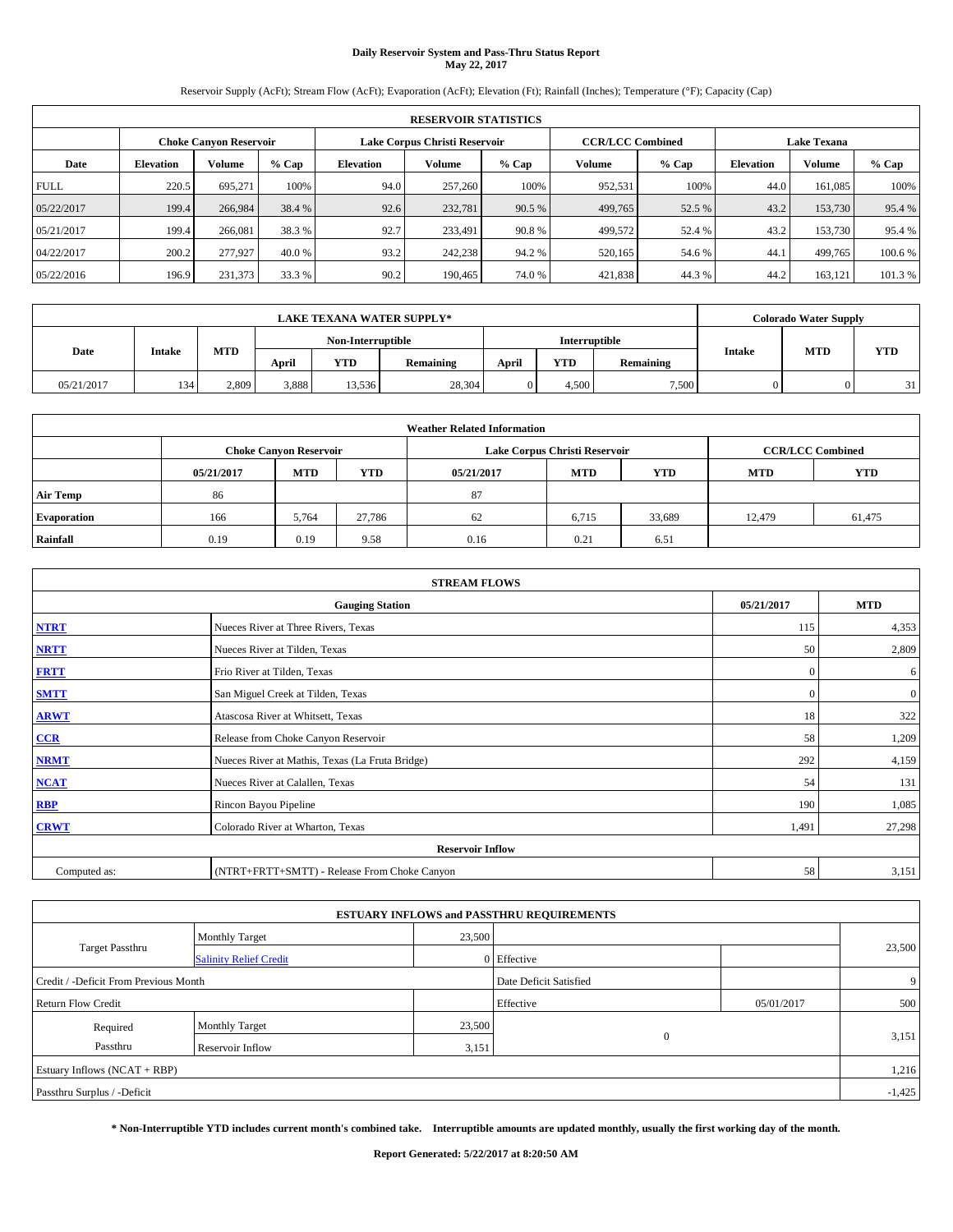# Daily Reservoir System and Pass-Thru Status Report
## May 22, 2017

Reservoir Supply (AcFt); Stream Flow (AcFt); Evaporation (AcFt); Elevation (Ft); Rainfall (Inches); Temperature (°F); Capacity (Cap)

| RESERVOIR STATISTICS | | | | | | | | | | | |
|---|---|---|---|---|---|---|---|---|---|---|---|
| | Choke Canyon Reservoir | | | Lake Corpus Christi Reservoir | | | CCR/LCC Combined | | Lake Texana | | |
| Date | Elevation | Volume | % Cap | Elevation | Volume | % Cap | Volume | % Cap | Elevation | Volume | % Cap |
| FULL | 220.5 | 695,271 | 100% | 94.0 | 257,260 | 100% | 952,531 | 100% | 44.0 | 161,085 | 100% |
| 05/22/2017 | 199.4 | 266,984 | 38.4 % | 92.6 | 232,781 | 90.5 % | 499,765 | 52.5 % | 43.2 | 153,730 | 95.4 % |
| 05/21/2017 | 199.4 | 266,081 | 38.3 % | 92.7 | 233,491 | 90.8 % | 499,572 | 52.4 % | 43.2 | 153,730 | 95.4 % |
| 04/22/2017 | 200.2 | 277,927 | 40.0 % | 93.2 | 242,238 | 94.2 % | 520,165 | 54.6 % | 44.1 | 499,765 | 100.6 % |
| 05/22/2016 | 196.9 | 231,373 | 33.3 % | 90.2 | 190,465 | 74.0 % | 421,838 | 44.3 % | 44.2 | 163,121 | 101.3 % |

| LAKE TEXANA WATER SUPPLY* | | | | | | | | | Colorado Water Supply | | |
|---|---|---|---|---|---|---|---|---|---|---|---|
| Date | Intake | MTD | Non-Interruptible | | | Interruptible | | | Intake | MTD | YTD |
| | | | April | YTD | Remaining | April | YTD | Remaining | | | |
| 05/21/2017 | 134 | 2,809 | 3,888 | 13,536 | 28,304 | 0 | 4,500 | 7,500 | 0 | 0 | 31 |

| Weather Related Information | | | | | | | | |
|---|---|---|---|---|---|---|---|---|
| | Choke Canyon Reservoir | | | Lake Corpus Christi Reservoir | | | CCR/LCC Combined | |
| | 05/21/2017 | MTD | YTD | 05/21/2017 | MTD | YTD | MTD | YTD |
| Air Temp | 86 | | | 87 | | | | |
| Evaporation | 166 | 5,764 | 27,786 | 62 | 6,715 | 33,689 | 12,479 | 61,475 |
| Rainfall | 0.19 | 0.19 | 9.58 | 0.16 | 0.21 | 6.51 | | |

| STREAM FLOWS | | | |
|---|---|---|---|
| | Gauging Station | 05/21/2017 | MTD |
| NTRT | Nueces River at Three Rivers, Texas | 115 | 4,353 |
| NRTT | Nueces River at Tilden, Texas | 50 | 2,809 |
| FRTT | Frio River at Tilden, Texas | 0 | 6 |
| SMTT | San Miguel Creek at Tilden, Texas | 0 | 0 |
| ARWT | Atascosa River at Whitsett, Texas | 18 | 322 |
| CCR | Release from Choke Canyon Reservoir | 58 | 1,209 |
| NRMT | Nueces River at Mathis, Texas (La Fruta Bridge) | 292 | 4,159 |
| NCAT | Nueces River at Calallen, Texas | 54 | 131 |
| RBP | Rincon Bayou Pipeline | 190 | 1,085 |
| CRWT | Colorado River at Wharton, Texas | 1,491 | 27,298 |
| | Reservoir Inflow | | |
| Computed as: | (NTRT+FRTT+SMTT) - Release From Choke Canyon | 58 | 3,151 |

| ESTUARY INFLOWS and PASSTHRU REQUIREMENTS | | | | | |
|---|---|---|---|---|---|
| Target Passthru | Monthly Target | 23,500 | | | 23,500 |
| | Salinity Relief Credit | 0 | Effective | | |
| Credit / -Deficit From Previous Month | | | Date Deficit Satisfied | | 9 |
| Return Flow Credit | | | Effective | 05/01/2017 | 500 |
| Required Passthru | Monthly Target | 23,500 | 0 | | 3,151 |
| | Reservoir Inflow | 3,151 | | | |
| Estuary Inflows (NCAT + RBP) | | | | | 1,216 |
| Passthru Surplus / -Deficit | | | | | -1,425 |

**\* Non-Interruptible YTD includes current month's combined take. Interruptible amounts are updated monthly, usually the first working day of the month.**

**Report Generated: 5/22/2017 at 8:20:50 AM**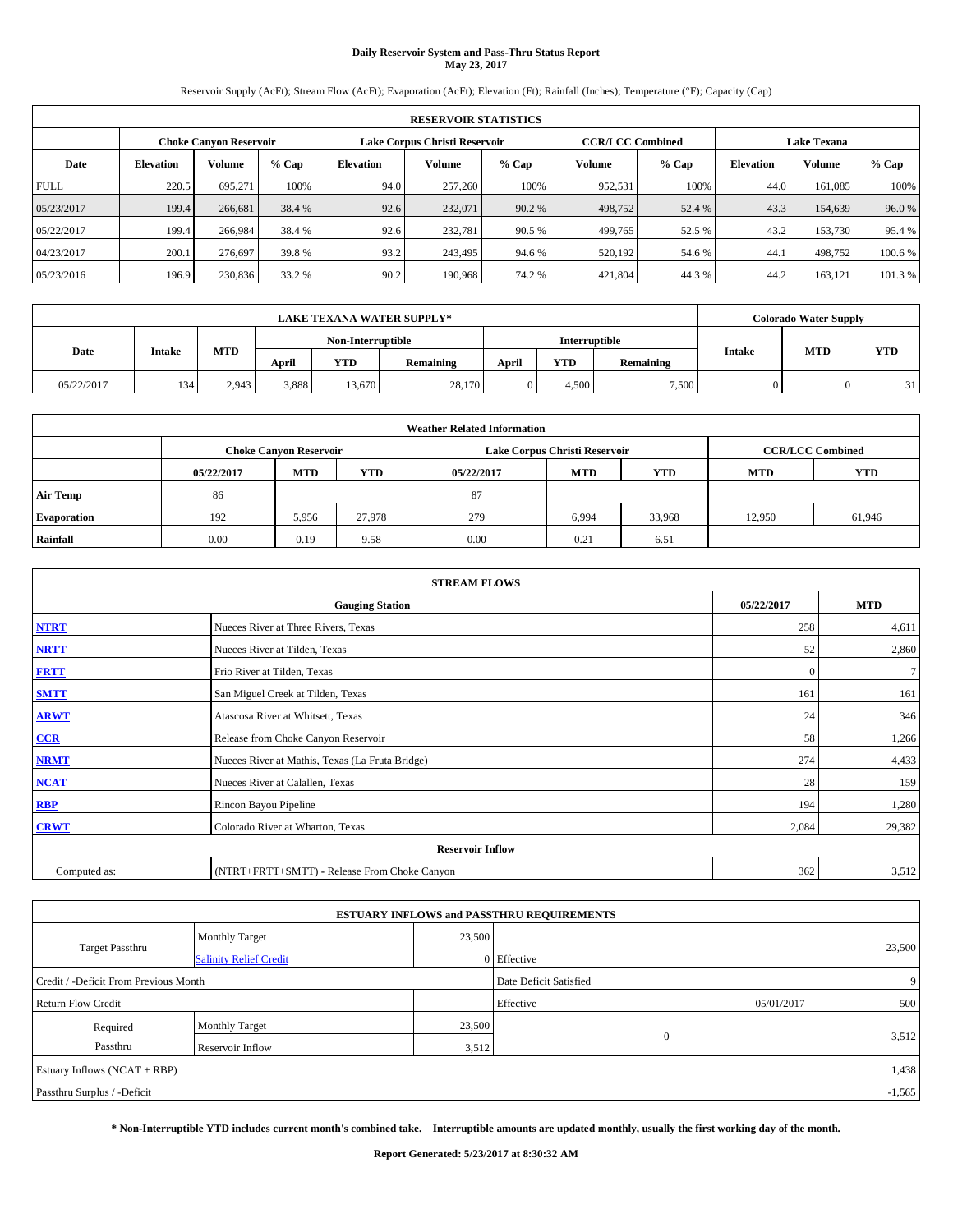**Daily Reservoir System and Pass-Thru Status Report**
**May 23, 2017**

Reservoir Supply (AcFt); Stream Flow (AcFt); Evaporation (AcFt); Elevation (Ft); Rainfall (Inches); Temperature (°F); Capacity (Cap)

| RESERVOIR STATISTICS | | | | | | | | | | | |
|---|---|---|---|---|---|---|---|---|---|---|---|
| | Choke Canyon Reservoir | | | Lake Corpus Christi Reservoir | | | CCR/LCC Combined | | Lake Texana | | |
| Date | Elevation | Volume | % Cap | Elevation | Volume | % Cap | Volume | % Cap | Elevation | Volume | % Cap |
| FULL | 220.5 | 695,271 | 100% | 94.0 | 257,260 | 100% | 952,531 | 100% | 44.0 | 161,085 | 100% |
| 05/23/2017 | 199.4 | 266,681 | 38.4 % | 92.6 | 232,071 | 90.2 % | 498,752 | 52.4 % | 43.3 | 154,639 | 96.0 % |
| 05/22/2017 | 199.4 | 266,984 | 38.4 % | 92.6 | 232,781 | 90.5 % | 499,765 | 52.5 % | 43.2 | 153,730 | 95.4 % |
| 04/23/2017 | 200.1 | 276,697 | 39.8 % | 93.2 | 243,495 | 94.6 % | 520,192 | 54.6 % | 44.1 | 498,752 | 100.6 % |
| 05/23/2016 | 196.9 | 230,836 | 33.2 % | 90.2 | 190,968 | 74.2 % | 421,804 | 44.3 % | 44.2 | 163,121 | 101.3 % |

| LAKE TEXANA WATER SUPPLY* | | | | | | | | | Colorado Water Supply | | |
|---|---|---|---|---|---|---|---|---|---|---|---|
| | | | Non-Interruptible | | | Interruptible | | | | | |
| Date | Intake | MTD | April | YTD | Remaining | April | YTD | Remaining | Intake | MTD | YTD |
| 05/22/2017 | 134 | 2,943 | 3,888 | 13,670 | 28,170 | 0 | 4,500 | 7,500 | 0 | 0 | 31 |

| Weather Related Information | | | | | | | | |
|---|---|---|---|---|---|---|---|---|
| | Choke Canyon Reservoir | | | Lake Corpus Christi Reservoir | | | CCR/LCC Combined | |
| | 05/22/2017 | MTD | YTD | 05/22/2017 | MTD | YTD | MTD | YTD |
| Air Temp | 86 | | | 87 | | | | |
| Evaporation | 192 | 5,956 | 27,978 | 279 | 6,994 | 33,968 | 12,950 | 61,946 |
| Rainfall | 0.00 | 0.19 | 9.58 | 0.00 | 0.21 | 6.51 | | |

| STREAM FLOWS | | | |
|---|---|---|---|
| | Gauging Station | 05/22/2017 | MTD |
| NTRT | Nueces River at Three Rivers, Texas | 258 | 4,611 |
| NRTT | Nueces River at Tilden, Texas | 52 | 2,860 |
| FRTT | Frio River at Tilden, Texas | 0 | 7 |
| SMTT | San Miguel Creek at Tilden, Texas | 161 | 161 |
| ARWT | Atascosa River at Whitsett, Texas | 24 | 346 |
| CCR | Release from Choke Canyon Reservoir | 58 | 1,266 |
| NRMT | Nueces River at Mathis, Texas (La Fruta Bridge) | 274 | 4,433 |
| NCAT | Nueces River at Calallen, Texas | 28 | 159 |
| RBP | Rincon Bayou Pipeline | 194 | 1,280 |
| CRWT | Colorado River at Wharton, Texas | 2,084 | 29,382 |
| | Reservoir Inflow | | |
| Computed as: | (NTRT+FRTT+SMTT) - Release From Choke Canyon | 362 | 3,512 |

| ESTUARY INFLOWS and PASSTHRU REQUIREMENTS | | | | | |
|---|---|---|---|---|---|
| Target Passthru | Monthly Target | 23,500 | | | 23,500 |
| | Salinity Relief Credit | 0 | Effective | | |
| Credit / -Deficit From Previous Month | | | Date Deficit Satisfied | | 9 |
| Return Flow Credit | | | Effective | 05/01/2017 | 500 |
| Required Passthru | Monthly Target | 23,500 | 0 | | 3,512 |
| | Reservoir Inflow | 3,512 | | | |
| Estuary Inflows (NCAT + RBP) | | | | | 1,438 |
| Passthru Surplus / -Deficit | | | | | -1,565 |

**\* Non-Interruptible YTD includes current month's combined take. Interruptible amounts are updated monthly, usually the first working day of the month.**

**Report Generated: 5/23/2017 at 8:30:32 AM**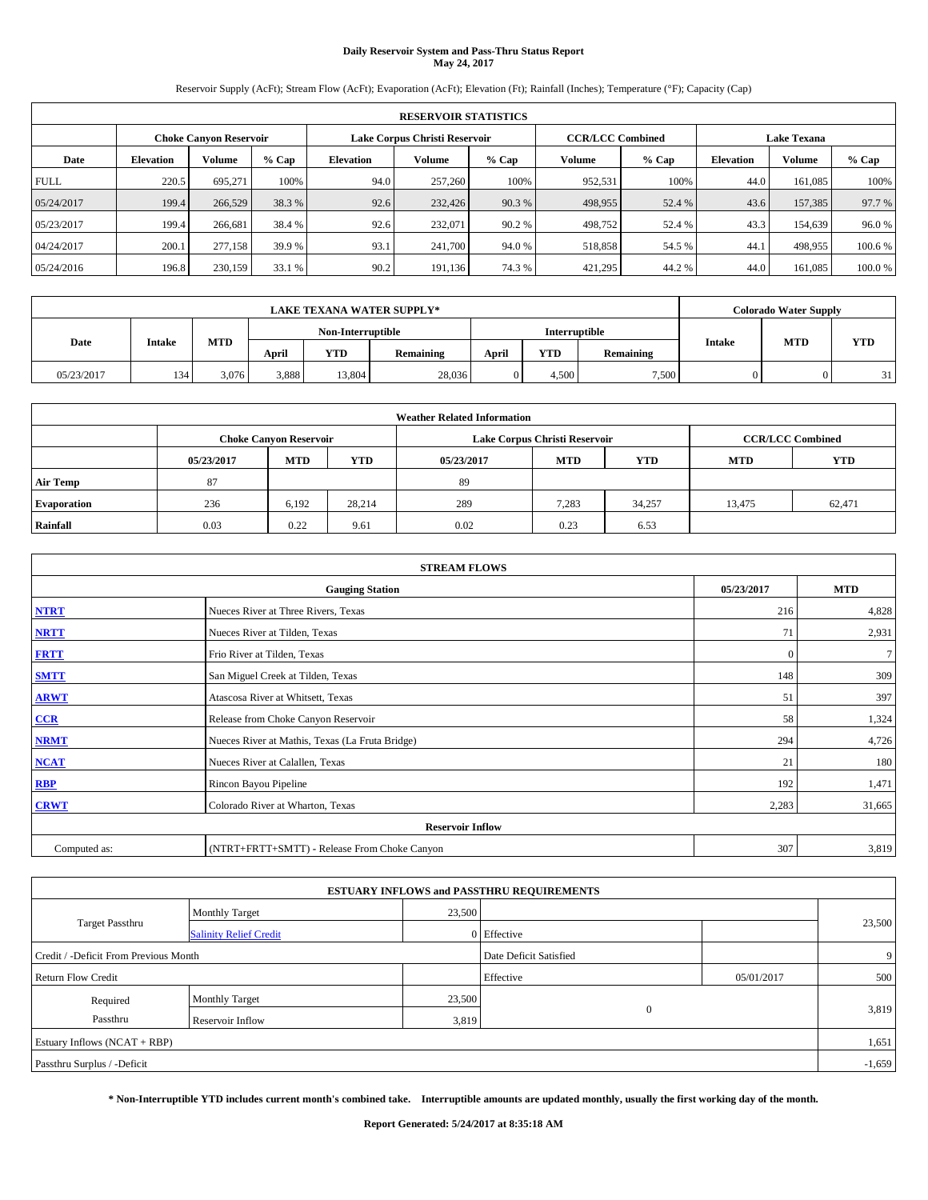# Daily Reservoir System and Pass-Thru Status Report
**May 24, 2017**

Reservoir Supply (AcFt); Stream Flow (AcFt); Evaporation (AcFt); Elevation (Ft); Rainfall (Inches); Temperature (°F); Capacity (Cap)

| RESERVOIR STATISTICS | | | | | | | | | | | |
|---|---|---|---|---|---|---|---|---|---|---|---|
| | Choke Canyon Reservoir | | | Lake Corpus Christi Reservoir | | | CCR/LCC Combined | | Lake Texana | | |
| Date | Elevation | Volume | % Cap | Elevation | Volume | % Cap | Volume | % Cap | Elevation | Volume | % Cap |
| FULL | 220.5 | 695,271 | 100% | 94.0 | 257,260 | 100% | 952,531 | 100% | 44.0 | 161,085 | 100% |
| 05/24/2017 | 199.4 | 266,529 | 38.3 % | 92.6 | 232,426 | 90.3 % | 498,955 | 52.4 % | 43.6 | 157,385 | 97.7 % |
| 05/23/2017 | 199.4 | 266,681 | 38.4 % | 92.6 | 232,071 | 90.2 % | 498,752 | 52.4 % | 43.3 | 154,639 | 96.0 % |
| 04/24/2017 | 200.1 | 277,158 | 39.9 % | 93.1 | 241,700 | 94.0 % | 518,858 | 54.5 % | 44.1 | 498,955 | 100.6 % |
| 05/24/2016 | 196.8 | 230,159 | 33.1 % | 90.2 | 191,136 | 74.3 % | 421,295 | 44.2 % | 44.0 | 161,085 | 100.0 % |

| LAKE TEXANA WATER SUPPLY* | | | | | | | | | Colorado Water Supply | | |
|---|---|---|---|---|---|---|---|---|---|---|---|
| Date | Intake | MTD | Non-Interruptible | | | Interruptible | | | Intake | MTD | YTD |
| | | | April | YTD | Remaining | April | YTD | Remaining | | | |
| 05/23/2017 | 134 | 3,076 | 3,888 | 13,804 | 28,036 | 0 | 4,500 | 7,500 | 0 | 0 | 31 |

| Weather Related Information | | | | | | | | |
|---|---|---|---|---|---|---|---|---|
| | Choke Canyon Reservoir | | | Lake Corpus Christi Reservoir | | | CCR/LCC Combined | |
| | 05/23/2017 | MTD | YTD | 05/23/2017 | MTD | YTD | MTD | YTD |
| Air Temp | 87 | | | 89 | | | | |
| Evaporation | 236 | 6,192 | 28,214 | 289 | 7,283 | 34,257 | 13,475 | 62,471 |
| Rainfall | 0.03 | 0.22 | 9.61 | 0.02 | 0.23 | 6.53 | | |

| STREAM FLOWS | | | |
|---|---|---|---|
| | Gauging Station | 05/23/2017 | MTD |
| NTRT | Nueces River at Three Rivers, Texas | 216 | 4,828 |
| NRTT | Nueces River at Tilden, Texas | 71 | 2,931 |
| FRTT | Frio River at Tilden, Texas | 0 | 7 |
| SMTT | San Miguel Creek at Tilden, Texas | 148 | 309 |
| ARWT | Atascosa River at Whitsett, Texas | 51 | 397 |
| CCR | Release from Choke Canyon Reservoir | 58 | 1,324 |
| NRMT | Nueces River at Mathis, Texas (La Fruta Bridge) | 294 | 4,726 |
| NCAT | Nueces River at Calallen, Texas | 21 | 180 |
| RBP | Rincon Bayou Pipeline | 192 | 1,471 |
| CRWT | Colorado River at Wharton, Texas | 2,283 | 31,665 |
| Reservoir Inflow | | | |
| Computed as: | (NTRT+FRTT+SMTT) - Release From Choke Canyon | 307 | 3,819 |

| ESTUARY INFLOWS and PASSTHRU REQUIREMENTS | | | | | |
|---|---|---|---|---|---|
| Target Passthru | Monthly Target | 23,500 | | | 23,500 |
| | Salinity Relief Credit | 0 | Effective | | |
| Credit / -Deficit From Previous Month | | | Date Deficit Satisfied | | 9 |
| Return Flow Credit | | | Effective | 05/01/2017 | 500 |
| Required Passthru | Monthly Target | 23,500 | 0 | | 3,819 |
| | Reservoir Inflow | 3,819 | | | |
| Estuary Inflows (NCAT + RBP) | | | | | 1,651 |
| Passthru Surplus / -Deficit | | | | | -1,659 |

**\* Non-Interruptible YTD includes current month's combined take. Interruptible amounts are updated monthly, usually the first working day of the month.**

**Report Generated: 5/24/2017 at 8:35:18 AM**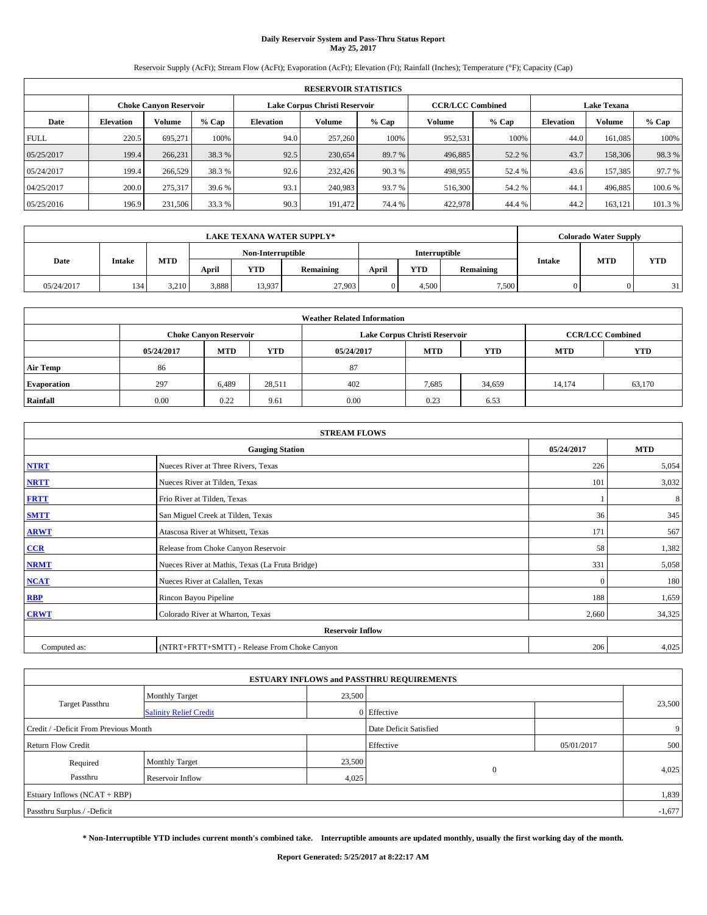# Daily Reservoir System and Pass-Thru Status Report
**May 25, 2017**

Reservoir Supply (AcFt); Stream Flow (AcFt); Evaporation (AcFt); Elevation (Ft); Rainfall (Inches); Temperature (°F); Capacity (Cap)

| RESERVOIR STATISTICS | | | | | | | | | | | |
|---|---|---|---|---|---|---|---|---|---|---|---|
| | Choke Canyon Reservoir | | | Lake Corpus Christi Reservoir | | | CCR/LCC Combined | | Lake Texana | | |
| Date | Elevation | Volume | % Cap | Elevation | Volume | % Cap | Volume | % Cap | Elevation | Volume | % Cap |
| FULL | 220.5 | 695,271 | 100% | 94.0 | 257,260 | 100% | 952,531 | 100% | 44.0 | 161,085 | 100% |
| 05/25/2017 | 199.4 | 266,231 | 38.3 % | 92.5 | 230,654 | 89.7 % | 496,885 | 52.2 % | 43.7 | 158,306 | 98.3 % |
| 05/24/2017 | 199.4 | 266,529 | 38.3 % | 92.6 | 232,426 | 90.3 % | 498,955 | 52.4 % | 43.6 | 157,385 | 97.7 % |
| 04/25/2017 | 200.0 | 275,317 | 39.6 % | 93.1 | 240,983 | 93.7 % | 516,300 | 54.2 % | 44.1 | 496,885 | 100.6 % |
| 05/25/2016 | 196.9 | 231,506 | 33.3 % | 90.3 | 191,472 | 74.4 % | 422,978 | 44.4 % | 44.2 | 163,121 | 101.3 % |

| LAKE TEXANA WATER SUPPLY* | | | | | | | | | Colorado Water Supply | | |
|---|---|---|---|---|---|---|---|---|---|---|---|
| Date | Intake | MTD | Non-Interruptible | | | Interruptible | | | Intake | MTD | YTD |
| | | | April | YTD | Remaining | April | YTD | Remaining | | | |
| 05/24/2017 | 134 | 3,210 | 3,888 | 13,937 | 27,903 | 0 | 4,500 | 7,500 | 0 | 0 | 31 |

| Weather Related Information | | | | | | | | |
|---|---|---|---|---|---|---|---|---|
| | Choke Canyon Reservoir | | | Lake Corpus Christi Reservoir | | | CCR/LCC Combined | |
| | 05/24/2017 | MTD | YTD | 05/24/2017 | MTD | YTD | MTD | YTD |
| Air Temp | 86 | | | 87 | | | | |
| Evaporation | 297 | 6,489 | 28,511 | 402 | 7,685 | 34,659 | 14,174 | 63,170 |
| Rainfall | 0.00 | 0.22 | 9.61 | 0.00 | 0.23 | 6.53 | | |

| STREAM FLOWS | | | |
|---|---|---|---|
| | Gauging Station | 05/24/2017 | MTD |
| NTRT | Nueces River at Three Rivers, Texas | 226 | 5,054 |
| NRTT | Nueces River at Tilden, Texas | 101 | 3,032 |
| FRTT | Frio River at Tilden, Texas | 1 | 8 |
| SMTT | San Miguel Creek at Tilden, Texas | 36 | 345 |
| ARWT | Atascosa River at Whitsett, Texas | 171 | 567 |
| CCR | Release from Choke Canyon Reservoir | 58 | 1,382 |
| NRMT | Nueces River at Mathis, Texas (La Fruta Bridge) | 331 | 5,058 |
| NCAT | Nueces River at Calallen, Texas | 0 | 180 |
| RBP | Rincon Bayou Pipeline | 188 | 1,659 |
| CRWT | Colorado River at Wharton, Texas | 2,660 | 34,325 |
| | Reservoir Inflow | | |
| Computed as: | (NTRT+FRTT+SMTT) - Release From Choke Canyon | 206 | 4,025 |

| ESTUARY INFLOWS and PASSTHRU REQUIREMENTS | | | | | |
|---|---|---|---|---|---|
| Target Passthru | Monthly Target | 23,500 | | | 23,500 |
| | Salinity Relief Credit | 0 | Effective | | |
| Credit / -Deficit From Previous Month | | | Date Deficit Satisfied | | 9 |
| Return Flow Credit | | | Effective | 05/01/2017 | 500 |
| Required Passthru | Monthly Target | 23,500 | 0 | | 4,025 |
| | Reservoir Inflow | 4,025 | | | |
| Estuary Inflows (NCAT + RBP) | | | | | 1,839 |
| Passthru Surplus / -Deficit | | | | | -1,677 |

**\* Non-Interruptible YTD includes current month's combined take. Interruptible amounts are updated monthly, usually the first working day of the month.**

**Report Generated: 5/25/2017 at 8:22:17 AM**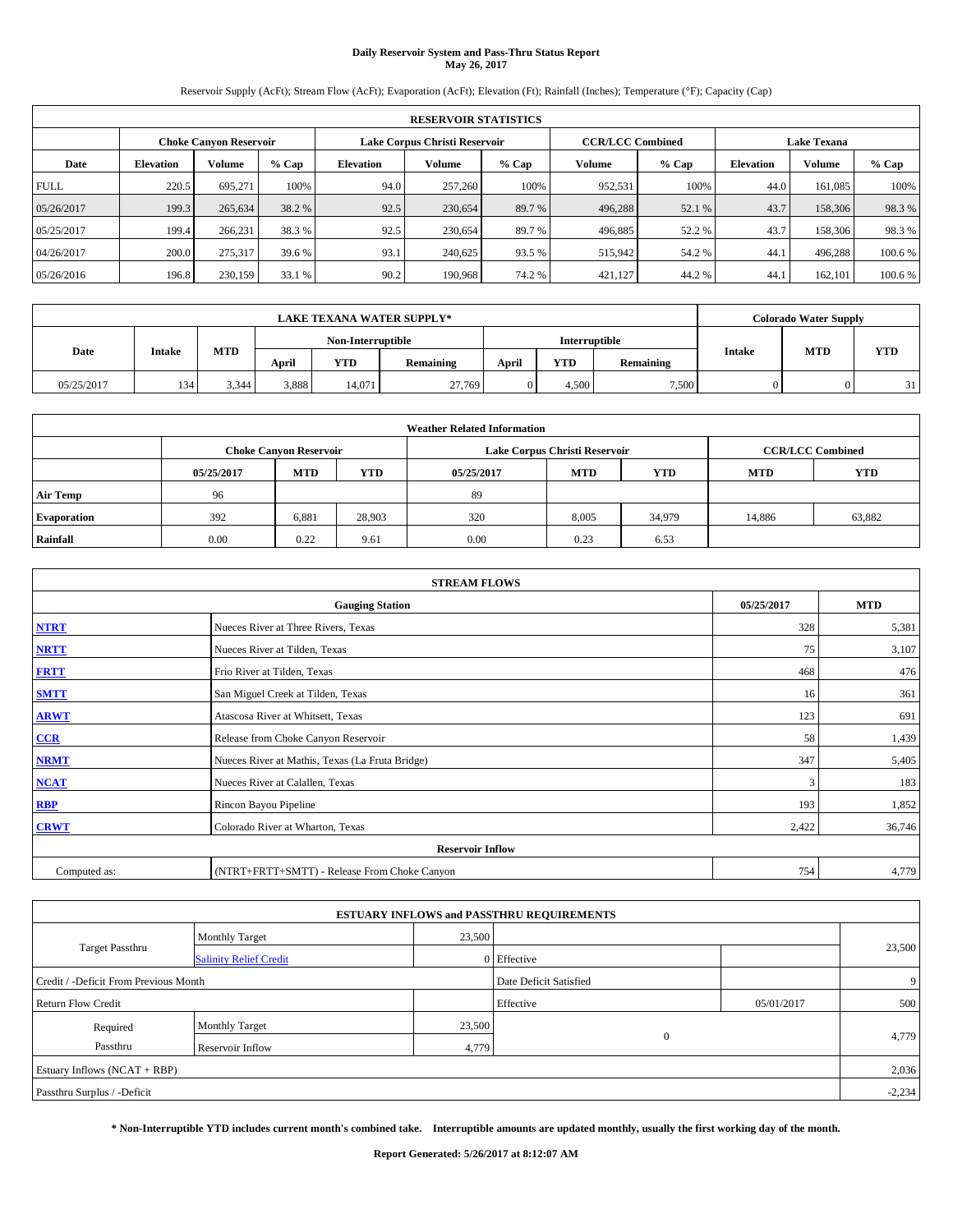# Daily Reservoir System and Pass-Thru Status Report
## May 26, 2017

Reservoir Supply (AcFt); Stream Flow (AcFt); Evaporation (AcFt); Elevation (Ft); Rainfall (Inches); Temperature (°F); Capacity (Cap)

| RESERVOIR STATISTICS | | | | | | | | | | | |
|---|---|---|---|---|---|---|---|---|---|---|---|
| | Choke Canyon Reservoir | | | Lake Corpus Christi Reservoir | | | CCR/LCC Combined | | Lake Texana | | |
| Date | Elevation | Volume | % Cap | Elevation | Volume | % Cap | Volume | % Cap | Elevation | Volume | % Cap |
| FULL | 220.5 | 695,271 | 100% | 94.0 | 257,260 | 100% | 952,531 | 100% | 44.0 | 161,085 | 100% |
| 05/26/2017 | 199.3 | 265,634 | 38.2 % | 92.5 | 230,654 | 89.7 % | 496,288 | 52.1 % | 43.7 | 158,306 | 98.3 % |
| 05/25/2017 | 199.4 | 266,231 | 38.3 % | 92.5 | 230,654 | 89.7 % | 496,885 | 52.2 % | 43.7 | 158,306 | 98.3 % |
| 04/26/2017 | 200.0 | 275,317 | 39.6 % | 93.1 | 240,625 | 93.5 % | 515,942 | 54.2 % | 44.1 | 496,288 | 100.6 % |
| 05/26/2016 | 196.8 | 230,159 | 33.1 % | 90.2 | 190,968 | 74.2 % | 421,127 | 44.2 % | 44.1 | 162,101 | 100.6 % |

| LAKE TEXANA WATER SUPPLY* | | | | | | | | | Colorado Water Supply | | |
|---|---|---|---|---|---|---|---|---|---|---|---|
| Date | Intake | MTD | Non-Interruptible | | | Interruptible | | | Intake | MTD | YTD |
| | | | April | YTD | Remaining | April | YTD | Remaining | | | |
| 05/25/2017 | 134 | 3,344 | 3,888 | 14,071 | 27,769 | 0 | 4,500 | 7,500 | 0 | 0 | 31 |

| Weather Related Information | | | | | | | | |
|---|---|---|---|---|---|---|---|---|
| | Choke Canyon Reservoir | | | Lake Corpus Christi Reservoir | | | CCR/LCC Combined | |
| | 05/25/2017 | MTD | YTD | 05/25/2017 | MTD | YTD | MTD | YTD |
| Air Temp | 96 | | | 89 | | | | |
| Evaporation | 392 | 6,881 | 28,903 | 320 | 8,005 | 34,979 | 14,886 | 63,882 |
| Rainfall | 0.00 | 0.22 | 9.61 | 0.00 | 0.23 | 6.53 | | |

| STREAM FLOWS | | | |
|---|---|---|---|
| | Gauging Station | 05/25/2017 | MTD |
| NTRT | Nueces River at Three Rivers, Texas | 328 | 5,381 |
| NRTT | Nueces River at Tilden, Texas | 75 | 3,107 |
| FRTT | Frio River at Tilden, Texas | 468 | 476 |
| SMTT | San Miguel Creek at Tilden, Texas | 16 | 361 |
| ARWT | Atascosa River at Whitsett, Texas | 123 | 691 |
| CCR | Release from Choke Canyon Reservoir | 58 | 1,439 |
| NRMT | Nueces River at Mathis, Texas (La Fruta Bridge) | 347 | 5,405 |
| NCAT | Nueces River at Calallen, Texas | 3 | 183 |
| RBP | Rincon Bayou Pipeline | 193 | 1,852 |
| CRWT | Colorado River at Wharton, Texas | 2,422 | 36,746 |
| | Reservoir Inflow | | |
| Computed as: | (NTRT+FRTT+SMTT) - Release From Choke Canyon | 754 | 4,779 |

| ESTUARY INFLOWS and PASSTHRU REQUIREMENTS | | | | | |
|---|---|---|---|---|---|
| Target Passthru | Monthly Target | 23,500 | | | 23,500 |
| | Salinity Relief Credit | 0 | Effective | | |
| Credit / -Deficit From Previous Month | | | Date Deficit Satisfied | | 9 |
| Return Flow Credit | | | Effective | 05/01/2017 | 500 |
| Required Passthru | Monthly Target | 23,500 | 0 | | 4,779 |
| | Reservoir Inflow | 4,779 | | | |
| Estuary Inflows (NCAT + RBP) | | | | | 2,036 |
| Passthru Surplus / -Deficit | | | | | -2,234 |

**\* Non-Interruptible YTD includes current month's combined take. Interruptible amounts are updated monthly, usually the first working day of the month.**

**Report Generated: 5/26/2017 at 8:12:07 AM**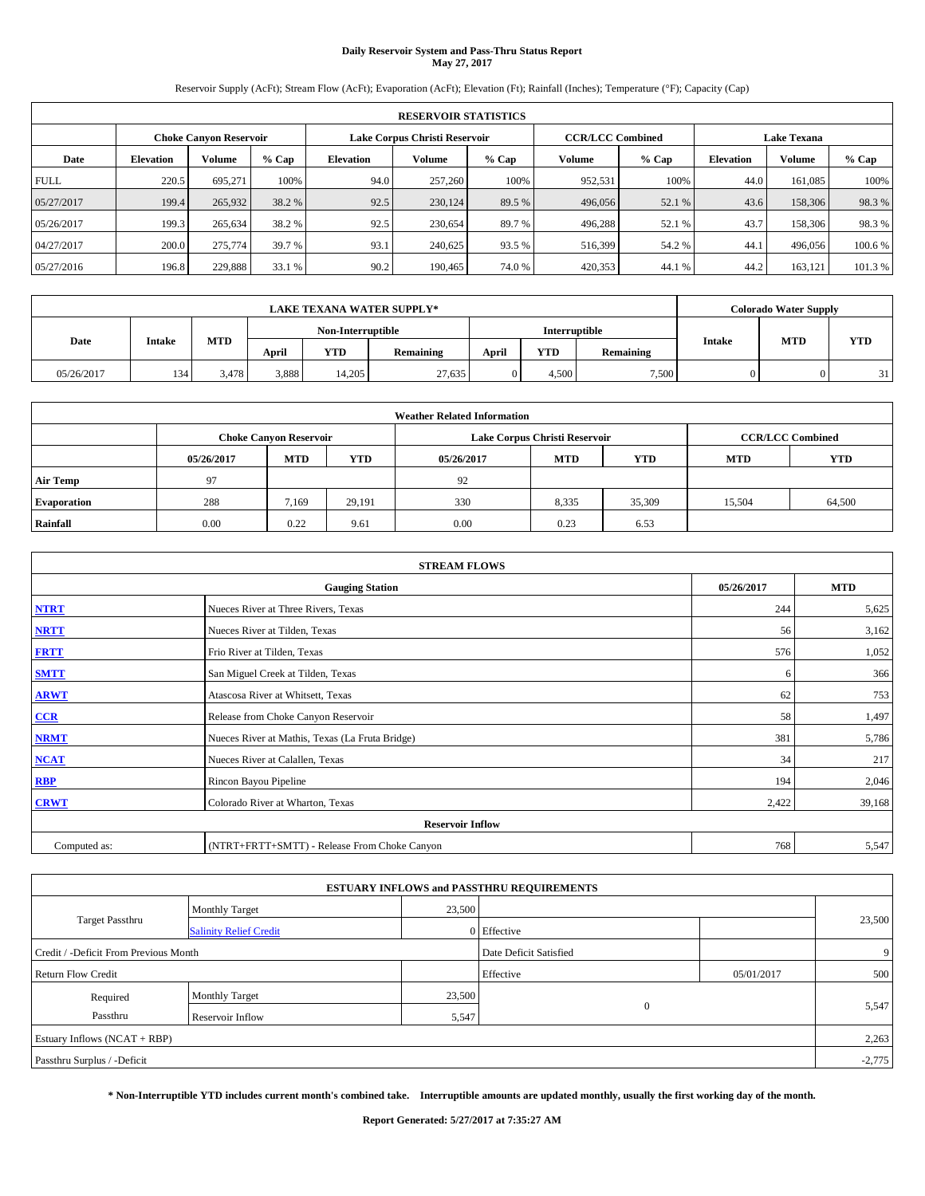# Daily Reservoir System and Pass-Thru Status Report
## May 27, 2017

Reservoir Supply (AcFt); Stream Flow (AcFt); Evaporation (AcFt); Elevation (Ft); Rainfall (Inches); Temperature (°F); Capacity (Cap)

| RESERVOIR STATISTICS | | | | | | | | | | | |
|---|---|---|---|---|---|---|---|---|---|---|---|
| | Choke Canyon Reservoir | | | Lake Corpus Christi Reservoir | | | CCR/LCC Combined | | Lake Texana | | |
| Date | Elevation | Volume | % Cap | Elevation | Volume | % Cap | Volume | % Cap | Elevation | Volume | % Cap |
| FULL | 220.5 | 695,271 | 100% | 94.0 | 257,260 | 100% | 952,531 | 100% | 44.0 | 161,085 | 100% |
| 05/27/2017 | 199.4 | 265,932 | 38.2 % | 92.5 | 230,124 | 89.5 % | 496,056 | 52.1 % | 43.6 | 158,306 | 98.3 % |
| 05/26/2017 | 199.3 | 265,634 | 38.2 % | 92.5 | 230,654 | 89.7 % | 496,288 | 52.1 % | 43.7 | 158,306 | 98.3 % |
| 04/27/2017 | 200.0 | 275,774 | 39.7 % | 93.1 | 240,625 | 93.5 % | 516,399 | 54.2 % | 44.1 | 496,056 | 100.6 % |
| 05/27/2016 | 196.8 | 229,888 | 33.1 % | 90.2 | 190,465 | 74.0 % | 420,353 | 44.1 % | 44.2 | 163,121 | 101.3 % |

| LAKE TEXANA WATER SUPPLY* | | | | | | | | | Colorado Water Supply | | |
|---|---|---|---|---|---|---|---|---|---|---|---|
| Date | Intake | MTD | Non-Interruptible | | | Interruptible | | | Intake | MTD | YTD |
| | | | April | YTD | Remaining | April | YTD | Remaining | | | |
| 05/26/2017 | 134 | 3,478 | 3,888 | 14,205 | 27,635 | 0 | 4,500 | 7,500 | 0 | 0 | 31 |

| Weather Related Information | | | | | | | | |
|---|---|---|---|---|---|---|---|---|
| | Choke Canyon Reservoir | | | Lake Corpus Christi Reservoir | | | CCR/LCC Combined | |
| | 05/26/2017 | MTD | YTD | 05/26/2017 | MTD | YTD | MTD | YTD |
| Air Temp | 97 | | | 92 | | | | |
| Evaporation | 288 | 7,169 | 29,191 | 330 | 8,335 | 35,309 | 15,504 | 64,500 |
| Rainfall | 0.00 | 0.22 | 9.61 | 0.00 | 0.23 | 6.53 | | |

| STREAM FLOWS | | | |
|---|---|---|---|
| | Gauging Station | 05/26/2017 | MTD |
| NTRT | Nueces River at Three Rivers, Texas | 244 | 5,625 |
| NRTT | Nueces River at Tilden, Texas | 56 | 3,162 |
| FRTT | Frio River at Tilden, Texas | 576 | 1,052 |
| SMTT | San Miguel Creek at Tilden, Texas | 6 | 366 |
| ARWT | Atascosa River at Whitsett, Texas | 62 | 753 |
| CCR | Release from Choke Canyon Reservoir | 58 | 1,497 |
| NRMT | Nueces River at Mathis, Texas (La Fruta Bridge) | 381 | 5,786 |
| NCAT | Nueces River at Calallen, Texas | 34 | 217 |
| RBP | Rincon Bayou Pipeline | 194 | 2,046 |
| CRWT | Colorado River at Wharton, Texas | 2,422 | 39,168 |
| Reservoir Inflow | | | |
| Computed as: | (NTRT+FRTT+SMTT) - Release From Choke Canyon | 768 | 5,547 |

| ESTUARY INFLOWS and PASSTHRU REQUIREMENTS | | | | | |
|---|---|---|---|---|---|
| Target Passthru | Monthly Target | 23,500 | | | 23,500 |
| | Salinity Relief Credit | 0 | Effective | | |
| Credit / -Deficit From Previous Month | | | Date Deficit Satisfied | | 9 |
| Return Flow Credit | | | Effective | 05/01/2017 | 500 |
| Required Passthru | Monthly Target | 23,500 | 0 | | 5,547 |
| | Reservoir Inflow | 5,547 | | | |
| Estuary Inflows (NCAT + RBP) | | | | | 2,263 |
| Passthru Surplus / -Deficit | | | | | -2,775 |

**\* Non-Interruptible YTD includes current month's combined take. Interruptible amounts are updated monthly, usually the first working day of the month.**

**Report Generated: 5/27/2017 at 7:35:27 AM**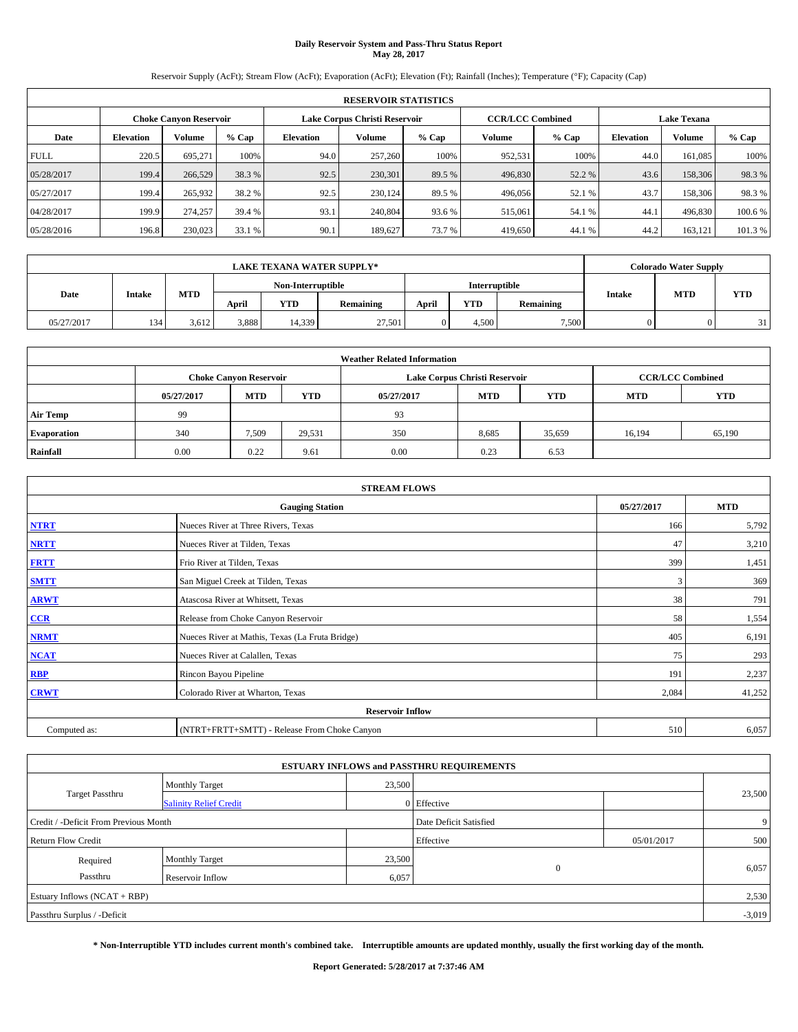# Daily Reservoir System and Pass-Thru Status Report
## May 28, 2017

Reservoir Supply (AcFt); Stream Flow (AcFt); Evaporation (AcFt); Elevation (Ft); Rainfall (Inches); Temperature (°F); Capacity (Cap)

| RESERVOIR STATISTICS | | | | | | | | | | | |
|---|---|---|---|---|---|---|---|---|---|---|---|
| | Choke Canyon Reservoir | | | Lake Corpus Christi Reservoir | | | CCR/LCC Combined | | Lake Texana | | |
| Date | Elevation | Volume | % Cap | Elevation | Volume | % Cap | Volume | % Cap | Elevation | Volume | % Cap |
| FULL | 220.5 | 695,271 | 100% | 94.0 | 257,260 | 100% | 952,531 | 100% | 44.0 | 161,085 | 100% |
| 05/28/2017 | 199.4 | 266,529 | 38.3 % | 92.5 | 230,301 | 89.5 % | 496,830 | 52.2 % | 43.6 | 158,306 | 98.3 % |
| 05/27/2017 | 199.4 | 265,932 | 38.2 % | 92.5 | 230,124 | 89.5 % | 496,056 | 52.1 % | 43.7 | 158,306 | 98.3 % |
| 04/28/2017 | 199.9 | 274,257 | 39.4 % | 93.1 | 240,804 | 93.6 % | 515,061 | 54.1 % | 44.1 | 496,830 | 100.6 % |
| 05/28/2016 | 196.8 | 230,023 | 33.1 % | 90.1 | 189,627 | 73.7 % | 419,650 | 44.1 % | 44.2 | 163,121 | 101.3 % |

| LAKE TEXANA WATER SUPPLY* | | | | | | | | | Colorado Water Supply | | |
|---|---|---|---|---|---|---|---|---|---|---|---|
| Date | Intake | MTD | Non-Interruptible | | | Interruptible | | | Intake | MTD | YTD |
| | | | April | YTD | Remaining | April | YTD | Remaining | | | |
| 05/27/2017 | 134 | 3,612 | 3,888 | 14,339 | 27,501 | 0 | 4,500 | 7,500 | 0 | 0 | 31 |

| Weather Related Information | | | | | | | | |
|---|---|---|---|---|---|---|---|---|
| | Choke Canyon Reservoir | | | Lake Corpus Christi Reservoir | | | CCR/LCC Combined | |
| | 05/27/2017 | MTD | YTD | 05/27/2017 | MTD | YTD | MTD | YTD |
| Air Temp | 99 | | | 93 | | | | |
| Evaporation | 340 | 7,509 | 29,531 | 350 | 8,685 | 35,659 | 16,194 | 65,190 |
| Rainfall | 0.00 | 0.22 | 9.61 | 0.00 | 0.23 | 6.53 | | |

| STREAM FLOWS | | | |
|---|---|---|---|
| | Gauging Station | 05/27/2017 | MTD |
| NTRT | Nueces River at Three Rivers, Texas | 166 | 5,792 |
| NRTT | Nueces River at Tilden, Texas | 47 | 3,210 |
| FRTT | Frio River at Tilden, Texas | 399 | 1,451 |
| SMTT | San Miguel Creek at Tilden, Texas | 3 | 369 |
| ARWT | Atascosa River at Whitsett, Texas | 38 | 791 |
| CCR | Release from Choke Canyon Reservoir | 58 | 1,554 |
| NRMT | Nueces River at Mathis, Texas (La Fruta Bridge) | 405 | 6,191 |
| NCAT | Nueces River at Calallen, Texas | 75 | 293 |
| RBP | Rincon Bayou Pipeline | 191 | 2,237 |
| CRWT | Colorado River at Wharton, Texas | 2,084 | 41,252 |
| Reservoir Inflow | | | |
| Computed as: | (NTRT+FRTT+SMTT) - Release From Choke Canyon | 510 | 6,057 |

| ESTUARY INFLOWS and PASSTHRU REQUIREMENTS | | | | | |
|---|---|---|---|---|---|
| Target Passthru | Monthly Target | 23,500 | | | 23,500 |
| | Salinity Relief Credit | 0 | Effective | | |
| Credit / -Deficit From Previous Month | | | Date Deficit Satisfied | | 9 |
| Return Flow Credit | | | Effective | 05/01/2017 | 500 |
| Required Passthru | Monthly Target | 23,500 | 0 | | 6,057 |
| | Reservoir Inflow | 6,057 | | | |
| Estuary Inflows (NCAT + RBP) | | | | | 2,530 |
| Passthru Surplus / -Deficit | | | | | -3,019 |

**\* Non-Interruptible YTD includes current month's combined take. Interruptible amounts are updated monthly, usually the first working day of the month.**

**Report Generated: 5/28/2017 at 7:37:46 AM**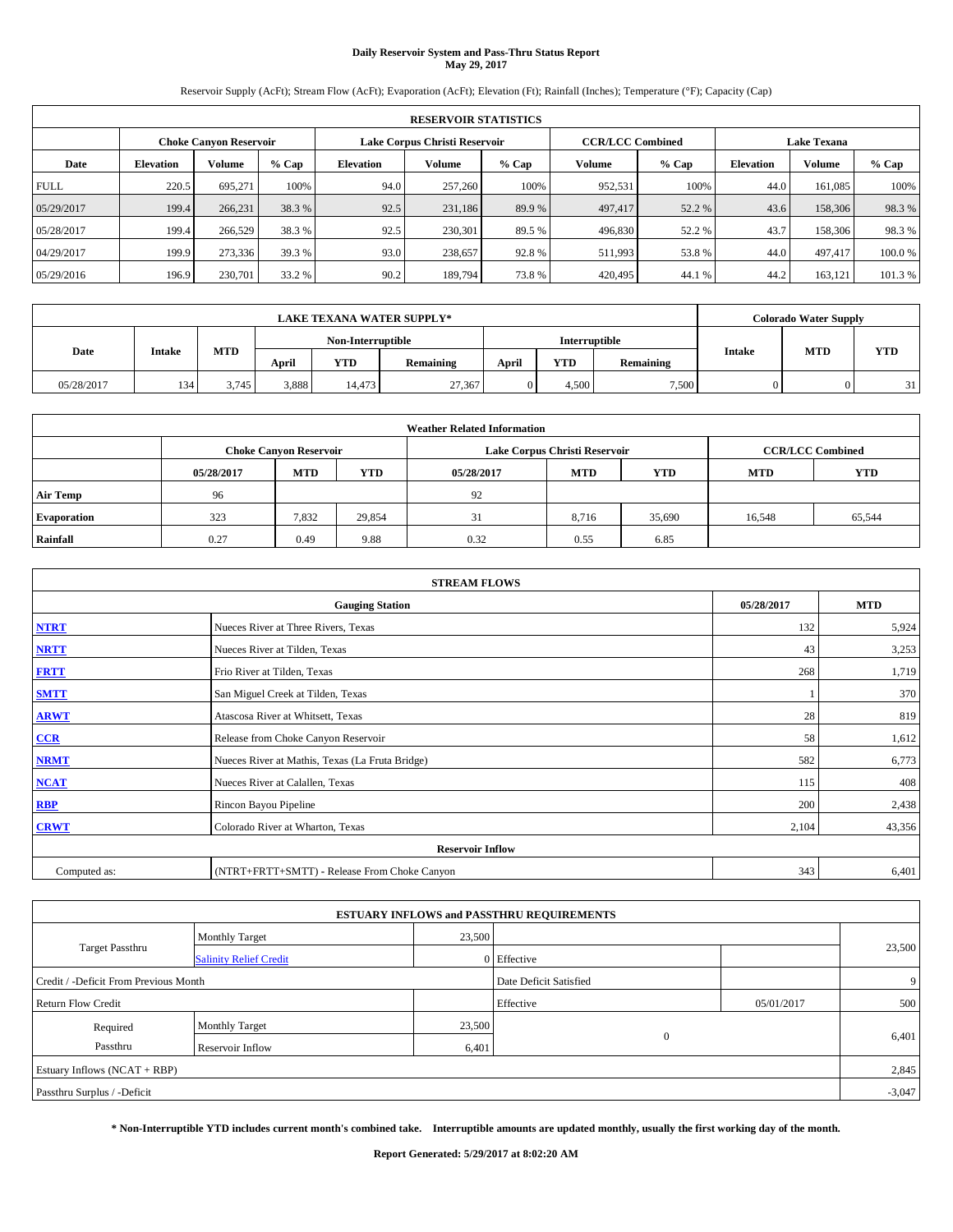# Daily Reservoir System and Pass-Thru Status Report
## May 29, 2017

Reservoir Supply (AcFt); Stream Flow (AcFt); Evaporation (AcFt); Elevation (Ft); Rainfall (Inches); Temperature (°F); Capacity (Cap)

| RESERVOIR STATISTICS | | | | | | | | | | | |
|---|---|---|---|---|---|---|---|---|---|---|---|
| | Choke Canyon Reservoir | | | Lake Corpus Christi Reservoir | | | CCR/LCC Combined | | Lake Texana | | |
| Date | Elevation | Volume | % Cap | Elevation | Volume | % Cap | Volume | % Cap | Elevation | Volume | % Cap |
| FULL | 220.5 | 695,271 | 100% | 94.0 | 257,260 | 100% | 952,531 | 100% | 44.0 | 161,085 | 100% |
| 05/29/2017 | 199.4 | 266,231 | 38.3 % | 92.5 | 231,186 | 89.9 % | 497,417 | 52.2 % | 43.6 | 158,306 | 98.3 % |
| 05/28/2017 | 199.4 | 266,529 | 38.3 % | 92.5 | 230,301 | 89.5 % | 496,830 | 52.2 % | 43.7 | 158,306 | 98.3 % |
| 04/29/2017 | 199.9 | 273,336 | 39.3 % | 93.0 | 238,657 | 92.8 % | 511,993 | 53.8 % | 44.0 | 497,417 | 100.0 % |
| 05/29/2016 | 196.9 | 230,701 | 33.2 % | 90.2 | 189,794 | 73.8 % | 420,495 | 44.1 % | 44.2 | 163,121 | 101.3 % |

| LAKE TEXANA WATER SUPPLY* | | | | | | | | | Colorado Water Supply | | |
|---|---|---|---|---|---|---|---|---|---|---|---|
| Date | Intake | MTD | Non-Interruptible | | | Interruptible | | | Intake | MTD | YTD |
| | | | April | YTD | Remaining | April | YTD | Remaining | | | |
| 05/28/2017 | 134 | 3,745 | 3,888 | 14,473 | 27,367 | 0 | 4,500 | 7,500 | 0 | 0 | 31 |

| Weather Related Information | | | | | | | | |
|---|---|---|---|---|---|---|---|---|
| | Choke Canyon Reservoir | | | Lake Corpus Christi Reservoir | | | CCR/LCC Combined | |
| | 05/28/2017 | MTD | YTD | 05/28/2017 | MTD | YTD | MTD | YTD |
| Air Temp | 96 | | | 92 | | | | |
| Evaporation | 323 | 7,832 | 29,854 | 31 | 8,716 | 35,690 | 16,548 | 65,544 |
| Rainfall | 0.27 | 0.49 | 9.88 | 0.32 | 0.55 | 6.85 | | |

| STREAM FLOWS | | | |
|---|---|---|---|
| | Gauging Station | 05/28/2017 | MTD |
| NTRT | Nueces River at Three Rivers, Texas | 132 | 5,924 |
| NRTT | Nueces River at Tilden, Texas | 43 | 3,253 |
| FRTT | Frio River at Tilden, Texas | 268 | 1,719 |
| SMTT | San Miguel Creek at Tilden, Texas | 1 | 370 |
| ARWT | Atascosa River at Whitsett, Texas | 28 | 819 |
| CCR | Release from Choke Canyon Reservoir | 58 | 1,612 |
| NRMT | Nueces River at Mathis, Texas (La Fruta Bridge) | 582 | 6,773 |
| NCAT | Nueces River at Calallen, Texas | 115 | 408 |
| RBP | Rincon Bayou Pipeline | 200 | 2,438 |
| CRWT | Colorado River at Wharton, Texas | 2,104 | 43,356 |
| Reservoir Inflow | | | |
| Computed as: | (NTRT+FRTT+SMTT) - Release From Choke Canyon | 343 | 6,401 |

| ESTUARY INFLOWS and PASSTHRU REQUIREMENTS | | | | | |
|---|---|---|---|---|---|
| Target Passthru | Monthly Target | 23,500 | | | 23,500 |
| | Salinity Relief Credit | 0 | Effective | | |
| Credit / -Deficit From Previous Month | | | Date Deficit Satisfied | | 9 |
| Return Flow Credit | | | Effective | 05/01/2017 | 500 |
| Required Passthru | Monthly Target | 23,500 | 0 | | 6,401 |
| | Reservoir Inflow | 6,401 | | | |
| Estuary Inflows (NCAT + RBP) | | | | | 2,845 |
| Passthru Surplus / -Deficit | | | | | -3,047 |

**\* Non-Interruptible YTD includes current month's combined take. Interruptible amounts are updated monthly, usually the first working day of the month.**

**Report Generated: 5/29/2017 at 8:02:20 AM**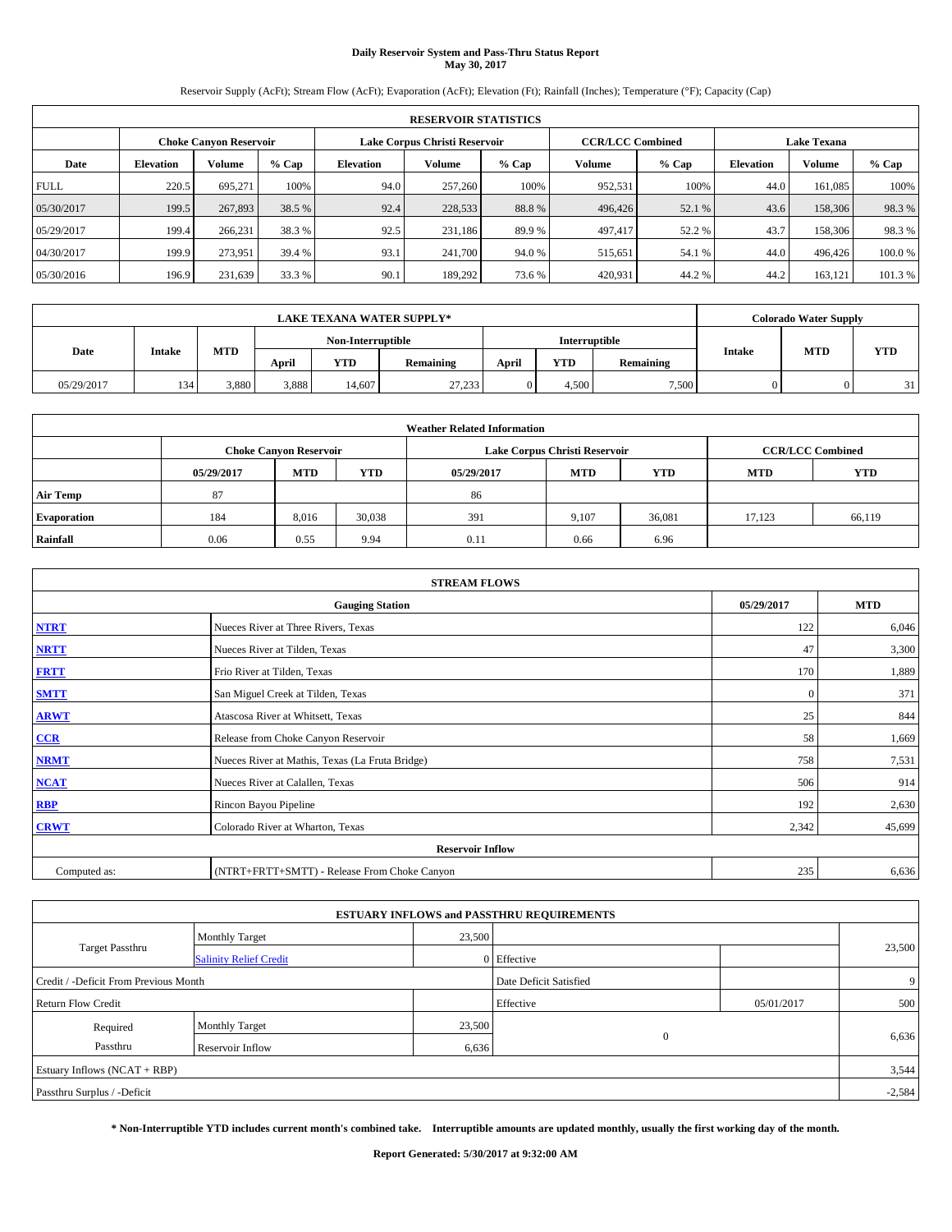# Daily Reservoir System and Pass-Thru Status Report
## May 30, 2017

Reservoir Supply (AcFt); Stream Flow (AcFt); Evaporation (AcFt); Elevation (Ft); Rainfall (Inches); Temperature (°F); Capacity (Cap)

| RESERVOIR STATISTICS | | | | | | | | | | | |
|---|---|---|---|---|---|---|---|---|---|---|---|
| | Choke Canyon Reservoir | | | Lake Corpus Christi Reservoir | | | CCR/LCC Combined | | Lake Texana | | |
| Date | Elevation | Volume | % Cap | Elevation | Volume | % Cap | Volume | % Cap | Elevation | Volume | % Cap |
| FULL | 220.5 | 695,271 | 100% | 94.0 | 257,260 | 100% | 952,531 | 100% | 44.0 | 161,085 | 100% |
| 05/30/2017 | 199.5 | 267,893 | 38.5 % | 92.4 | 228,533 | 88.8 % | 496,426 | 52.1 % | 43.6 | 158,306 | 98.3 % |
| 05/29/2017 | 199.4 | 266,231 | 38.3 % | 92.5 | 231,186 | 89.9 % | 497,417 | 52.2 % | 43.7 | 158,306 | 98.3 % |
| 04/30/2017 | 199.9 | 273,951 | 39.4 % | 93.1 | 241,700 | 94.0 % | 515,651 | 54.1 % | 44.0 | 496,426 | 100.0 % |
| 05/30/2016 | 196.9 | 231,639 | 33.3 % | 90.1 | 189,292 | 73.6 % | 420,931 | 44.2 % | 44.2 | 163,121 | 101.3 % |

| LAKE TEXANA WATER SUPPLY* | | | | | | | | | Colorado Water Supply | | |
|---|---|---|---|---|---|---|---|---|---|---|---|
| Date | Intake | MTD | Non-Interruptible | | | Interruptible | | | Intake | MTD | YTD |
| | | | April | YTD | Remaining | April | YTD | Remaining | | | |
| 05/29/2017 | 134 | 3,880 | 3,888 | 14,607 | 27,233 | 0 | 4,500 | 7,500 | 0 | 0 | 31 |

| Weather Related Information | | | | | | | | |
|---|---|---|---|---|---|---|---|---|
| | Choke Canyon Reservoir | | | Lake Corpus Christi Reservoir | | | CCR/LCC Combined | |
| | 05/29/2017 | MTD | YTD | 05/29/2017 | MTD | YTD | MTD | YTD |
| Air Temp | 87 | | | 86 | | | | |
| Evaporation | 184 | 8,016 | 30,038 | 391 | 9,107 | 36,081 | 17,123 | 66,119 |
| Rainfall | 0.06 | 0.55 | 9.94 | 0.11 | 0.66 | 6.96 | | |

| STREAM FLOWS | | | |
|---|---|---|---|
| Gauging Station | | 05/29/2017 | MTD |
| NTRT | Nueces River at Three Rivers, Texas | 122 | 6,046 |
| NRTT | Nueces River at Tilden, Texas | 47 | 3,300 |
| FRTT | Frio River at Tilden, Texas | 170 | 1,889 |
| SMTT | San Miguel Creek at Tilden, Texas | 0 | 371 |
| ARWT | Atascosa River at Whitsett, Texas | 25 | 844 |
| CCR | Release from Choke Canyon Reservoir | 58 | 1,669 |
| NRMT | Nueces River at Mathis, Texas (La Fruta Bridge) | 758 | 7,531 |
| NCAT | Nueces River at Calallen, Texas | 506 | 914 |
| RBP | Rincon Bayou Pipeline | 192 | 2,630 |
| CRWT | Colorado River at Wharton, Texas | 2,342 | 45,699 |
| Reservoir Inflow | | | |
| Computed as: | (NTRT+FRTT+SMTT) - Release From Choke Canyon | 235 | 6,636 |

| ESTUARY INFLOWS and PASSTHRU REQUIREMENTS | | | | | |
|---|---|---|---|---|---|
| Target Passthru | Monthly Target | 23,500 | | | 23,500 |
| | Salinity Relief Credit | 0 | Effective | | |
| Credit / -Deficit From Previous Month | | | Date Deficit Satisfied | | 9 |
| Return Flow Credit | | | Effective | 05/01/2017 | 500 |
| Required Passthru | Monthly Target | 23,500 | 0 | | 6,636 |
| | Reservoir Inflow | 6,636 | | | |
| Estuary Inflows (NCAT + RBP) | | | | | 3,544 |
| Passthru Surplus / -Deficit | | | | | -2,584 |

**\* Non-Interruptible YTD includes current month's combined take. Interruptible amounts are updated monthly, usually the first working day of the month.**

**Report Generated: 5/30/2017 at 9:32:00 AM**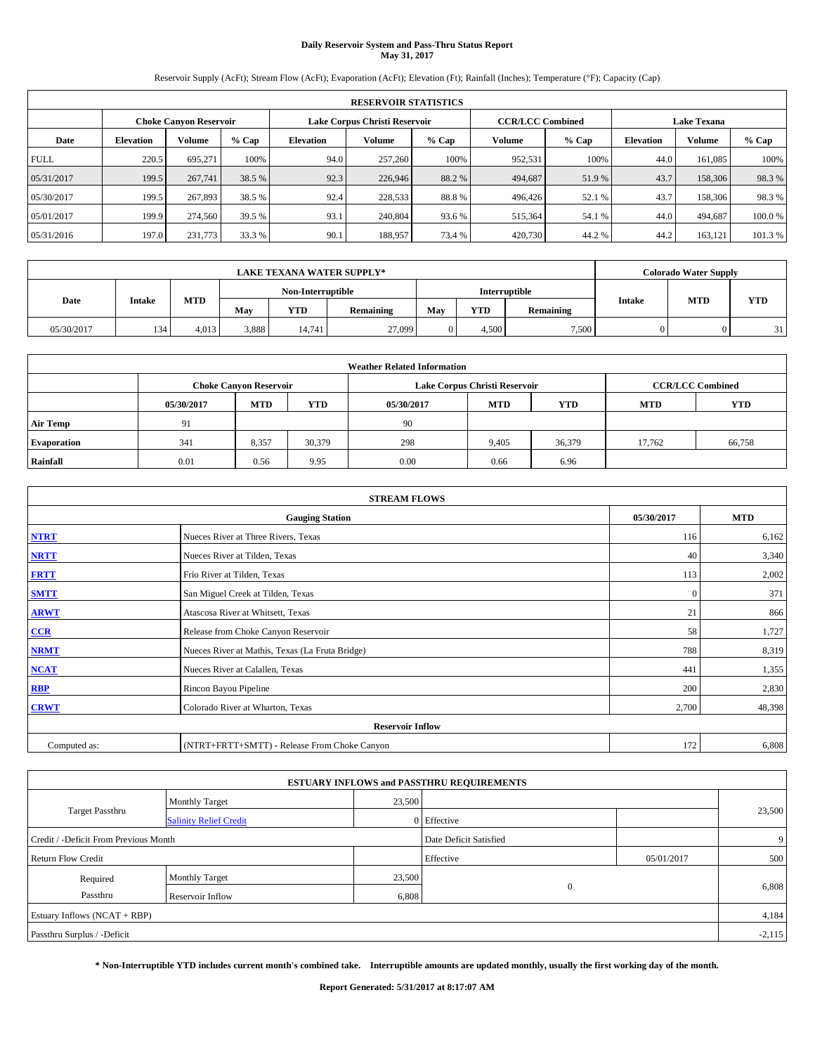**Daily Reservoir System and Pass-Thru Status Report**
**May 31, 2017**

Reservoir Supply (AcFt); Stream Flow (AcFt); Evaporation (AcFt); Elevation (Ft); Rainfall (Inches); Temperature (°F); Capacity (Cap)

| RESERVOIR STATISTICS | | | | | | | | | | | |
|---|---|---|---|---|---|---|---|---|---|---|---|
| | Choke Canyon Reservoir | | | Lake Corpus Christi Reservoir | | | CCR/LCC Combined | | Lake Texana | | |
| Date | Elevation | Volume | % Cap | Elevation | Volume | % Cap | Volume | % Cap | Elevation | Volume | % Cap |
| FULL | 220.5 | 695,271 | 100% | 94.0 | 257,260 | 100% | 952,531 | 100% | 44.0 | 161,085 | 100% |
| 05/31/2017 | 199.5 | 267,741 | 38.5 % | 92.3 | 226,946 | 88.2 % | 494,687 | 51.9 % | 43.7 | 158,306 | 98.3 % |
| 05/30/2017 | 199.5 | 267,893 | 38.5 % | 92.4 | 228,533 | 88.8 % | 496,426 | 52.1 % | 43.7 | 158,306 | 98.3 % |
| 05/01/2017 | 199.9 | 274,560 | 39.5 % | 93.1 | 240,804 | 93.6 % | 515,364 | 54.1 % | 44.0 | 494,687 | 100.0 % |
| 05/31/2016 | 197.0 | 231,773 | 33.3 % | 90.1 | 188,957 | 73.4 % | 420,730 | 44.2 % | 44.2 | 163,121 | 101.3 % |

| LAKE TEXANA WATER SUPPLY* | | | | | | | | | Colorado Water Supply | | |
|---|---|---|---|---|---|---|---|---|---|---|---|
| Date | Intake | MTD | Non-Interruptible | | | Interruptible | | | Intake | MTD | YTD |
| | | | May | YTD | Remaining | May | YTD | Remaining | | | |
| 05/30/2017 | 134 | 4,013 | 3,888 | 14,741 | 27,099 | 0 | 4,500 | 7,500 | 0 | 0 | 31 |

| Weather Related Information | | | | | | | | |
|---|---|---|---|---|---|---|---|---|
| | Choke Canyon Reservoir | | | Lake Corpus Christi Reservoir | | | CCR/LCC Combined | |
| | 05/30/2017 | MTD | YTD | 05/30/2017 | MTD | YTD | MTD | YTD |
| Air Temp | 91 | | | 90 | | | | |
| Evaporation | 341 | 8,357 | 30,379 | 298 | 9,405 | 36,379 | 17,762 | 66,758 |
| Rainfall | 0.01 | 0.56 | 9.95 | 0.00 | 0.66 | 6.96 | | |

| STREAM FLOWS | | | |
|---|---|---|---|
| Gauging Station | | 05/30/2017 | MTD |
| NTRT | Nueces River at Three Rivers, Texas | 116 | 6,162 |
| NRTT | Nueces River at Tilden, Texas | 40 | 3,340 |
| FRTT | Frio River at Tilden, Texas | 113 | 2,002 |
| SMTT | San Miguel Creek at Tilden, Texas | 0 | 371 |
| ARWT | Atascosa River at Whitsett, Texas | 21 | 866 |
| CCR | Release from Choke Canyon Reservoir | 58 | 1,727 |
| NRMT | Nueces River at Mathis, Texas (La Fruta Bridge) | 788 | 8,319 |
| NCAT | Nueces River at Calallen, Texas | 441 | 1,355 |
| RBP | Rincon Bayou Pipeline | 200 | 2,830 |
| CRWT | Colorado River at Wharton, Texas | 2,700 | 48,398 |
| Reservoir Inflow | | | |
| Computed as: | (NTRT+FRTT+SMTT) - Release From Choke Canyon | 172 | 6,808 |

| ESTUARY INFLOWS and PASSTHRU REQUIREMENTS | | | | | |
|---|---|---|---|---|---|
| Target Passthru | Monthly Target | 23,500 | | | 23,500 |
| | Salinity Relief Credit | 0 | Effective | | |
| Credit / -Deficit From Previous Month | | | Date Deficit Satisfied | | 9 |
| Return Flow Credit | | | Effective | 05/01/2017 | 500 |
| Required Passthru | Monthly Target | 23,500 | 0 | | 6,808 |
| | Reservoir Inflow | 6,808 | | | |
| Estuary Inflows (NCAT + RBP) | | | | | 4,184 |
| Passthru Surplus / -Deficit | | | | | -2,115 |

**\* Non-Interruptible YTD includes current month's combined take. Interruptible amounts are updated monthly, usually the first working day of the month.**

**Report Generated: 5/31/2017 at 8:17:07 AM**